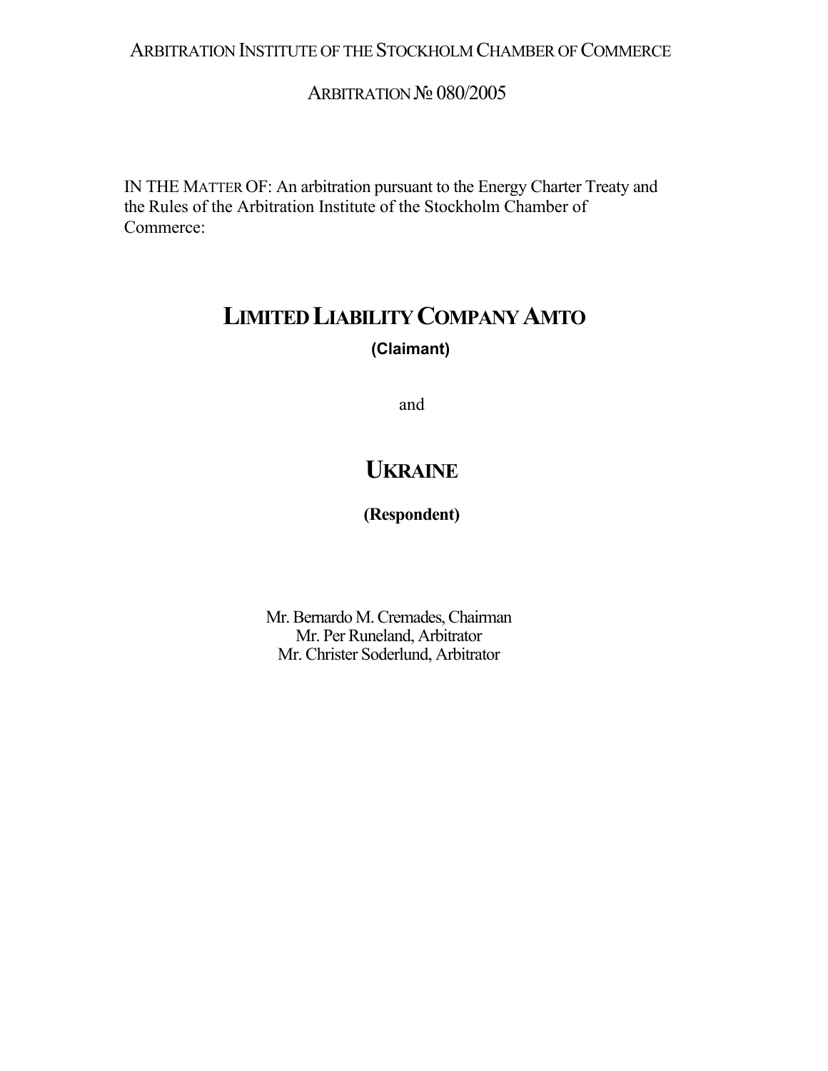ARBITRATION INSTITUTE OF THE STOCKHOLM CHAMBER OF COMMERCE

ARBITRATION № 080/2005

IN THE MATTER OF: An arbitration pursuant to the Energy Charter Treaty and the Rules of the Arbitration Institute of the Stockholm Chamber of Commerce:

# LIMITED LIABILITY COMPANY AMTO

**(Claimant)**

and

# UKRAINE

**(Respondent)**

Mr. Bernardo M. Cremades, Chairman
Mr. Per Runeland, Arbitrator
Mr. Christer Soderlund, Arbitrator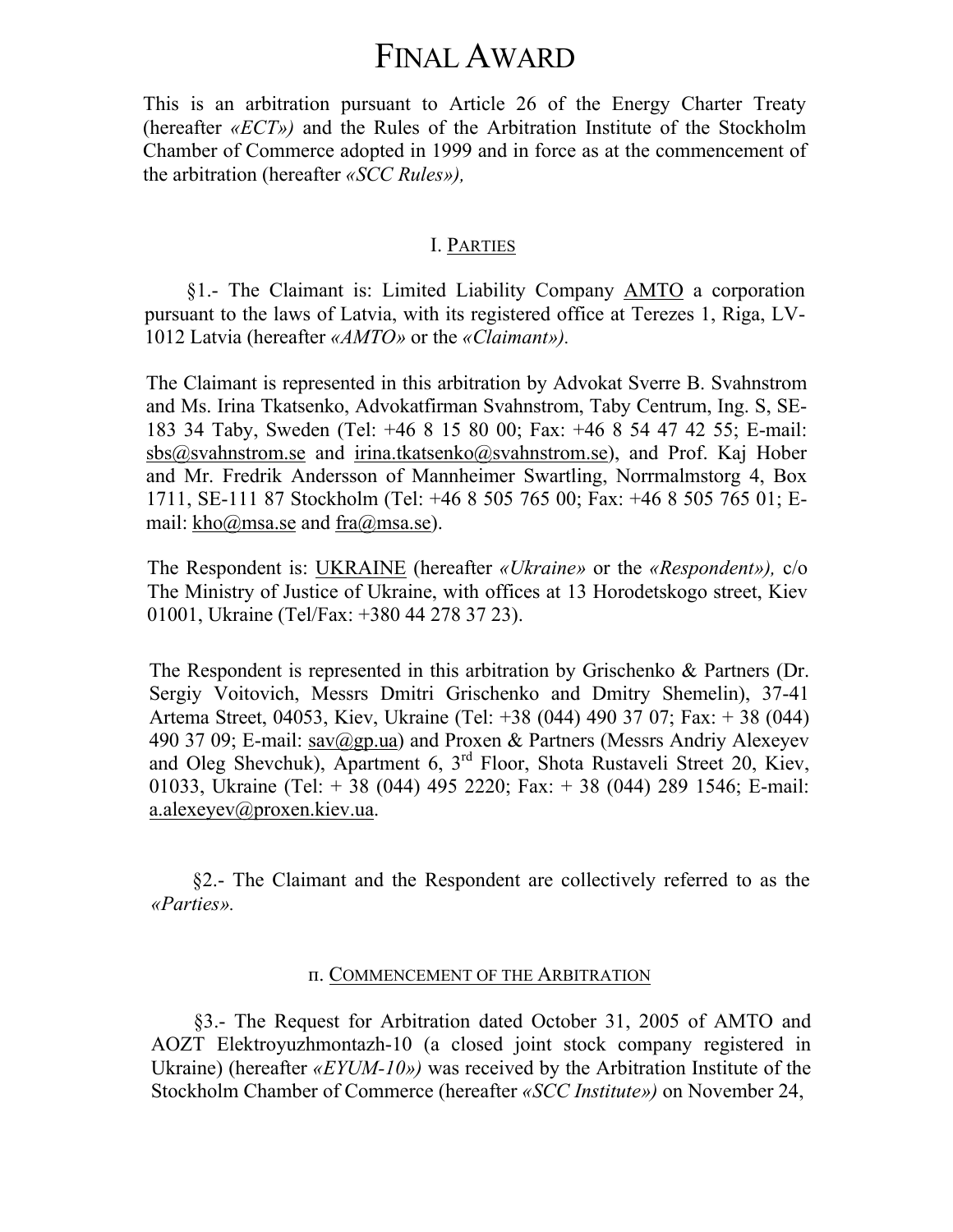# FINAL AWARD

This is an arbitration pursuant to Article 26 of the Energy Charter Treaty (hereafter *«ECT»)* and the Rules of the Arbitration Institute of the Stockholm Chamber of Commerce adopted in 1999 and in force as at the commencement of the arbitration (hereafter *«SCC Rules»),*

## I. PARTIES

§1.- The Claimant is: Limited Liability Company AMTO a corporation pursuant to the laws of Latvia, with its registered office at Terezes 1, Riga, LV-1012 Latvia (hereafter *«AMTO»* or the *«Claimant»).*

The Claimant is represented in this arbitration by Advokat Sverre B. Svahnstrom and Ms. Irina Tkatsenko, Advokatfirman Svahnstrom, Taby Centrum, Ing. S, SE-183 34 Taby, Sweden (Tel: +46 8 15 80 00; Fax: +46 8 54 47 42 55; E-mail: sbs@svahnstrom.se and irina.tkatsenko@svahnstrom.se), and Prof. Kaj Hober and Mr. Fredrik Andersson of Mannheimer Swartling, Norrmalmstorg 4, Box 1711, SE-111 87 Stockholm (Tel: +46 8 505 765 00; Fax: +46 8 505 765 01; E-mail: kho@msa.se and fra@msa.se).

The Respondent is: UKRAINE (hereafter *«Ukraine»* or the *«Respondent»),* c/o The Ministry of Justice of Ukraine, with offices at 13 Horodetskogo street, Kiev 01001, Ukraine (Tel/Fax: +380 44 278 37 23).

The Respondent is represented in this arbitration by Grischenko & Partners (Dr. Sergiy Voitovich, Messrs Dmitri Grischenko and Dmitry Shemelin), 37-41 Artema Street, 04053, Kiev, Ukraine (Tel: +38 (044) 490 37 07; Fax: + 38 (044) 490 37 09; E-mail: sav@gp.ua) and Proxen & Partners (Messrs Andriy Alexeyev and Oleg Shevchuk), Apartment 6, 3rd Floor, Shota Rustaveli Street 20, Kiev, 01033, Ukraine (Tel: + 38 (044) 495 2220; Fax: + 38 (044) 289 1546; E-mail: a.alexeyev@proxen.kiev.ua.

§2.- The Claimant and the Respondent are collectively referred to as the *«Parties».*

## II. COMMENCEMENT OF THE ARBITRATION

§3.- The Request for Arbitration dated October 31, 2005 of AMTO and AOZT Elektroyuzhmontazh-10 (a closed joint stock company registered in Ukraine) (hereafter *«EYUM-10»)* was received by the Arbitration Institute of the Stockholm Chamber of Commerce (hereafter *«SCC Institute»)* on November 24,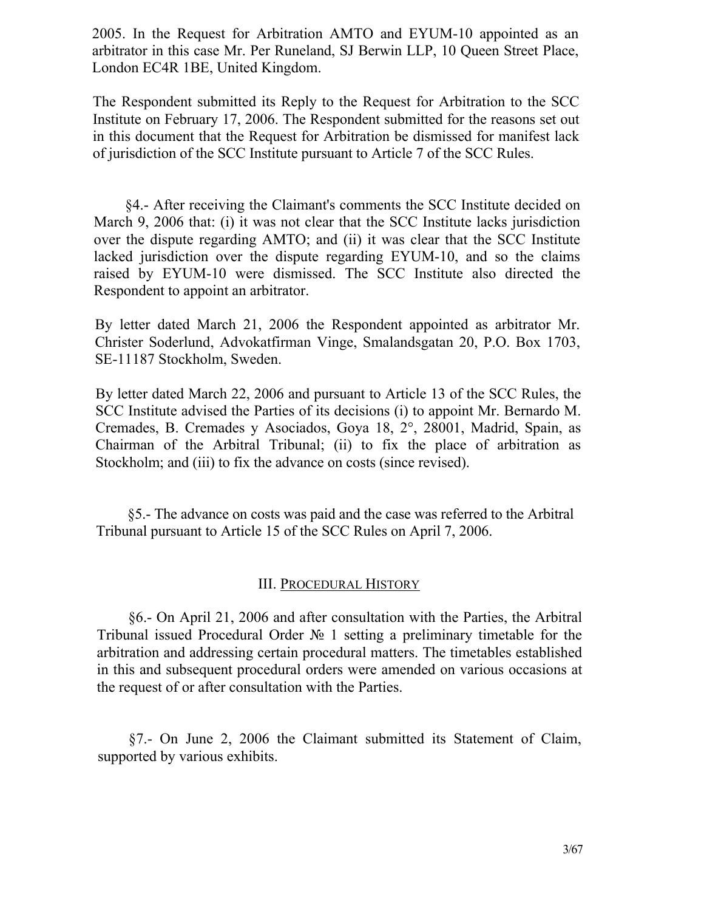2005. In the Request for Arbitration AMTO and EYUM-10 appointed as an arbitrator in this case Mr. Per Runeland, SJ Berwin LLP, 10 Queen Street Place, London EC4R 1BE, United Kingdom.

The Respondent submitted its Reply to the Request for Arbitration to the SCC Institute on February 17, 2006. The Respondent submitted for the reasons set out in this document that the Request for Arbitration be dismissed for manifest lack of jurisdiction of the SCC Institute pursuant to Article 7 of the SCC Rules.

§4.- After receiving the Claimant's comments the SCC Institute decided on March 9, 2006 that: (i) it was not clear that the SCC Institute lacks jurisdiction over the dispute regarding AMTO; and (ii) it was clear that the SCC Institute lacked jurisdiction over the dispute regarding EYUM-10, and so the claims raised by EYUM-10 were dismissed. The SCC Institute also directed the Respondent to appoint an arbitrator.

By letter dated March 21, 2006 the Respondent appointed as arbitrator Mr. Christer Soderlund, Advokatfirman Vinge, Smalandsgatan 20, P.O. Box 1703, SE-11187 Stockholm, Sweden.

By letter dated March 22, 2006 and pursuant to Article 13 of the SCC Rules, the SCC Institute advised the Parties of its decisions (i) to appoint Mr. Bernardo M. Cremades, B. Cremades y Asociados, Goya 18, 2°, 28001, Madrid, Spain, as Chairman of the Arbitral Tribunal; (ii) to fix the place of arbitration as Stockholm; and (iii) to fix the advance on costs (since revised).

§5.- The advance on costs was paid and the case was referred to the Arbitral Tribunal pursuant to Article 15 of the SCC Rules on April 7, 2006.

## III. PROCEDURAL HISTORY

§6.- On April 21, 2006 and after consultation with the Parties, the Arbitral Tribunal issued Procedural Order № 1 setting a preliminary timetable for the arbitration and addressing certain procedural matters. The timetables established in this and subsequent procedural orders were amended on various occasions at the request of or after consultation with the Parties.

§7.- On June 2, 2006 the Claimant submitted its Statement of Claim, supported by various exhibits.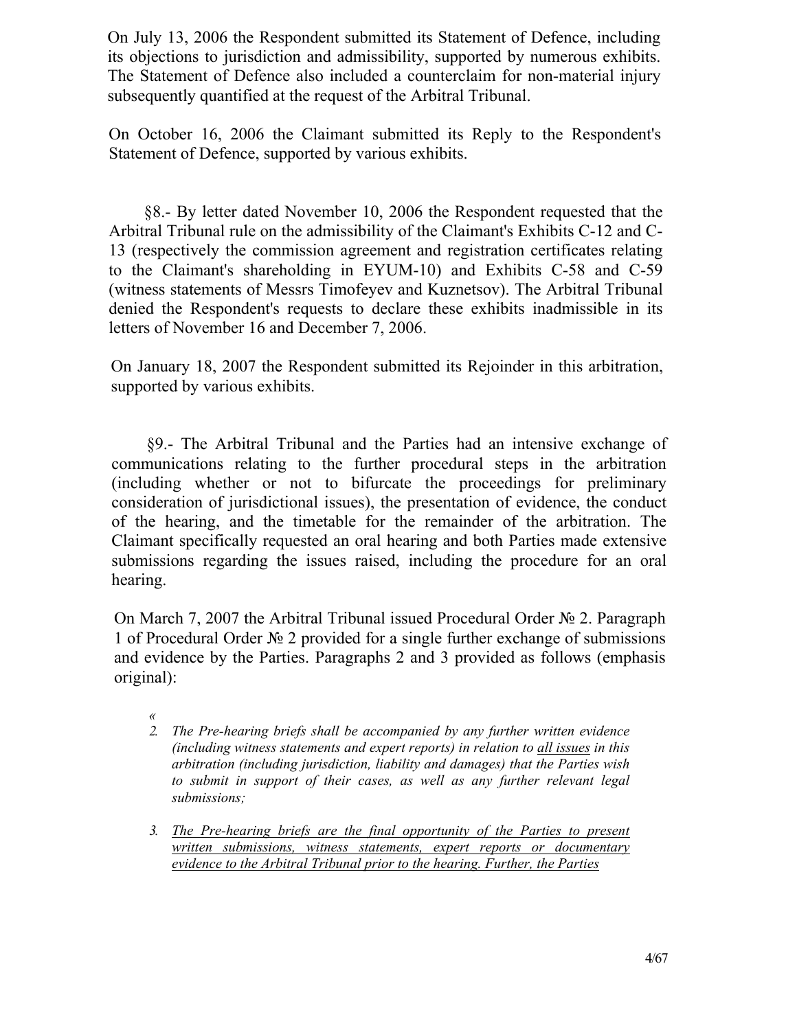On July 13, 2006 the Respondent submitted its Statement of Defence, including its objections to jurisdiction and admissibility, supported by numerous exhibits. The Statement of Defence also included a counterclaim for non-material injury subsequently quantified at the request of the Arbitral Tribunal.

On October 16, 2006 the Claimant submitted its Reply to the Respondent's Statement of Defence, supported by various exhibits.

§8.- By letter dated November 10, 2006 the Respondent requested that the Arbitral Tribunal rule on the admissibility of the Claimant's Exhibits C-12 and C-13 (respectively the commission agreement and registration certificates relating to the Claimant's shareholding in EYUM-10) and Exhibits C-58 and C-59 (witness statements of Messrs Timofeyev and Kuznetsov). The Arbitral Tribunal denied the Respondent's requests to declare these exhibits inadmissible in its letters of November 16 and December 7, 2006.

On January 18, 2007 the Respondent submitted its Rejoinder in this arbitration, supported by various exhibits.

§9.- The Arbitral Tribunal and the Parties had an intensive exchange of communications relating to the further procedural steps in the arbitration (including whether or not to bifurcate the proceedings for preliminary consideration of jurisdictional issues), the presentation of evidence, the conduct of the hearing, and the timetable for the remainder of the arbitration. The Claimant specifically requested an oral hearing and both Parties made extensive submissions regarding the issues raised, including the procedure for an oral hearing.

On March 7, 2007 the Arbitral Tribunal issued Procedural Order № 2. Paragraph 1 of Procedural Order № 2 provided for a single further exchange of submissions and evidence by the Parties. Paragraphs 2 and 3 provided as follows (emphasis original):

> «
>
> 2. *The Pre-hearing briefs shall be accompanied by any further written evidence (including witness statements and expert reports) in relation to <u>all issues</u> in this arbitration (including jurisdiction, liability and damages) that the Parties wish to submit in support of their cases, as well as any further relevant legal submissions;*
>
> 3. *<u>The Pre-hearing briefs are the final opportunity of the Parties to present written submissions, witness statements, expert reports or documentary evidence to the Arbitral Tribunal prior to the hearing. Further, the Parties</u>*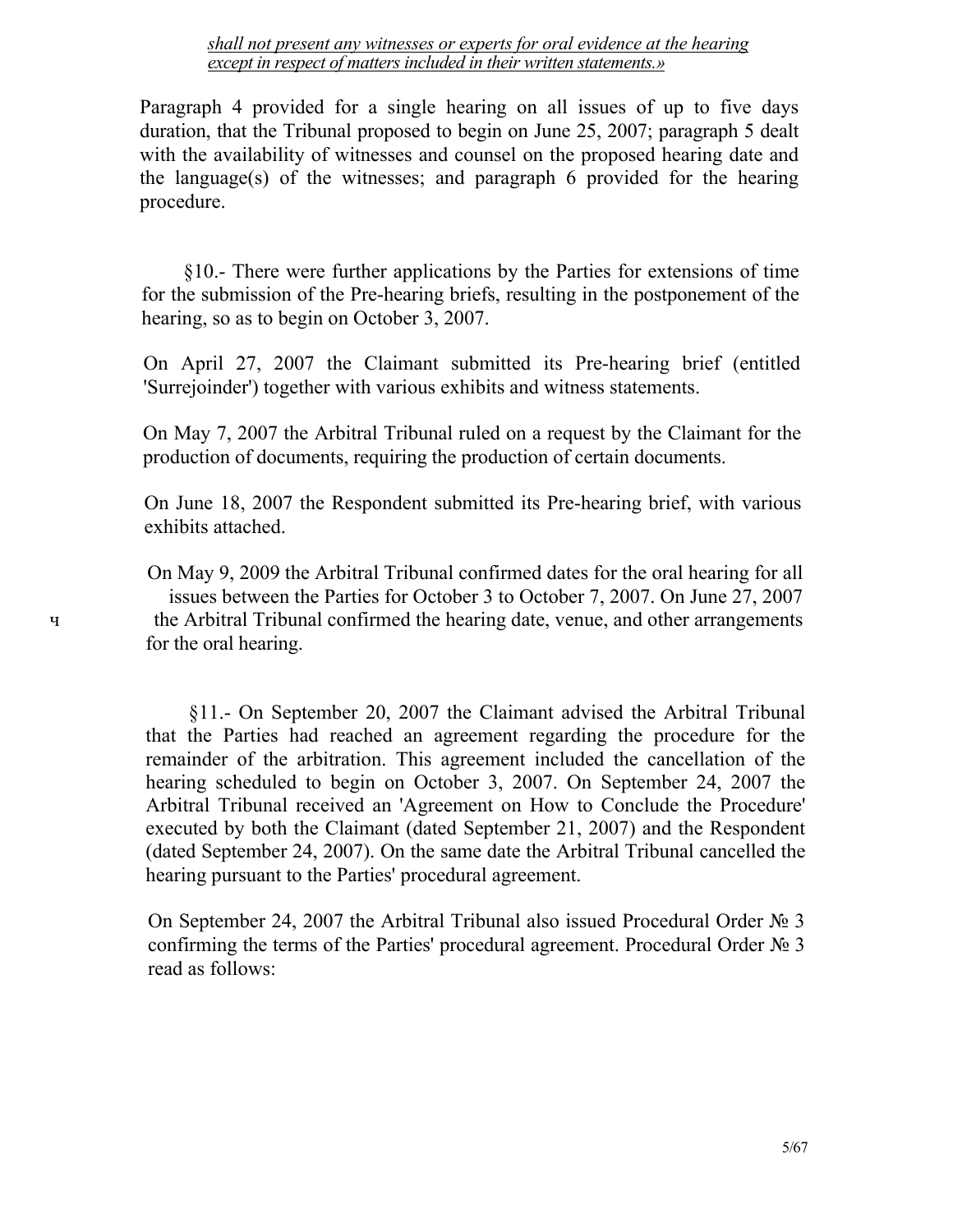*shall not present any witnesses or experts for oral evidence at the hearing except in respect of matters included in their written statements.»*

Paragraph 4 provided for a single hearing on all issues of up to five days duration, that the Tribunal proposed to begin on June 25, 2007; paragraph 5 dealt with the availability of witnesses and counsel on the proposed hearing date and the language(s) of the witnesses; and paragraph 6 provided for the hearing procedure.

§10.- There were further applications by the Parties for extensions of time for the submission of the Pre-hearing briefs, resulting in the postponement of the hearing, so as to begin on October 3, 2007.

On April 27, 2007 the Claimant submitted its Pre-hearing brief (entitled 'Surrejoinder') together with various exhibits and witness statements.

On May 7, 2007 the Arbitral Tribunal ruled on a request by the Claimant for the production of documents, requiring the production of certain documents.

On June 18, 2007 the Respondent submitted its Pre-hearing brief, with various exhibits attached.

On May 9, 2009 the Arbitral Tribunal confirmed dates for the oral hearing for all issues between the Parties for October 3 to October 7, 2007. On June 27, 2007 the Arbitral Tribunal confirmed the hearing date, venue, and other arrangements for the oral hearing.

§11.- On September 20, 2007 the Claimant advised the Arbitral Tribunal that the Parties had reached an agreement regarding the procedure for the remainder of the arbitration. This agreement included the cancellation of the hearing scheduled to begin on October 3, 2007. On September 24, 2007 the Arbitral Tribunal received an 'Agreement on How to Conclude the Procedure' executed by both the Claimant (dated September 21, 2007) and the Respondent (dated September 24, 2007). On the same date the Arbitral Tribunal cancelled the hearing pursuant to the Parties' procedural agreement.

On September 24, 2007 the Arbitral Tribunal also issued Procedural Order № 3 confirming the terms of the Parties' procedural agreement. Procedural Order № 3 read as follows: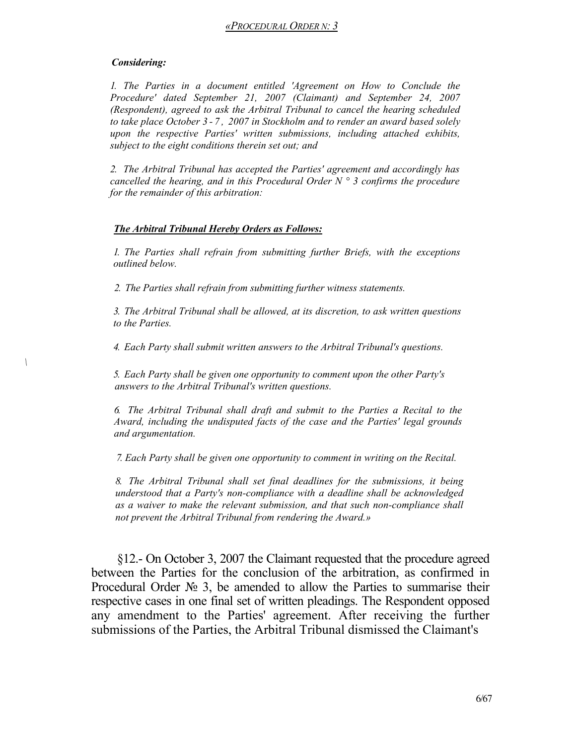*«PROCEDURAL ORDER N: 3*

***Considering:***

*1. The Parties in a document entitled 'Agreement on How to Conclude the Procedure' dated September 21, 2007 (Claimant) and September 24, 2007 (Respondent), agreed to ask the Arbitral Tribunal to cancel the hearing scheduled to take place October 3 - 7 , 2007 in Stockholm and to render an award based solely upon the respective Parties' written submissions, including attached exhibits, subject to the eight conditions therein set out; and*

*2. The Arbitral Tribunal has accepted the Parties' agreement and accordingly has cancelled the hearing, and in this Procedural Order N ° 3 confirms the procedure for the remainder of this arbitration:*

***The Arbitral Tribunal Hereby Orders as Follows:***

*1. The Parties shall refrain from submitting further Briefs, with the exceptions outlined below.*

*2. The Parties shall refrain from submitting further witness statements.*

*3. The Arbitral Tribunal shall be allowed, at its discretion, to ask written questions to the Parties.*

*4. Each Party shall submit written answers to the Arbitral Tribunal's questions.*

*5. Each Party shall be given one opportunity to comment upon the other Party's answers to the Arbitral Tribunal's written questions.*

*6. The Arbitral Tribunal shall draft and submit to the Parties a Recital to the Award, including the undisputed facts of the case and the Parties' legal grounds and argumentation.*

*7. Each Party shall be given one opportunity to comment in writing on the Recital.*

*8. The Arbitral Tribunal shall set final deadlines for the submissions, it being understood that a Party's non-compliance with a deadline shall be acknowledged as a waiver to make the relevant submission, and that such non-compliance shall not prevent the Arbitral Tribunal from rendering the Award.»*

§12.- On October 3, 2007 the Claimant requested that the procedure agreed between the Parties for the conclusion of the arbitration, as confirmed in Procedural Order № 3, be amended to allow the Parties to summarise their respective cases in one final set of written pleadings. The Respondent opposed any amendment to the Parties' agreement. After receiving the further submissions of the Parties, the Arbitral Tribunal dismissed the Claimant's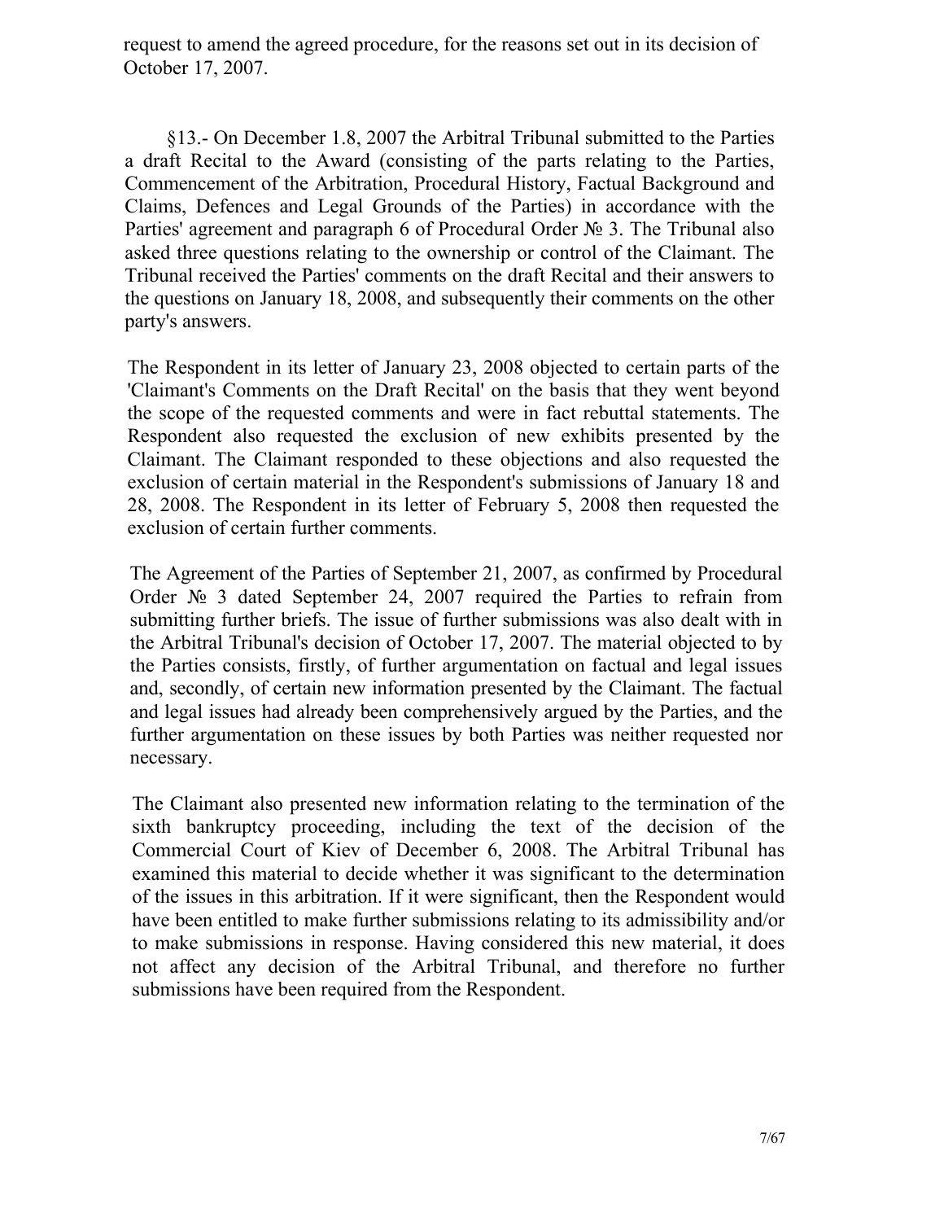request to amend the agreed procedure, for the reasons set out in its decision of October 17, 2007.

§13.- On December 1.8, 2007 the Arbitral Tribunal submitted to the Parties a draft Recital to the Award (consisting of the parts relating to the Parties, Commencement of the Arbitration, Procedural History, Factual Background and Claims, Defences and Legal Grounds of the Parties) in accordance with the Parties' agreement and paragraph 6 of Procedural Order № 3. The Tribunal also asked three questions relating to the ownership or control of the Claimant. The Tribunal received the Parties' comments on the draft Recital and their answers to the questions on January 18, 2008, and subsequently their comments on the other party's answers.

The Respondent in its letter of January 23, 2008 objected to certain parts of the 'Claimant's Comments on the Draft Recital' on the basis that they went beyond the scope of the requested comments and were in fact rebuttal statements. The Respondent also requested the exclusion of new exhibits presented by the Claimant. The Claimant responded to these objections and also requested the exclusion of certain material in the Respondent's submissions of January 18 and 28, 2008. The Respondent in its letter of February 5, 2008 then requested the exclusion of certain further comments.

The Agreement of the Parties of September 21, 2007, as confirmed by Procedural Order № 3 dated September 24, 2007 required the Parties to refrain from submitting further briefs. The issue of further submissions was also dealt with in the Arbitral Tribunal's decision of October 17, 2007. The material objected to by the Parties consists, firstly, of further argumentation on factual and legal issues and, secondly, of certain new information presented by the Claimant. The factual and legal issues had already been comprehensively argued by the Parties, and the further argumentation on these issues by both Parties was neither requested nor necessary.

The Claimant also presented new information relating to the termination of the sixth bankruptcy proceeding, including the text of the decision of the Commercial Court of Kiev of December 6, 2008. The Arbitral Tribunal has examined this material to decide whether it was significant to the determination of the issues in this arbitration. If it were significant, then the Respondent would have been entitled to make further submissions relating to its admissibility and/or to make submissions in response. Having considered this new material, it does not affect any decision of the Arbitral Tribunal, and therefore no further submissions have been required from the Respondent.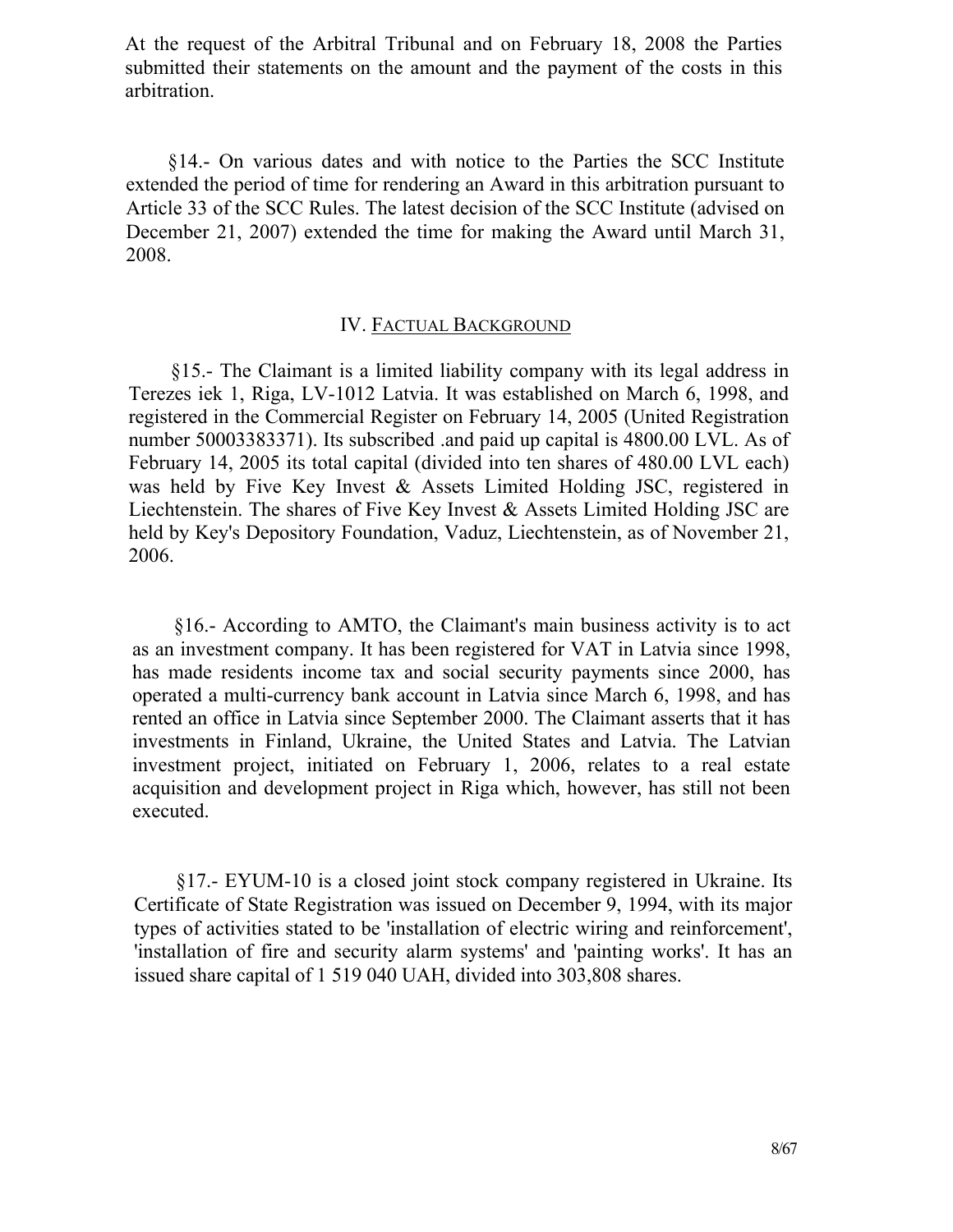At the request of the Arbitral Tribunal and on February 18, 2008 the Parties submitted their statements on the amount and the payment of the costs in this arbitration.

§14.- On various dates and with notice to the Parties the SCC Institute extended the period of time for rendering an Award in this arbitration pursuant to Article 33 of the SCC Rules. The latest decision of the SCC Institute (advised on December 21, 2007) extended the time for making the Award until March 31, 2008.

## IV. FACTUAL BACKGROUND

§15.- The Claimant is a limited liability company with its legal address in Terezes iek 1, Riga, LV-1012 Latvia. It was established on March 6, 1998, and registered in the Commercial Register on February 14, 2005 (United Registration number 50003383371). Its subscribed .and paid up capital is 4800.00 LVL. As of February 14, 2005 its total capital (divided into ten shares of 480.00 LVL each) was held by Five Key Invest & Assets Limited Holding JSC, registered in Liechtenstein. The shares of Five Key Invest & Assets Limited Holding JSC are held by Key's Depository Foundation, Vaduz, Liechtenstein, as of November 21, 2006.

§16.- According to AMTO, the Claimant's main business activity is to act as an investment company. It has been registered for VAT in Latvia since 1998, has made residents income tax and social security payments since 2000, has operated a multi-currency bank account in Latvia since March 6, 1998, and has rented an office in Latvia since September 2000. The Claimant asserts that it has investments in Finland, Ukraine, the United States and Latvia. The Latvian investment project, initiated on February 1, 2006, relates to a real estate acquisition and development project in Riga which, however, has still not been executed.

§17.- EYUM-10 is a closed joint stock company registered in Ukraine. Its Certificate of State Registration was issued on December 9, 1994, with its major types of activities stated to be 'installation of electric wiring and reinforcement', 'installation of fire and security alarm systems' and 'painting works'. It has an issued share capital of 1 519 040 UAH, divided into 303,808 shares.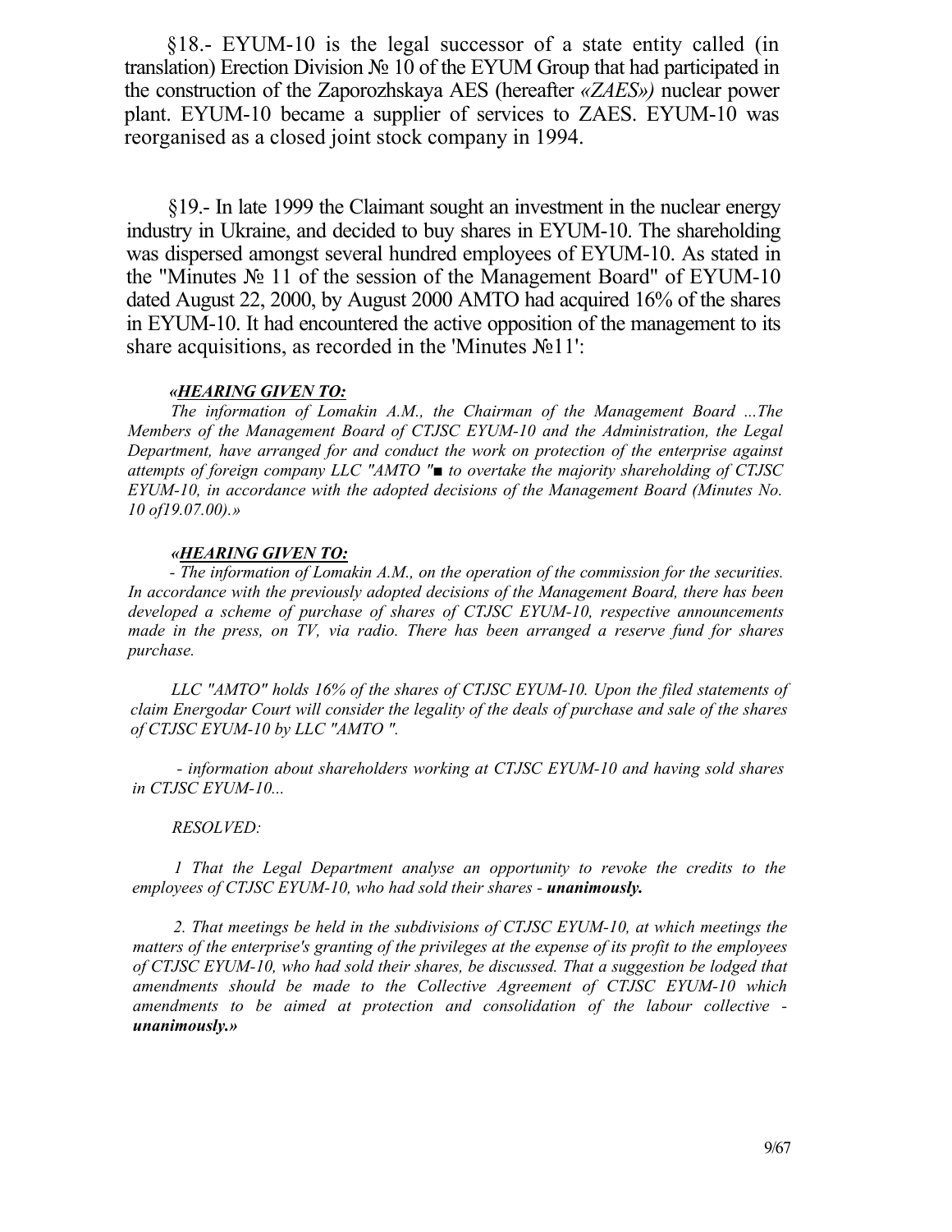§18.- EYUM-10 is the legal successor of a state entity called (in translation) Erection Division № 10 of the EYUM Group that had participated in the construction of the Zaporozhskaya AES (hereafter *«ZAES»)* nuclear power plant. EYUM-10 became a supplier of services to ZAES. EYUM-10 was reorganised as a closed joint stock company in 1994.

§19.- In late 1999 the Claimant sought an investment in the nuclear energy industry in Ukraine, and decided to buy shares in EYUM-10. The shareholding was dispersed amongst several hundred employees of EYUM-10. As stated in the "Minutes № 11 of the session of the Management Board" of EYUM-10 dated August 22, 2000, by August 2000 AMTO had acquired 16% of the shares in EYUM-10. It had encountered the active opposition of the management to its share acquisitions, as recorded in the 'Minutes №11':

> *«**HEARING GIVEN TO:***
>
> *The information of Lomakin A.M., the Chairman of the Management Board ...The Members of the Management Board of CTJSC EYUM-10 and the Administration, the Legal Department, have arranged for and conduct the work on protection of the enterprise against attempts of foreign company LLC "AMTO "■ to overtake the majority shareholding of CTJSC EYUM-10, in accordance with the adopted decisions of the Management Board (Minutes No. 10 of19.07.00).»*
>
> *«**HEARING GIVEN TO:***
>
> *- The information of Lomakin A.M., on the operation of the commission for the securities. In accordance with the previously adopted decisions of the Management Board, there has been developed a scheme of purchase of shares of CTJSC EYUM-10, respective announcements made in the press, on TV, via radio. There has been arranged a reserve fund for shares purchase.*
>
> *LLC "AMTO" holds 16% of the shares of CTJSC EYUM-10. Upon the filed statements of claim Energodar Court will consider the legality of the deals of purchase and sale of the shares of CTJSC EYUM-10 by LLC "AMTO ".*
>
> *- information about shareholders working at CTJSC EYUM-10 and having sold shares in CTJSC EYUM-10...*
>
> *RESOLVED:*
>
> *1 That the Legal Department analyse an opportunity to revoke the credits to the employees of CTJSC EYUM-10, who had sold their shares - **unanimously.***
>
> *2. That meetings be held in the subdivisions of CTJSC EYUM-10, at which meetings the matters of the enterprise's granting of the privileges at the expense of its profit to the employees of CTJSC EYUM-10, who had sold their shares, be discussed. That a suggestion be lodged that amendments should be made to the Collective Agreement of CTJSC EYUM-10 which amendments to be aimed at protection and consolidation of the labour collective - **unanimously.»***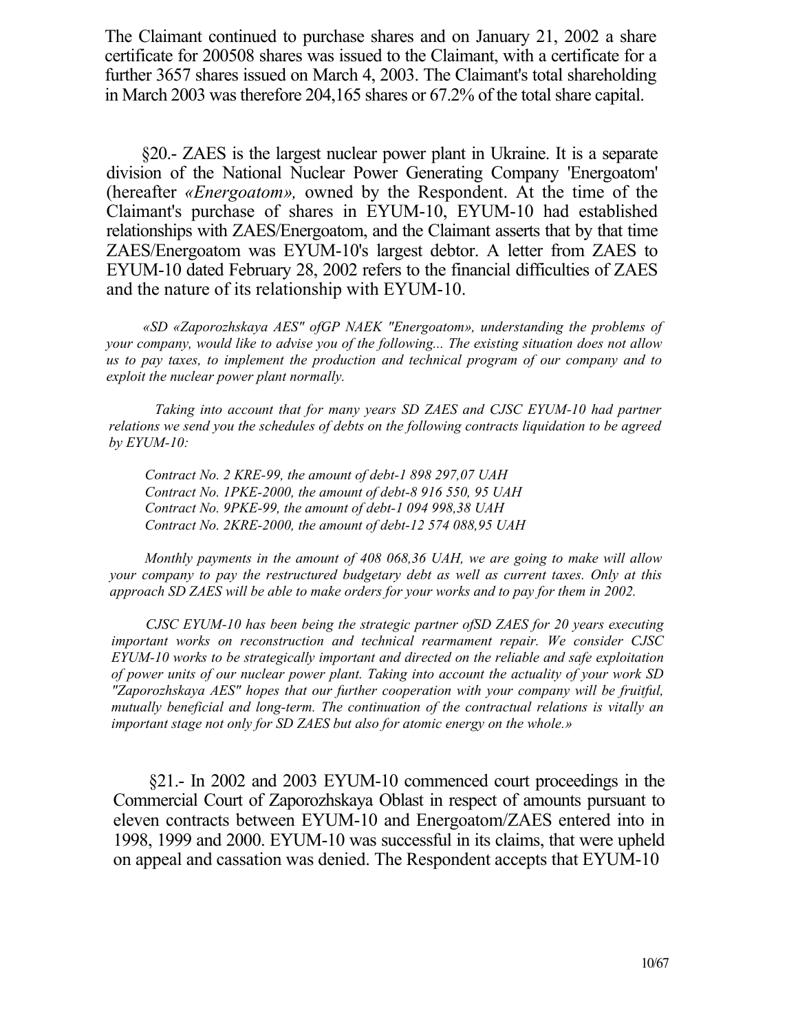The Claimant continued to purchase shares and on January 21, 2002 a share certificate for 200508 shares was issued to the Claimant, with a certificate for a further 3657 shares issued on March 4, 2003. The Claimant's total shareholding in March 2003 was therefore 204,165 shares or 67.2% of the total share capital.

§20.- ZAES is the largest nuclear power plant in Ukraine. It is a separate division of the National Nuclear Power Generating Company 'Energoatom' (hereafter *«Energoatom»,* owned by the Respondent. At the time of the Claimant's purchase of shares in EYUM-10, EYUM-10 had established relationships with ZAES/Energoatom, and the Claimant asserts that by that time ZAES/Energoatom was EYUM-10's largest debtor. A letter from ZAES to EYUM-10 dated February 28, 2002 refers to the financial difficulties of ZAES and the nature of its relationship with EYUM-10.

> *«SD «Zaporozhskaya AES" ofGP NAEK "Energoatom», understanding the problems of your company, would like to advise you of the following... The existing situation does not allow us to pay taxes, to implement the production and technical program of our company and to exploit the nuclear power plant normally.*
>
> *Taking into account that for many years SD ZAES and CJSC EYUM-10 had partner relations we send you the schedules of debts on the following contracts liquidation to be agreed by EYUM-10:*
>
> *Contract No. 2 KRE-99, the amount of debt-1 898 297,07 UAH*
> *Contract No. 1PKE-2000, the amount of debt-8 916 550, 95 UAH*
> *Contract No. 9PKE-99, the amount of debt-1 094 998,38 UAH*
> *Contract No. 2KRE-2000, the amount of debt-12 574 088,95 UAH*
>
> *Monthly payments in the amount of 408 068,36 UAH, we are going to make will allow your company to pay the restructured budgetary debt as well as current taxes. Only at this approach SD ZAES will be able to make orders for your works and to pay for them in 2002.*
>
> *CJSC EYUM-10 has been being the strategic partner ofSD ZAES for 20 years executing important works on reconstruction and technical rearmament repair. We consider CJSC EYUM-10 works to be strategically important and directed on the reliable and safe exploitation of power units of our nuclear power plant. Taking into account the actuality of your work SD "Zaporozhskaya AES" hopes that our further cooperation with your company will be fruitful, mutually beneficial and long-term. The continuation of the contractual relations is vitally an important stage not only for SD ZAES but also for atomic energy on the whole.»*

§21.- In 2002 and 2003 EYUM-10 commenced court proceedings in the Commercial Court of Zaporozhskaya Oblast in respect of amounts pursuant to eleven contracts between EYUM-10 and Energoatom/ZAES entered into in 1998, 1999 and 2000. EYUM-10 was successful in its claims, that were upheld on appeal and cassation was denied. The Respondent accepts that EYUM-10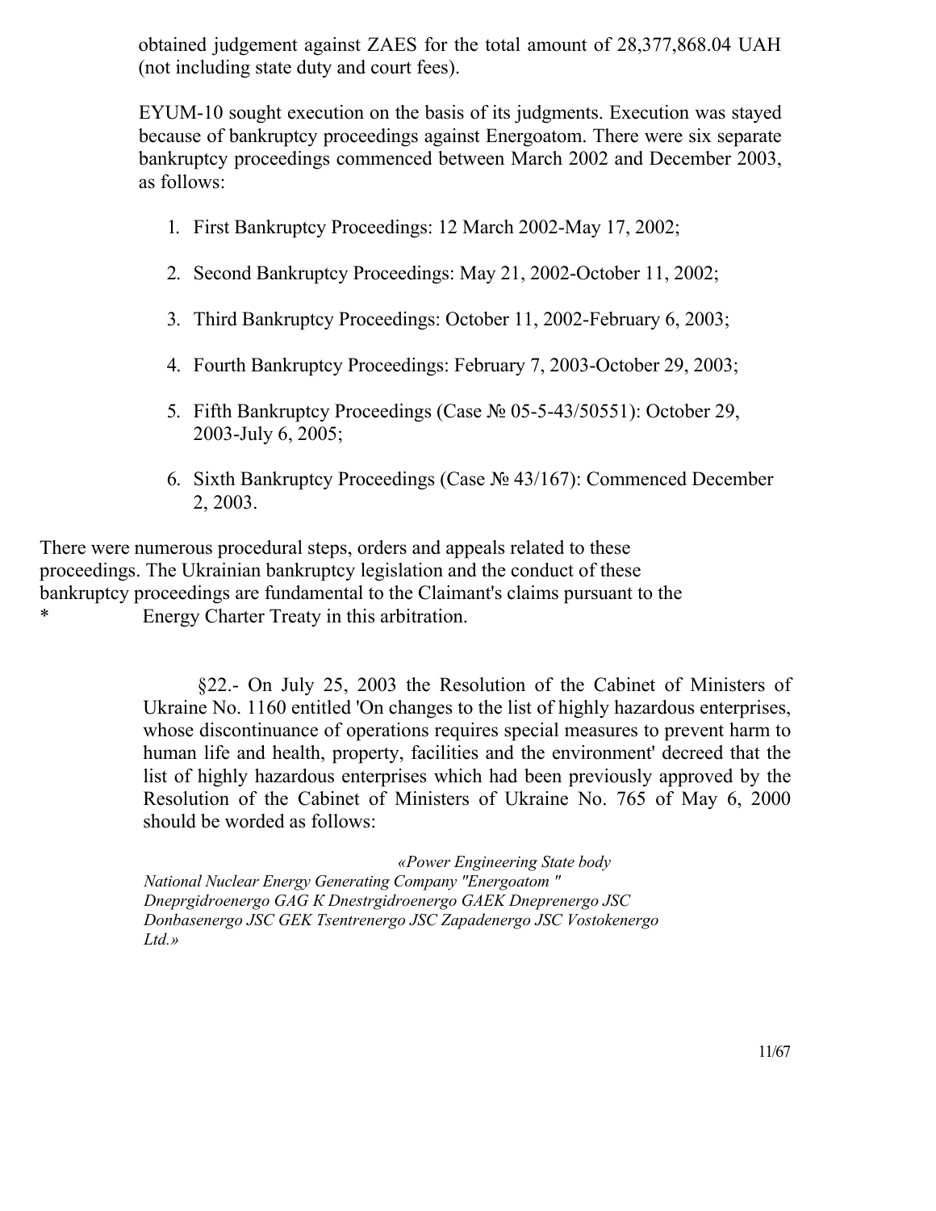obtained judgement against ZAES for the total amount of 28,377,868.04 UAH (not including state duty and court fees).

EYUM-10 sought execution on the basis of its judgments. Execution was stayed because of bankruptcy proceedings against Energoatom. There were six separate bankruptcy proceedings commenced between March 2002 and December 2003, as follows:

1. First Bankruptcy Proceedings: 12 March 2002-May 17, 2002;
2. Second Bankruptcy Proceedings: May 21, 2002-October 11, 2002;
3. Third Bankruptcy Proceedings: October 11, 2002-February 6, 2003;
4. Fourth Bankruptcy Proceedings: February 7, 2003-October 29, 2003;
5. Fifth Bankruptcy Proceedings (Case № 05-5-43/50551): October 29, 2003-July 6, 2005;
6. Sixth Bankruptcy Proceedings (Case № 43/167): Commenced December 2, 2003.

There were numerous procedural steps, orders and appeals related to these proceedings. The Ukrainian bankruptcy legislation and the conduct of these bankruptcy proceedings are fundamental to the Claimant's claims pursuant to the * Energy Charter Treaty in this arbitration.

§22.- On July 25, 2003 the Resolution of the Cabinet of Ministers of Ukraine No. 1160 entitled 'On changes to the list of highly hazardous enterprises, whose discontinuance of operations requires special measures to prevent harm to human life and health, property, facilities and the environment' decreed that the list of highly hazardous enterprises which had been previously approved by the Resolution of the Cabinet of Ministers of Ukraine No. 765 of May 6, 2000 should be worded as follows:

*«Power Engineering State body*
*National Nuclear Energy Generating Company "Energoatom "*
*Dneprgidroenergo GAG K Dnestrgidroenergo GAEK Dneprenergo JSC Donbasenergo JSC GEK Tsentrenergo JSC Zapadenergo JSC Vostokenergo Ltd.»*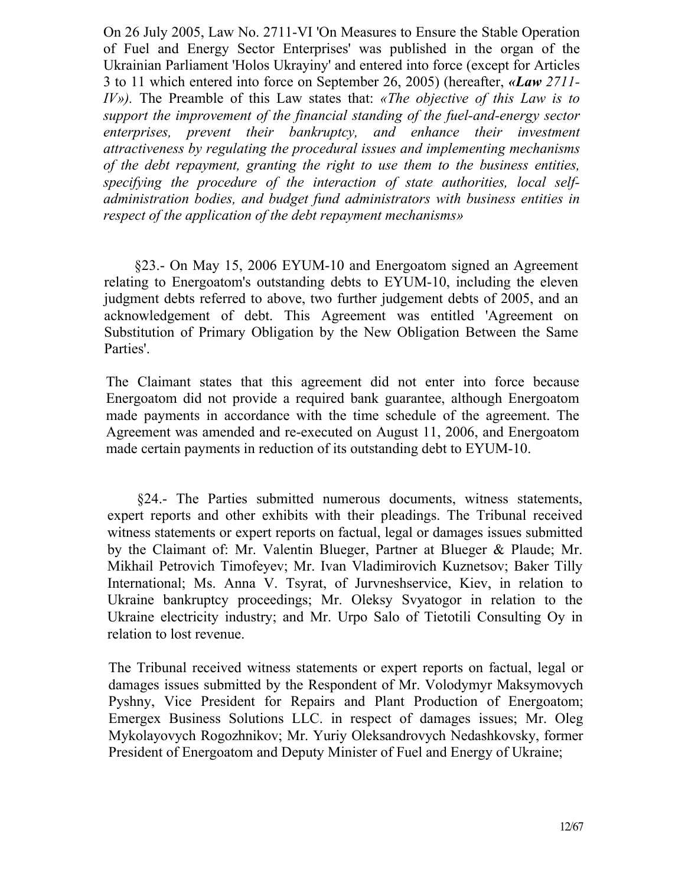On 26 July 2005, Law No. 2711-VI 'On Measures to Ensure the Stable Operation of Fuel and Energy Sector Enterprises' was published in the organ of the Ukrainian Parliament 'Holos Ukrayiny' and entered into force (except for Articles 3 to 11 which entered into force on September 26, 2005) (hereafter, ***«Law** 2711-IV»).* The Preamble of this Law states that: *«The objective of this Law is to support the improvement of the financial standing of the fuel-and-energy sector enterprises, prevent their bankruptcy, and enhance their investment attractiveness by regulating the procedural issues and implementing mechanisms of the debt repayment, granting the right to use them to the business entities, specifying the procedure of the interaction of state authorities, local self-administration bodies, and budget fund administrators with business entities in respect of the application of the debt repayment mechanisms»*

§23.- On May 15, 2006 EYUM-10 and Energoatom signed an Agreement relating to Energoatom's outstanding debts to EYUM-10, including the eleven judgment debts referred to above, two further judgement debts of 2005, and an acknowledgement of debt. This Agreement was entitled 'Agreement on Substitution of Primary Obligation by the New Obligation Between the Same Parties'.

The Claimant states that this agreement did not enter into force because Energoatom did not provide a required bank guarantee, although Energoatom made payments in accordance with the time schedule of the agreement. The Agreement was amended and re-executed on August 11, 2006, and Energoatom made certain payments in reduction of its outstanding debt to EYUM-10.

§24.- The Parties submitted numerous documents, witness statements, expert reports and other exhibits with their pleadings. The Tribunal received witness statements or expert reports on factual, legal or damages issues submitted by the Claimant of: Mr. Valentin Blueger, Partner at Blueger & Plaude; Mr. Mikhail Petrovich Timofeyev; Mr. Ivan Vladimirovich Kuznetsov; Baker Tilly International; Ms. Anna V. Tsyrat, of Jurvneshservice, Kiev, in relation to Ukraine bankruptcy proceedings; Mr. Oleksy Svyatogor in relation to the Ukraine electricity industry; and Mr. Urpo Salo of Tietotili Consulting Oy in relation to lost revenue.

The Tribunal received witness statements or expert reports on factual, legal or damages issues submitted by the Respondent of Mr. Volodymyr Maksymovych Pyshny, Vice President for Repairs and Plant Production of Energoatom; Emergex Business Solutions LLC. in respect of damages issues; Mr. Oleg Mykolayovych Rogozhnikov; Mr. Yuriy Oleksandrovych Nedashkovsky, former President of Energoatom and Deputy Minister of Fuel and Energy of Ukraine;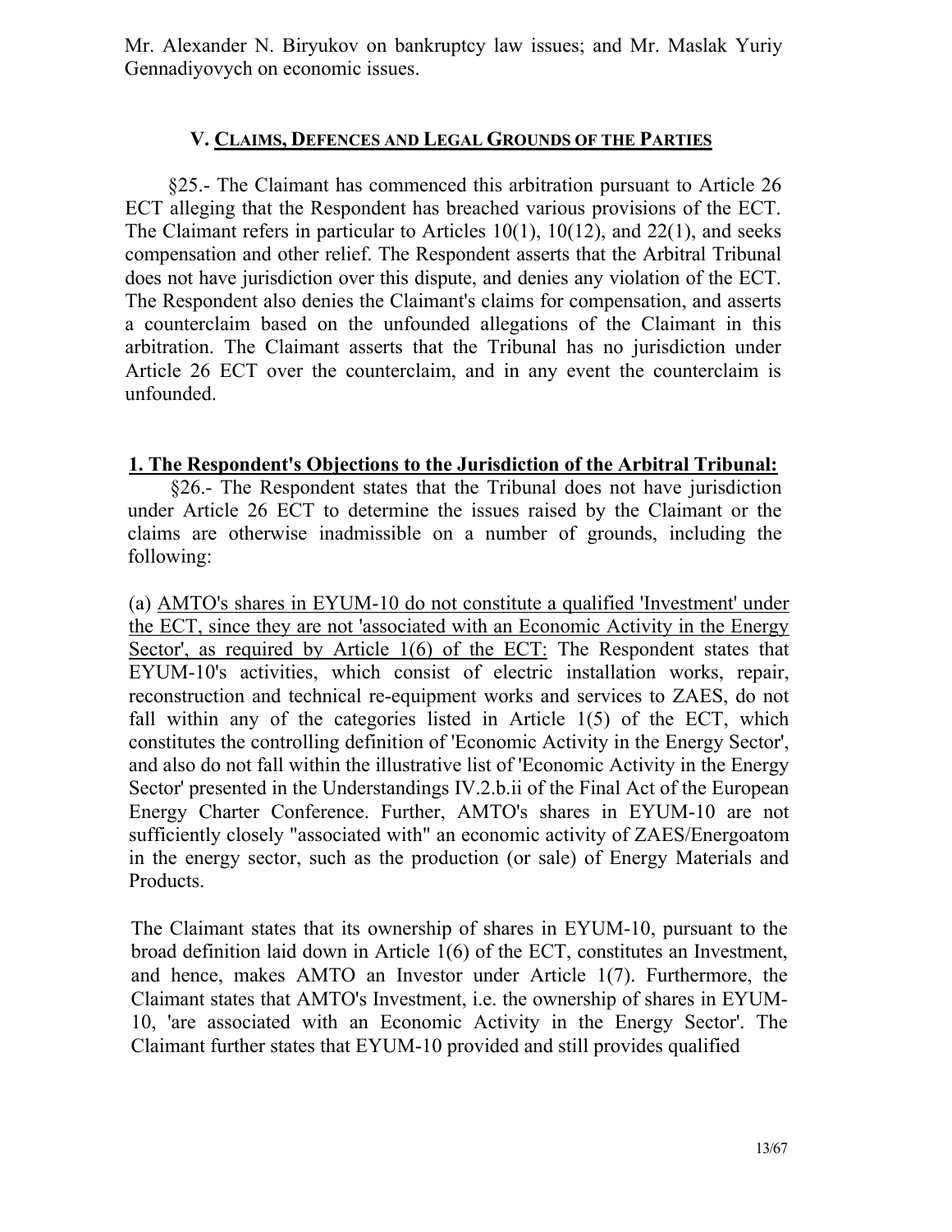Mr. Alexander N. Biryukov on bankruptcy law issues; and Mr. Maslak Yuriy Gennadiyovych on economic issues.

## V. CLAIMS, DEFENCES AND LEGAL GROUNDS OF THE PARTIES

§25.- The Claimant has commenced this arbitration pursuant to Article 26 ECT alleging that the Respondent has breached various provisions of the ECT. The Claimant refers in particular to Articles 10(1), 10(12), and 22(1), and seeks compensation and other relief. The Respondent asserts that the Arbitral Tribunal does not have jurisdiction over this dispute, and denies any violation of the ECT. The Respondent also denies the Claimant's claims for compensation, and asserts a counterclaim based on the unfounded allegations of the Claimant in this arbitration. The Claimant asserts that the Tribunal has no jurisdiction under Article 26 ECT over the counterclaim, and in any event the counterclaim is unfounded.

### 1. The Respondent's Objections to the Jurisdiction of the Arbitral Tribunal:

§26.- The Respondent states that the Tribunal does not have jurisdiction under Article 26 ECT to determine the issues raised by the Claimant or the claims are otherwise inadmissible on a number of grounds, including the following:

(a) AMTO's shares in EYUM-10 do not constitute a qualified 'Investment' under the ECT, since they are not 'associated with an Economic Activity in the Energy Sector', as required by Article 1(6) of the ECT: The Respondent states that EYUM-10's activities, which consist of electric installation works, repair, reconstruction and technical re-equipment works and services to ZAES, do not fall within any of the categories listed in Article 1(5) of the ECT, which constitutes the controlling definition of 'Economic Activity in the Energy Sector', and also do not fall within the illustrative list of 'Economic Activity in the Energy Sector' presented in the Understandings IV.2.b.ii of the Final Act of the European Energy Charter Conference. Further, AMTO's shares in EYUM-10 are not sufficiently closely "associated with" an economic activity of ZAES/Energoatom in the energy sector, such as the production (or sale) of Energy Materials and Products.

The Claimant states that its ownership of shares in EYUM-10, pursuant to the broad definition laid down in Article 1(6) of the ECT, constitutes an Investment, and hence, makes AMTO an Investor under Article 1(7). Furthermore, the Claimant states that AMTO's Investment, i.e. the ownership of shares in EYUM-10, 'are associated with an Economic Activity in the Energy Sector'. The Claimant further states that EYUM-10 provided and still provides qualified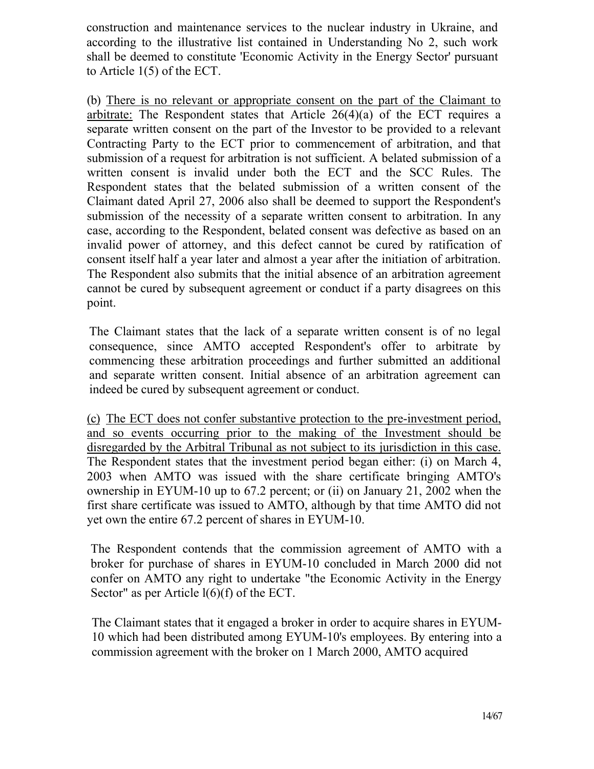construction and maintenance services to the nuclear industry in Ukraine, and according to the illustrative list contained in Understanding No 2, such work shall be deemed to constitute 'Economic Activity in the Energy Sector' pursuant to Article 1(5) of the ECT.

(b) There is no relevant or appropriate consent on the part of the Claimant to arbitrate: The Respondent states that Article 26(4)(a) of the ECT requires a separate written consent on the part of the Investor to be provided to a relevant Contracting Party to the ECT prior to commencement of arbitration, and that submission of a request for arbitration is not sufficient. A belated submission of a written consent is invalid under both the ECT and the SCC Rules. The Respondent states that the belated submission of a written consent of the Claimant dated April 27, 2006 also shall be deemed to support the Respondent's submission of the necessity of a separate written consent to arbitration. In any case, according to the Respondent, belated consent was defective as based on an invalid power of attorney, and this defect cannot be cured by ratification of consent itself half a year later and almost a year after the initiation of arbitration. The Respondent also submits that the initial absence of an arbitration agreement cannot be cured by subsequent agreement or conduct if a party disagrees on this point.

The Claimant states that the lack of a separate written consent is of no legal consequence, since AMTO accepted Respondent's offer to arbitrate by commencing these arbitration proceedings and further submitted an additional and separate written consent. Initial absence of an arbitration agreement can indeed be cured by subsequent agreement or conduct.

(c) The ECT does not confer substantive protection to the pre-investment period, and so events occurring prior to the making of the Investment should be disregarded by the Arbitral Tribunal as not subject to its jurisdiction in this case. The Respondent states that the investment period began either: (i) on March 4, 2003 when AMTO was issued with the share certificate bringing AMTO's ownership in EYUM-10 up to 67.2 percent; or (ii) on January 21, 2002 when the first share certificate was issued to AMTO, although by that time AMTO did not yet own the entire 67.2 percent of shares in EYUM-10.

The Respondent contends that the commission agreement of AMTO with a broker for purchase of shares in EYUM-10 concluded in March 2000 did not confer on AMTO any right to undertake "the Economic Activity in the Energy Sector" as per Article 1(6)(f) of the ECT.

The Claimant states that it engaged a broker in order to acquire shares in EYUM-10 which had been distributed among EYUM-10's employees. By entering into a commission agreement with the broker on 1 March 2000, AMTO acquired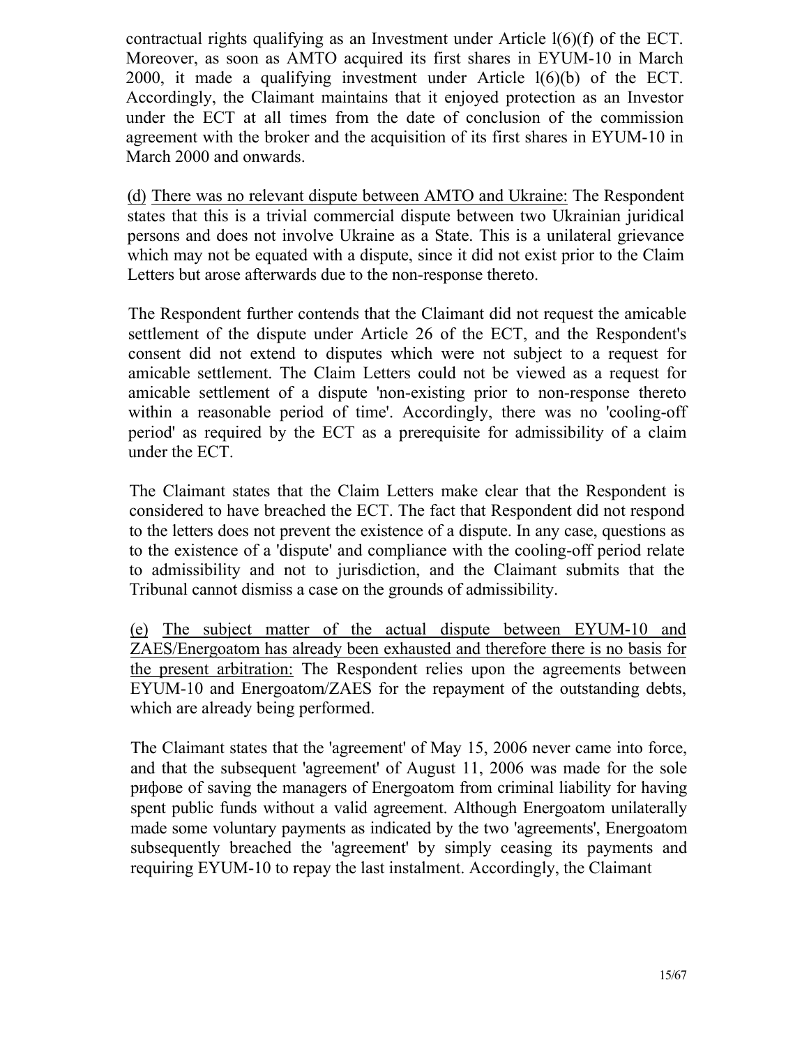contractual rights qualifying as an Investment under Article l(6)(f) of the ECT. Moreover, as soon as AMTO acquired its first shares in EYUM-10 in March 2000, it made a qualifying investment under Article l(6)(b) of the ECT. Accordingly, the Claimant maintains that it enjoyed protection as an Investor under the ECT at all times from the date of conclusion of the commission agreement with the broker and the acquisition of its first shares in EYUM-10 in March 2000 and onwards.

(d) There was no relevant dispute between AMTO and Ukraine: The Respondent states that this is a trivial commercial dispute between two Ukrainian juridical persons and does not involve Ukraine as a State. This is a unilateral grievance which may not be equated with a dispute, since it did not exist prior to the Claim Letters but arose afterwards due to the non-response thereto.

The Respondent further contends that the Claimant did not request the amicable settlement of the dispute under Article 26 of the ECT, and the Respondent's consent did not extend to disputes which were not subject to a request for amicable settlement. The Claim Letters could not be viewed as a request for amicable settlement of a dispute 'non-existing prior to non-response thereto within a reasonable period of time'. Accordingly, there was no 'cooling-off period' as required by the ECT as a prerequisite for admissibility of a claim under the ECT.

The Claimant states that the Claim Letters make clear that the Respondent is considered to have breached the ECT. The fact that Respondent did not respond to the letters does not prevent the existence of a dispute. In any case, questions as to the existence of a 'dispute' and compliance with the cooling-off period relate to admissibility and not to jurisdiction, and the Claimant submits that the Tribunal cannot dismiss a case on the grounds of admissibility.

(e) The subject matter of the actual dispute between EYUM-10 and ZAES/Energoatom has already been exhausted and therefore there is no basis for the present arbitration: The Respondent relies upon the agreements between EYUM-10 and Energoatom/ZAES for the repayment of the outstanding debts, which are already being performed.

The Claimant states that the 'agreement' of May 15, 2006 never came into force, and that the subsequent 'agreement' of August 11, 2006 was made for the sole рифове of saving the managers of Energoatom from criminal liability for having spent public funds without a valid agreement. Although Energoatom unilaterally made some voluntary payments as indicated by the two 'agreements', Energoatom subsequently breached the 'agreement' by simply ceasing its payments and requiring EYUM-10 to repay the last instalment. Accordingly, the Claimant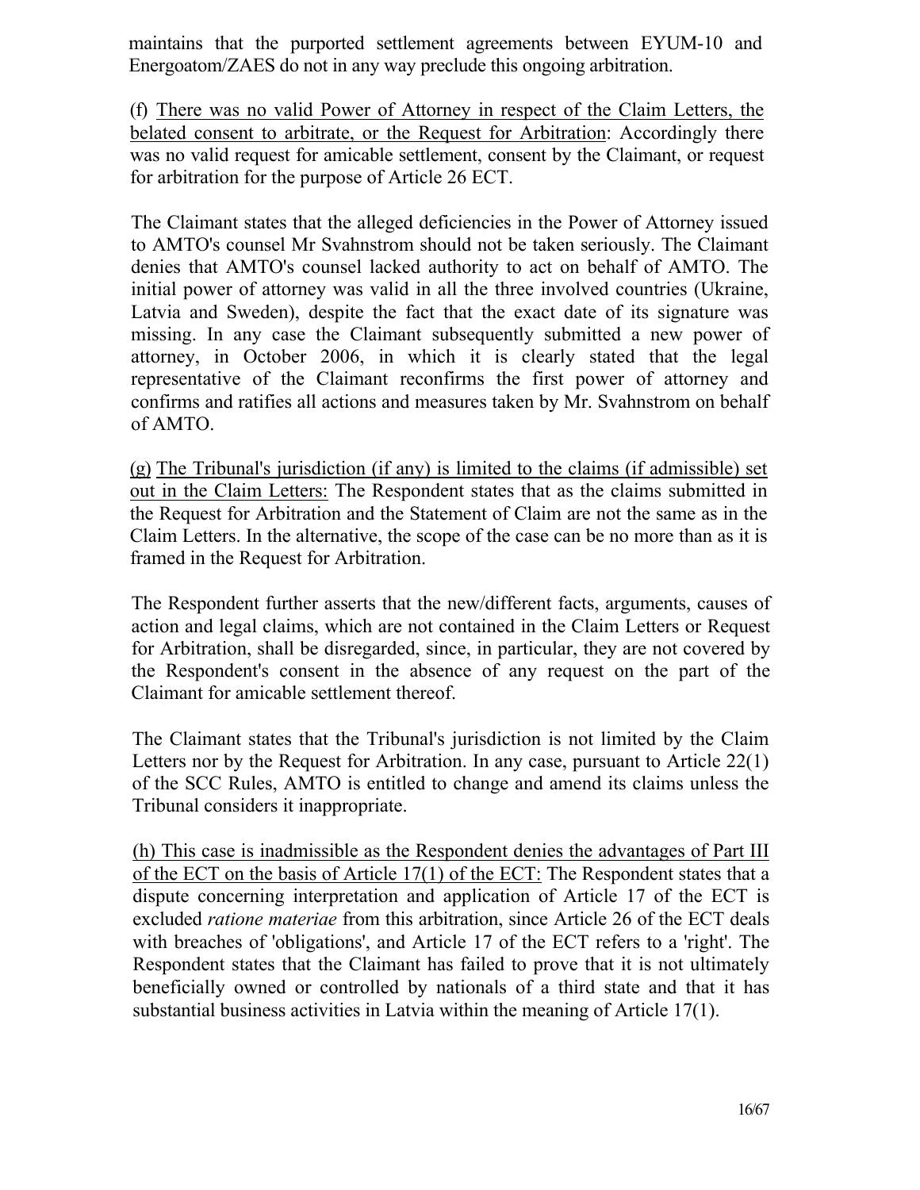maintains that the purported settlement agreements between EYUM-10 and Energoatom/ZAES do not in any way preclude this ongoing arbitration.

(f) <u>There was no valid Power of Attorney in respect of the Claim Letters, the belated consent to arbitrate, or the Request for Arbitration</u>: Accordingly there was no valid request for amicable settlement, consent by the Claimant, or request for arbitration for the purpose of Article 26 ECT.

The Claimant states that the alleged deficiencies in the Power of Attorney issued to AMTO's counsel Mr Svahnstrom should not be taken seriously. The Claimant denies that AMTO's counsel lacked authority to act on behalf of AMTO. The initial power of attorney was valid in all the three involved countries (Ukraine, Latvia and Sweden), despite the fact that the exact date of its signature was missing. In any case the Claimant subsequently submitted a new power of attorney, in October 2006, in which it is clearly stated that the legal representative of the Claimant reconfirms the first power of attorney and confirms and ratifies all actions and measures taken by Mr. Svahnstrom on behalf of AMTO.

<u>(g) The Tribunal's jurisdiction (if any) is limited to the claims (if admissible) set out in the Claim Letters:</u> The Respondent states that as the claims submitted in the Request for Arbitration and the Statement of Claim are not the same as in the Claim Letters. In the alternative, the scope of the case can be no more than as it is framed in the Request for Arbitration.

The Respondent further asserts that the new/different facts, arguments, causes of action and legal claims, which are not contained in the Claim Letters or Request for Arbitration, shall be disregarded, since, in particular, they are not covered by the Respondent's consent in the absence of any request on the part of the Claimant for amicable settlement thereof.

The Claimant states that the Tribunal's jurisdiction is not limited by the Claim Letters nor by the Request for Arbitration. In any case, pursuant to Article 22(1) of the SCC Rules, AMTO is entitled to change and amend its claims unless the Tribunal considers it inappropriate.

<u>(h) This case is inadmissible as the Respondent denies the advantages of Part III of the ECT on the basis of Article 17(1) of the ECT:</u> The Respondent states that a dispute concerning interpretation and application of Article 17 of the ECT is excluded *ratione materiae* from this arbitration, since Article 26 of the ECT deals with breaches of 'obligations', and Article 17 of the ECT refers to a 'right'. The Respondent states that the Claimant has failed to prove that it is not ultimately beneficially owned or controlled by nationals of a third state and that it has substantial business activities in Latvia within the meaning of Article 17(1).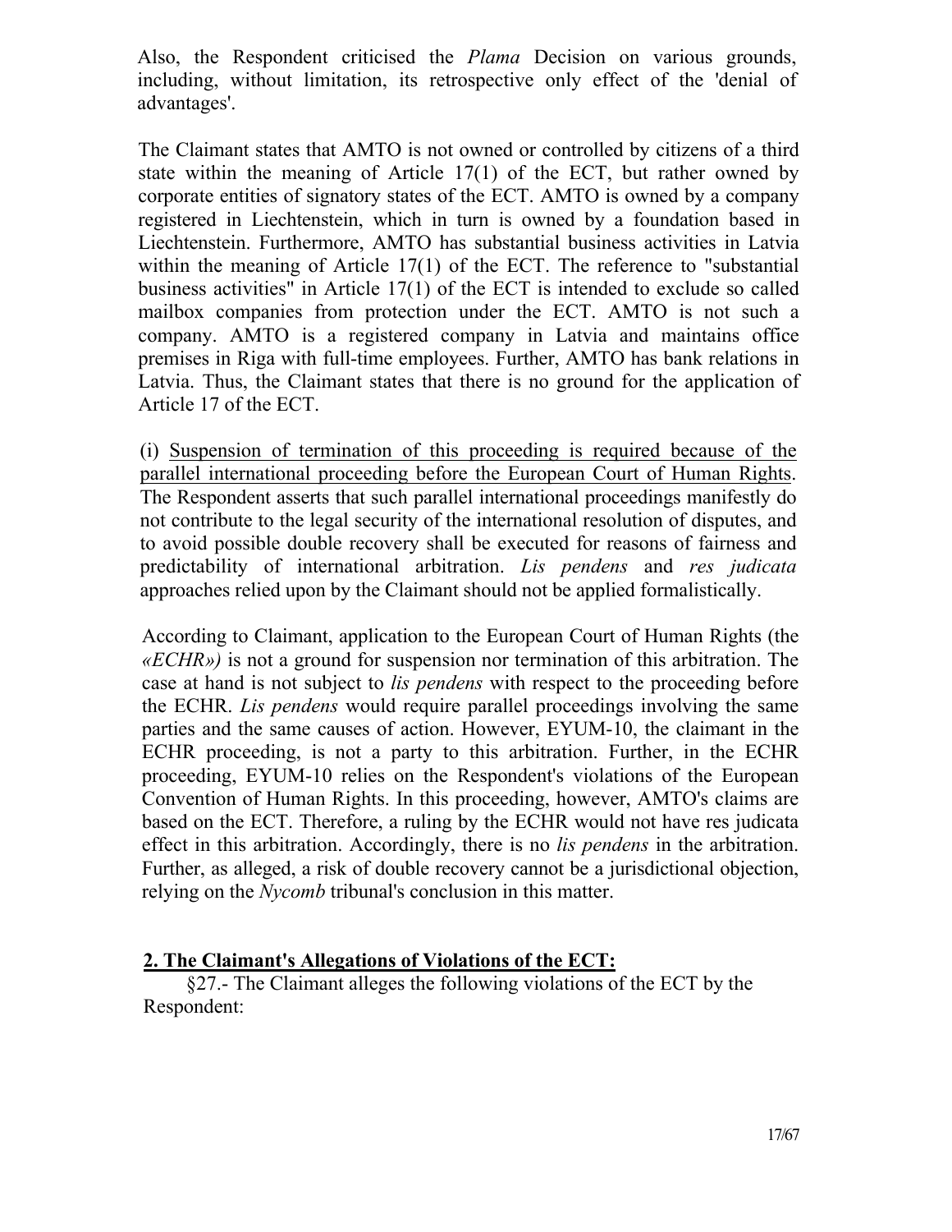Also, the Respondent criticised the *Plama* Decision on various grounds, including, without limitation, its retrospective only effect of the 'denial of advantages'.

The Claimant states that AMTO is not owned or controlled by citizens of a third state within the meaning of Article 17(1) of the ECT, but rather owned by corporate entities of signatory states of the ECT. AMTO is owned by a company registered in Liechtenstein, which in turn is owned by a foundation based in Liechtenstein. Furthermore, AMTO has substantial business activities in Latvia within the meaning of Article 17(1) of the ECT. The reference to "substantial business activities" in Article 17(1) of the ECT is intended to exclude so called mailbox companies from protection under the ECT. AMTO is not such a company. AMTO is a registered company in Latvia and maintains office premises in Riga with full-time employees. Further, AMTO has bank relations in Latvia. Thus, the Claimant states that there is no ground for the application of Article 17 of the ECT.

(i) <u>Suspension of termination of this proceeding is required because of the parallel international proceeding before the European Court of Human Rights</u>. The Respondent asserts that such parallel international proceedings manifestly do not contribute to the legal security of the international resolution of disputes, and to avoid possible double recovery shall be executed for reasons of fairness and predictability of international arbitration. *Lis pendens* and *res judicata* approaches relied upon by the Claimant should not be applied formalistically.

According to Claimant, application to the European Court of Human Rights (the *«ECHR»)* is not a ground for suspension nor termination of this arbitration. The case at hand is not subject to *lis pendens* with respect to the proceeding before the ECHR. *Lis pendens* would require parallel proceedings involving the same parties and the same causes of action. However, EYUM-10, the claimant in the ECHR proceeding, is not a party to this arbitration. Further, in the ECHR proceeding, EYUM-10 relies on the Respondent's violations of the European Convention of Human Rights. In this proceeding, however, AMTO's claims are based on the ECT. Therefore, a ruling by the ECHR would not have res judicata effect in this arbitration. Accordingly, there is no *lis pendens* in the arbitration. Further, as alleged, a risk of double recovery cannot be a jurisdictional objection, relying on the *Nycomb* tribunal's conclusion in this matter.

## **<u>2. The Claimant's Allegations of Violations of the ECT:</u>**

§27.- The Claimant alleges the following violations of the ECT by the Respondent: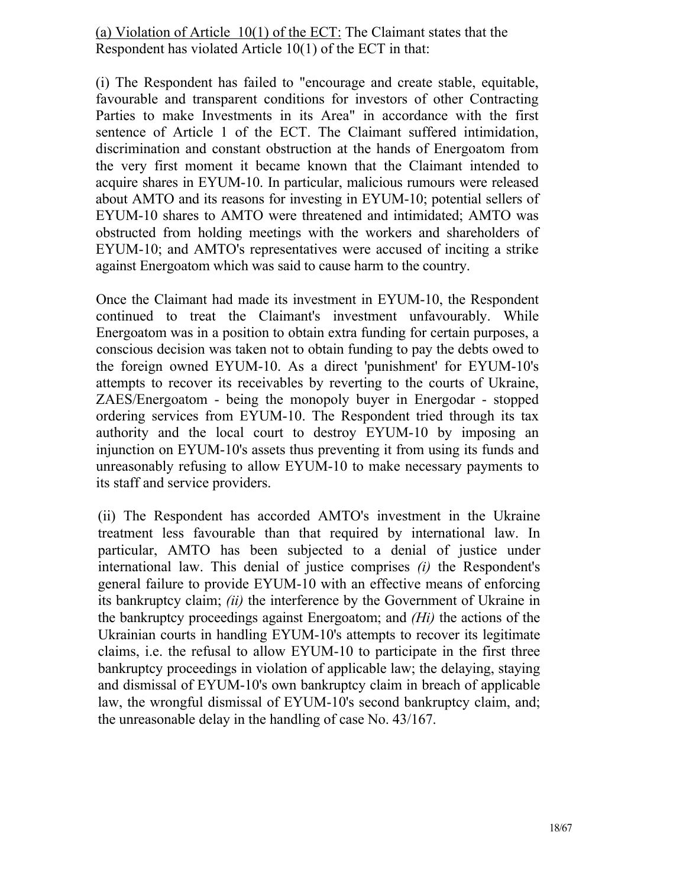<u>(a) Violation of Article 10(1) of the ECT:</u> The Claimant states that the Respondent has violated Article 10(1) of the ECT in that:

(i) The Respondent has failed to "encourage and create stable, equitable, favourable and transparent conditions for investors of other Contracting Parties to make Investments in its Area" in accordance with the first sentence of Article 1 of the ECT. The Claimant suffered intimidation, discrimination and constant obstruction at the hands of Energoatom from the very first moment it became known that the Claimant intended to acquire shares in EYUM-10. In particular, malicious rumours were released about AMTO and its reasons for investing in EYUM-10; potential sellers of EYUM-10 shares to AMTO were threatened and intimidated; AMTO was obstructed from holding meetings with the workers and shareholders of EYUM-10; and AMTO's representatives were accused of inciting a strike against Energoatom which was said to cause harm to the country.

Once the Claimant had made its investment in EYUM-10, the Respondent continued to treat the Claimant's investment unfavourably. While Energoatom was in a position to obtain extra funding for certain purposes, a conscious decision was taken not to obtain funding to pay the debts owed to the foreign owned EYUM-10. As a direct 'punishment' for EYUM-10's attempts to recover its receivables by reverting to the courts of Ukraine, ZAES/Energoatom - being the monopoly buyer in Energodar - stopped ordering services from EYUM-10. The Respondent tried through its tax authority and the local court to destroy EYUM-10 by imposing an injunction on EYUM-10's assets thus preventing it from using its funds and unreasonably refusing to allow EYUM-10 to make necessary payments to its staff and service providers.

(ii) The Respondent has accorded AMTO's investment in the Ukraine treatment less favourable than that required by international law. In particular, AMTO has been subjected to a denial of justice under international law. This denial of justice comprises *(i)* the Respondent's general failure to provide EYUM-10 with an effective means of enforcing its bankruptcy claim; *(ii)* the interference by the Government of Ukraine in the bankruptcy proceedings against Energoatom; and *(Hi)* the actions of the Ukrainian courts in handling EYUM-10's attempts to recover its legitimate claims, i.e. the refusal to allow EYUM-10 to participate in the first three bankruptcy proceedings in violation of applicable law; the delaying, staying and dismissal of EYUM-10's own bankruptcy claim in breach of applicable law, the wrongful dismissal of EYUM-10's second bankruptcy claim, and; the unreasonable delay in the handling of case No. 43/167.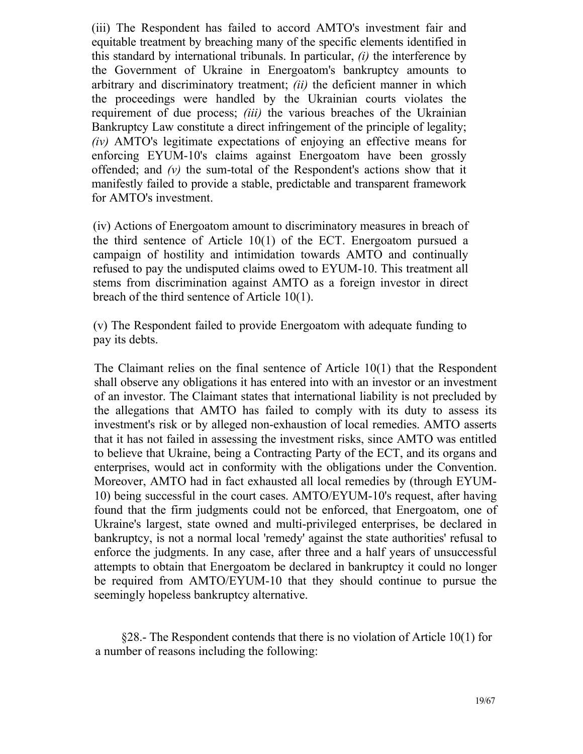(iii) The Respondent has failed to accord AMTO's investment fair and equitable treatment by breaching many of the specific elements identified in this standard by international tribunals. In particular, *(i)* the interference by the Government of Ukraine in Energoatom's bankruptcy amounts to arbitrary and discriminatory treatment; *(ii)* the deficient manner in which the proceedings were handled by the Ukrainian courts violates the requirement of due process; *(iii)* the various breaches of the Ukrainian Bankruptcy Law constitute a direct infringement of the principle of legality; *(iv)* AMTO's legitimate expectations of enjoying an effective means for enforcing EYUM-10's claims against Energoatom have been grossly offended; and *(v)* the sum-total of the Respondent's actions show that it manifestly failed to provide a stable, predictable and transparent framework for AMTO's investment.

(iv) Actions of Energoatom amount to discriminatory measures in breach of the third sentence of Article 10(1) of the ECT. Energoatom pursued a campaign of hostility and intimidation towards AMTO and continually refused to pay the undisputed claims owed to EYUM-10. This treatment all stems from discrimination against AMTO as a foreign investor in direct breach of the third sentence of Article 10(1).

(v) The Respondent failed to provide Energoatom with adequate funding to pay its debts.

The Claimant relies on the final sentence of Article 10(1) that the Respondent shall observe any obligations it has entered into with an investor or an investment of an investor. The Claimant states that international liability is not precluded by the allegations that AMTO has failed to comply with its duty to assess its investment's risk or by alleged non-exhaustion of local remedies. AMTO asserts that it has not failed in assessing the investment risks, since AMTO was entitled to believe that Ukraine, being a Contracting Party of the ECT, and its organs and enterprises, would act in conformity with the obligations under the Convention. Moreover, AMTO had in fact exhausted all local remedies by (through EYUM-10) being successful in the court cases. AMTO/EYUM-10's request, after having found that the firm judgments could not be enforced, that Energoatom, one of Ukraine's largest, state owned and multi-privileged enterprises, be declared in bankruptcy, is not a normal local 'remedy' against the state authorities' refusal to enforce the judgments. In any case, after three and a half years of unsuccessful attempts to obtain that Energoatom be declared in bankruptcy it could no longer be required from AMTO/EYUM-10 that they should continue to pursue the seemingly hopeless bankruptcy alternative.

§28.- The Respondent contends that there is no violation of Article 10(1) for a number of reasons including the following: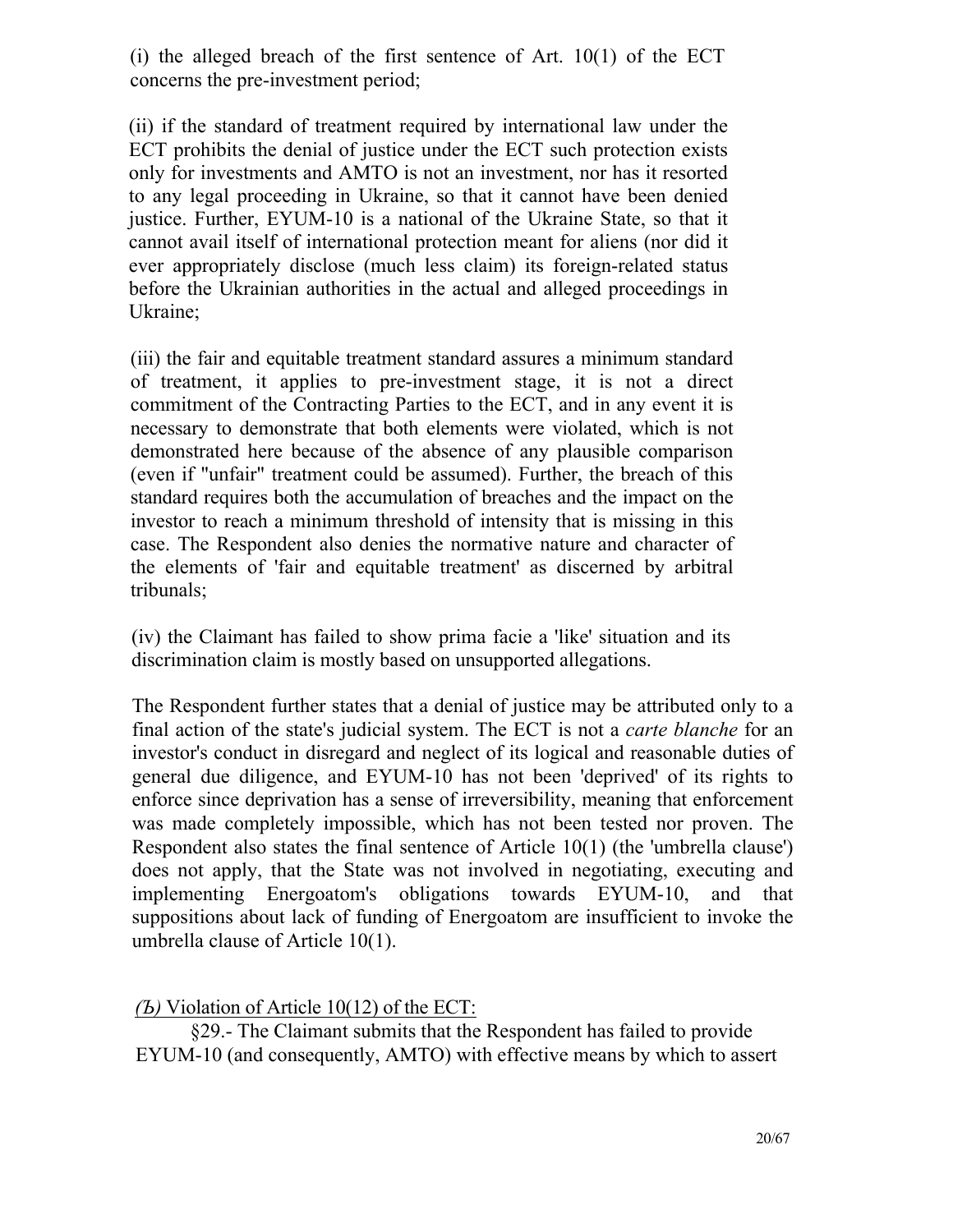(i) the alleged breach of the first sentence of Art. 10(1) of the ECT concerns the pre-investment period;

(ii) if the standard of treatment required by international law under the ECT prohibits the denial of justice under the ECT such protection exists only for investments and AMTO is not an investment, nor has it resorted to any legal proceeding in Ukraine, so that it cannot have been denied justice. Further, EYUM-10 is a national of the Ukraine State, so that it cannot avail itself of international protection meant for aliens (nor did it ever appropriately disclose (much less claim) its foreign-related status before the Ukrainian authorities in the actual and alleged proceedings in Ukraine;

(iii) the fair and equitable treatment standard assures a minimum standard of treatment, it applies to pre-investment stage, it is not a direct commitment of the Contracting Parties to the ECT, and in any event it is necessary to demonstrate that both elements were violated, which is not demonstrated here because of the absence of any plausible comparison (even if "unfair" treatment could be assumed). Further, the breach of this standard requires both the accumulation of breaches and the impact on the investor to reach a minimum threshold of intensity that is missing in this case. The Respondent also denies the normative nature and character of the elements of 'fair and equitable treatment' as discerned by arbitral tribunals;

(iv) the Claimant has failed to show prima facie a 'like' situation and its discrimination claim is mostly based on unsupported allegations.

The Respondent further states that a denial of justice may be attributed only to a final action of the state's judicial system. The ECT is not a *carte blanche* for an investor's conduct in disregard and neglect of its logical and reasonable duties of general due diligence, and EYUM-10 has not been 'deprived' of its rights to enforce since deprivation has a sense of irreversibility, meaning that enforcement was made completely impossible, which has not been tested nor proven. The Respondent also states the final sentence of Article 10(1) (the 'umbrella clause') does not apply, that the State was not involved in negotiating, executing and implementing Energoatom's obligations towards EYUM-10, and that suppositions about lack of funding of Energoatom are insufficient to invoke the umbrella clause of Article 10(1).

*(Ъ)* Violation of Article 10(12) of the ECT:

§29.- The Claimant submits that the Respondent has failed to provide EYUM-10 (and consequently, AMTO) with effective means by which to assert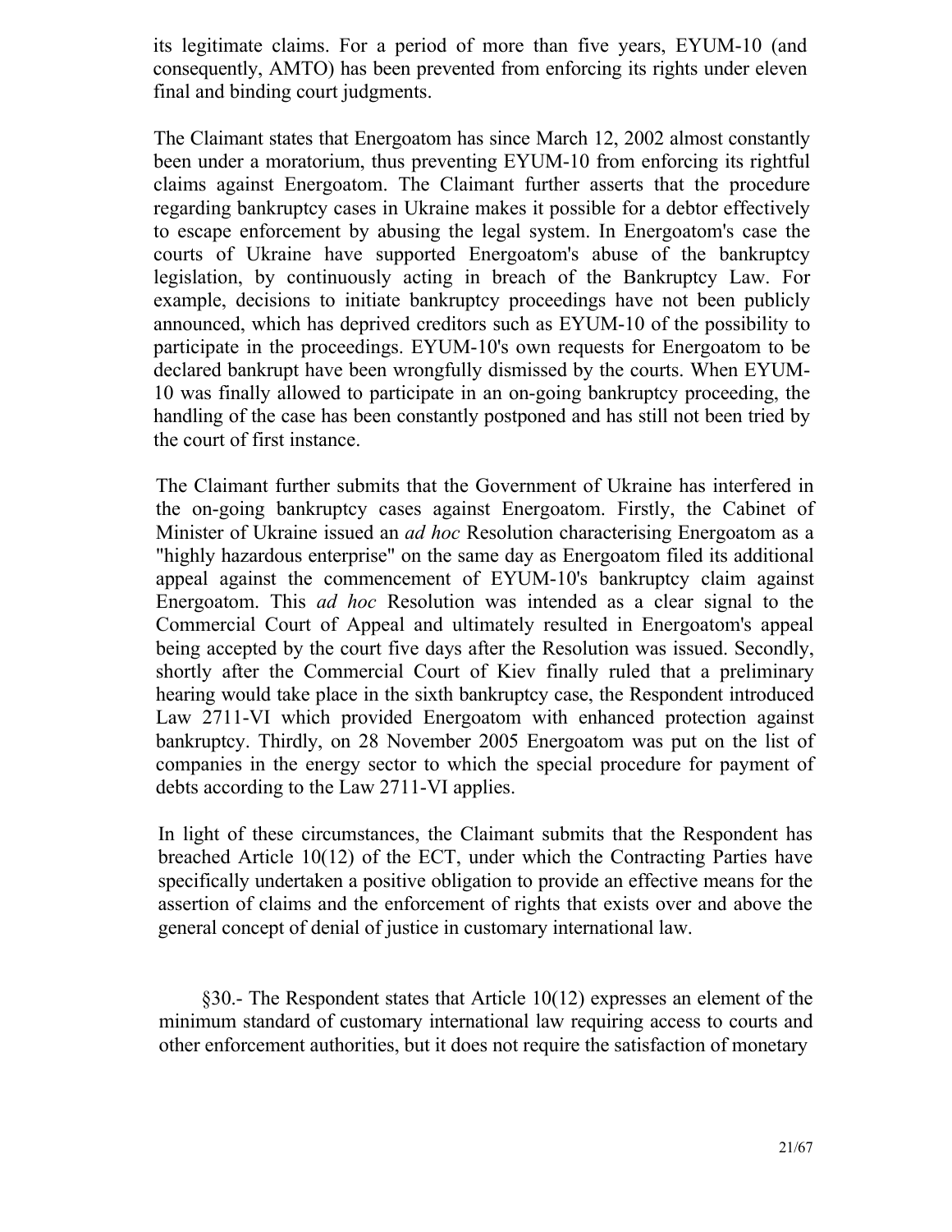its legitimate claims. For a period of more than five years, EYUM-10 (and consequently, AMTO) has been prevented from enforcing its rights under eleven final and binding court judgments.

The Claimant states that Energoatom has since March 12, 2002 almost constantly been under a moratorium, thus preventing EYUM-10 from enforcing its rightful claims against Energoatom. The Claimant further asserts that the procedure regarding bankruptcy cases in Ukraine makes it possible for a debtor effectively to escape enforcement by abusing the legal system. In Energoatom's case the courts of Ukraine have supported Energoatom's abuse of the bankruptcy legislation, by continuously acting in breach of the Bankruptcy Law. For example, decisions to initiate bankruptcy proceedings have not been publicly announced, which has deprived creditors such as EYUM-10 of the possibility to participate in the proceedings. EYUM-10's own requests for Energoatom to be declared bankrupt have been wrongfully dismissed by the courts. When EYUM-10 was finally allowed to participate in an on-going bankruptcy proceeding, the handling of the case has been constantly postponed and has still not been tried by the court of first instance.

The Claimant further submits that the Government of Ukraine has interfered in the on-going bankruptcy cases against Energoatom. Firstly, the Cabinet of Minister of Ukraine issued an *ad hoc* Resolution characterising Energoatom as a "highly hazardous enterprise" on the same day as Energoatom filed its additional appeal against the commencement of EYUM-10's bankruptcy claim against Energoatom. This *ad hoc* Resolution was intended as a clear signal to the Commercial Court of Appeal and ultimately resulted in Energoatom's appeal being accepted by the court five days after the Resolution was issued. Secondly, shortly after the Commercial Court of Kiev finally ruled that a preliminary hearing would take place in the sixth bankruptcy case, the Respondent introduced Law 2711-VI which provided Energoatom with enhanced protection against bankruptcy. Thirdly, on 28 November 2005 Energoatom was put on the list of companies in the energy sector to which the special procedure for payment of debts according to the Law 2711-VI applies.

In light of these circumstances, the Claimant submits that the Respondent has breached Article 10(12) of the ECT, under which the Contracting Parties have specifically undertaken a positive obligation to provide an effective means for the assertion of claims and the enforcement of rights that exists over and above the general concept of denial of justice in customary international law.

§30.- The Respondent states that Article 10(12) expresses an element of the minimum standard of customary international law requiring access to courts and other enforcement authorities, but it does not require the satisfaction of monetary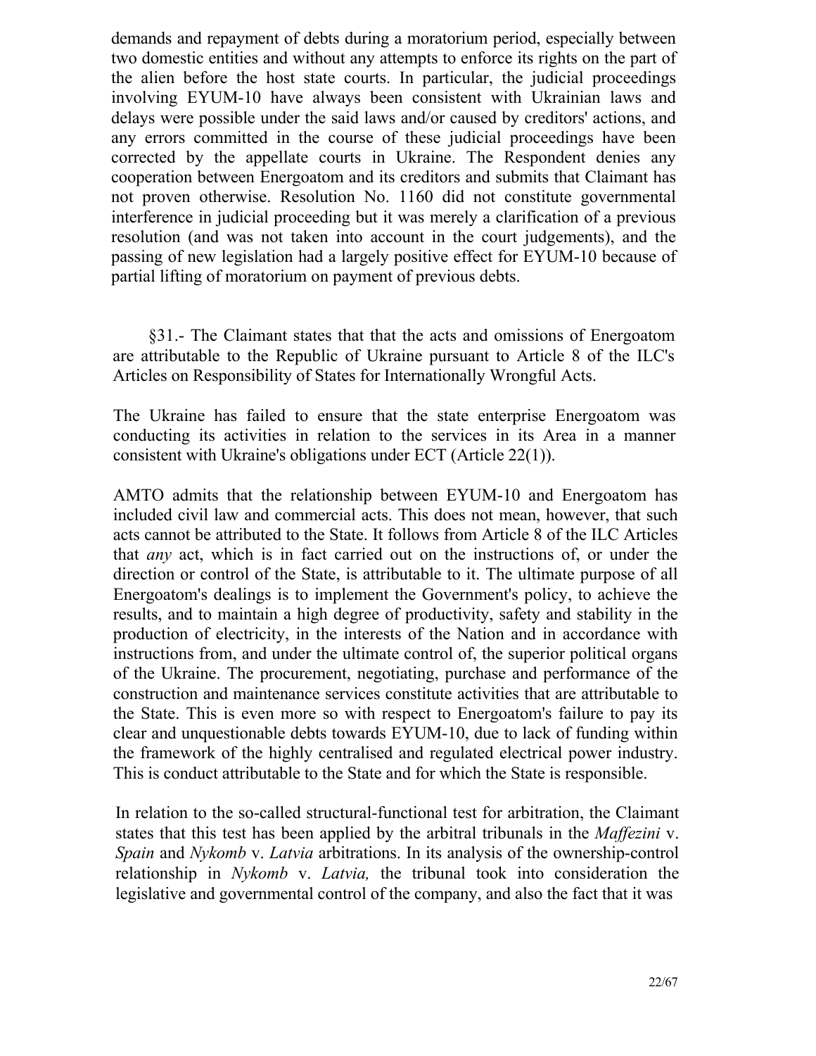demands and repayment of debts during a moratorium period, especially between two domestic entities and without any attempts to enforce its rights on the part of the alien before the host state courts. In particular, the judicial proceedings involving EYUM-10 have always been consistent with Ukrainian laws and delays were possible under the said laws and/or caused by creditors' actions, and any errors committed in the course of these judicial proceedings have been corrected by the appellate courts in Ukraine. The Respondent denies any cooperation between Energoatom and its creditors and submits that Claimant has not proven otherwise. Resolution No. 1160 did not constitute governmental interference in judicial proceeding but it was merely a clarification of a previous resolution (and was not taken into account in the court judgements), and the passing of new legislation had a largely positive effect for EYUM-10 because of partial lifting of moratorium on payment of previous debts.

§31.- The Claimant states that that the acts and omissions of Energoatom are attributable to the Republic of Ukraine pursuant to Article 8 of the ILC's Articles on Responsibility of States for Internationally Wrongful Acts.

The Ukraine has failed to ensure that the state enterprise Energoatom was conducting its activities in relation to the services in its Area in a manner consistent with Ukraine's obligations under ECT (Article 22(1)).

AMTO admits that the relationship between EYUM-10 and Energoatom has included civil law and commercial acts. This does not mean, however, that such acts cannot be attributed to the State. It follows from Article 8 of the ILC Articles that *any* act, which is in fact carried out on the instructions of, or under the direction or control of the State, is attributable to it. The ultimate purpose of all Energoatom's dealings is to implement the Government's policy, to achieve the results, and to maintain a high degree of productivity, safety and stability in the production of electricity, in the interests of the Nation and in accordance with instructions from, and under the ultimate control of, the superior political organs of the Ukraine. The procurement, negotiating, purchase and performance of the construction and maintenance services constitute activities that are attributable to the State. This is even more so with respect to Energoatom's failure to pay its clear and unquestionable debts towards EYUM-10, due to lack of funding within the framework of the highly centralised and regulated electrical power industry. This is conduct attributable to the State and for which the State is responsible.

In relation to the so-called structural-functional test for arbitration, the Claimant states that this test has been applied by the arbitral tribunals in the *Maffezini* v. *Spain* and *Nykomb* v. *Latvia* arbitrations. In its analysis of the ownership-control relationship in *Nykomb* v. *Latvia,* the tribunal took into consideration the legislative and governmental control of the company, and also the fact that it was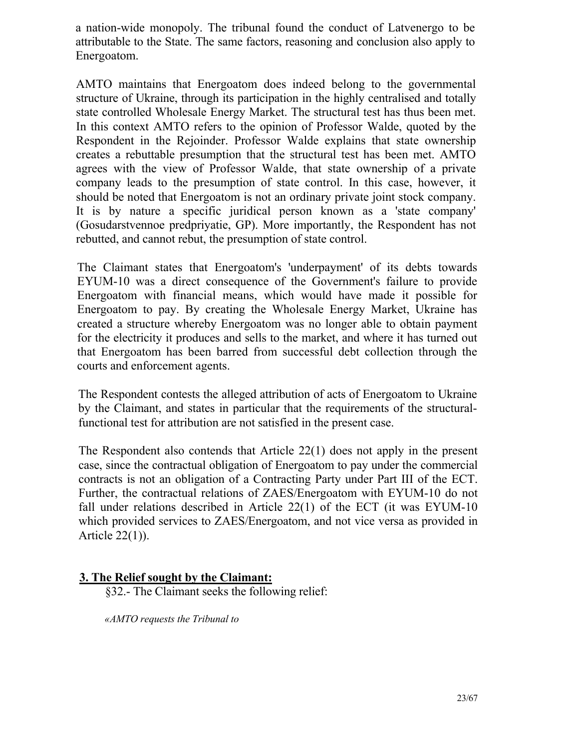a nation-wide monopoly. The tribunal found the conduct of Latvenergo to be attributable to the State. The same factors, reasoning and conclusion also apply to Energoatom.

AMTO maintains that Energoatom does indeed belong to the governmental structure of Ukraine, through its participation in the highly centralised and totally state controlled Wholesale Energy Market. The structural test has thus been met. In this context AMTO refers to the opinion of Professor Walde, quoted by the Respondent in the Rejoinder. Professor Walde explains that state ownership creates a rebuttable presumption that the structural test has been met. AMTO agrees with the view of Professor Walde, that state ownership of a private company leads to the presumption of state control. In this case, however, it should be noted that Energoatom is not an ordinary private joint stock company. It is by nature a specific juridical person known as a 'state company' (Gosudarstvennoe predpriyatie, GP). More importantly, the Respondent has not rebutted, and cannot rebut, the presumption of state control.

The Claimant states that Energoatom's 'underpayment' of its debts towards EYUM-10 was a direct consequence of the Government's failure to provide Energoatom with financial means, which would have made it possible for Energoatom to pay. By creating the Wholesale Energy Market, Ukraine has created a structure whereby Energoatom was no longer able to obtain payment for the electricity it produces and sells to the market, and where it has turned out that Energoatom has been barred from successful debt collection through the courts and enforcement agents.

The Respondent contests the alleged attribution of acts of Energoatom to Ukraine by the Claimant, and states in particular that the requirements of the structural-functional test for attribution are not satisfied in the present case.

The Respondent also contends that Article 22(1) does not apply in the present case, since the contractual obligation of Energoatom to pay under the commercial contracts is not an obligation of a Contracting Party under Part III of the ECT. Further, the contractual relations of ZAES/Energoatom with EYUM-10 do not fall under relations described in Article 22(1) of the ECT (it was EYUM-10 which provided services to ZAES/Energoatom, and not vice versa as provided in Article 22(1)).

## 3. The Relief sought by the Claimant:

§32.- The Claimant seeks the following relief:

*«AMTO requests the Tribunal to*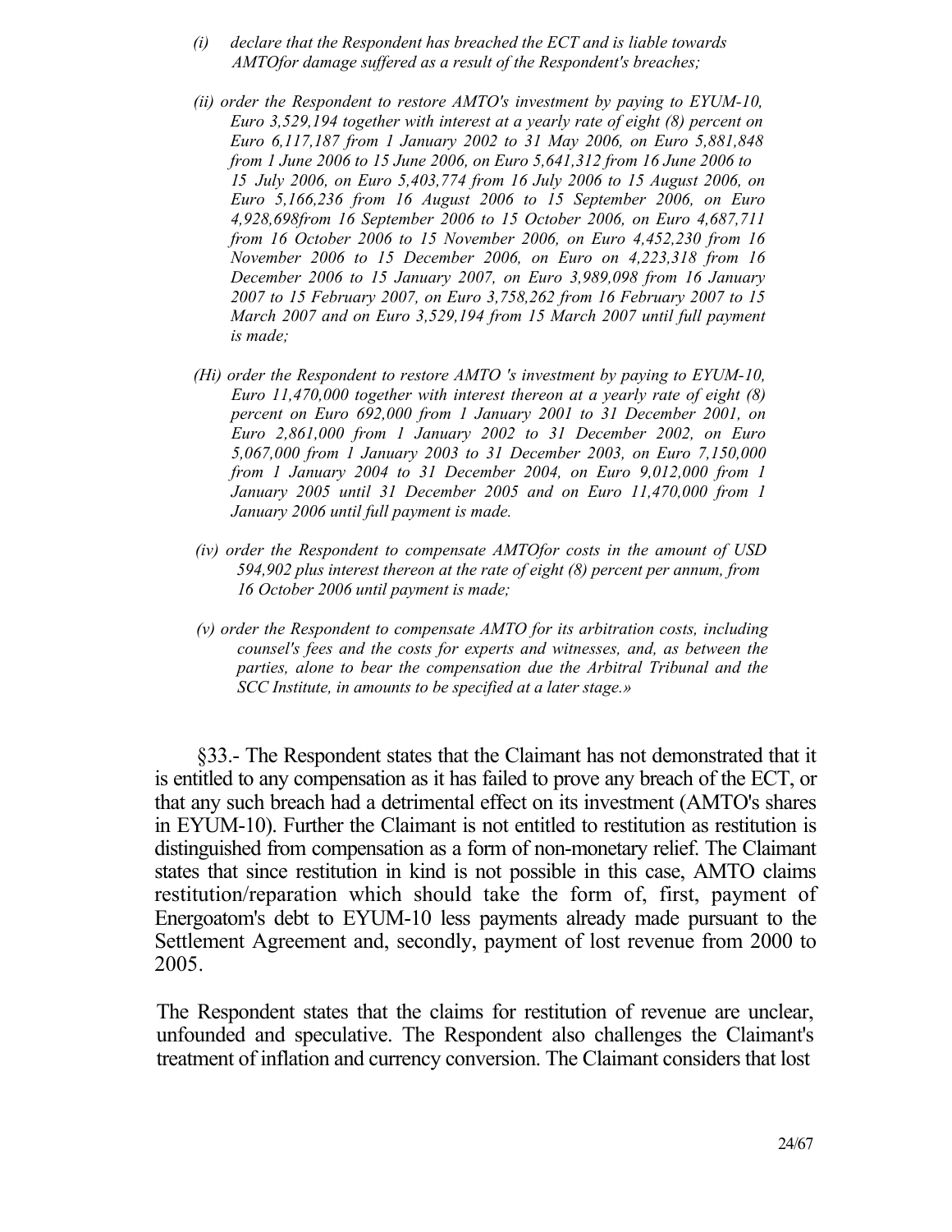*(i) declare that the Respondent has breached the ECT and is liable towards AMTOfor damage suffered as a result of the Respondent's breaches;*

*(ii) order the Respondent to restore AMTO's investment by paying to EYUM-10, Euro 3,529,194 together with interest at a yearly rate of eight (8) percent on Euro 6,117,187 from 1 January 2002 to 31 May 2006, on Euro 5,881,848 from 1 June 2006 to 15 June 2006, on Euro 5,641,312 from 16 June 2006 to 15 July 2006, on Euro 5,403,774 from 16 July 2006 to 15 August 2006, on Euro 5,166,236 from 16 August 2006 to 15 September 2006, on Euro 4,928,698from 16 September 2006 to 15 October 2006, on Euro 4,687,711 from 16 October 2006 to 15 November 2006, on Euro 4,452,230 from 16 November 2006 to 15 December 2006, on Euro on 4,223,318 from 16 December 2006 to 15 January 2007, on Euro 3,989,098 from 16 January 2007 to 15 February 2007, on Euro 3,758,262 from 16 February 2007 to 15 March 2007 and on Euro 3,529,194 from 15 March 2007 until full payment is made;*

*(Hi) order the Respondent to restore AMTO 's investment by paying to EYUM-10, Euro 11,470,000 together with interest thereon at a yearly rate of eight (8) percent on Euro 692,000 from 1 January 2001 to 31 December 2001, on Euro 2,861,000 from 1 January 2002 to 31 December 2002, on Euro 5,067,000 from 1 January 2003 to 31 December 2003, on Euro 7,150,000 from 1 January 2004 to 31 December 2004, on Euro 9,012,000 from 1 January 2005 until 31 December 2005 and on Euro 11,470,000 from 1 January 2006 until full payment is made.*

*(iv) order the Respondent to compensate AMTOfor costs in the amount of USD 594,902 plus interest thereon at the rate of eight (8) percent per annum, from 16 October 2006 until payment is made;*

*(v) order the Respondent to compensate AMTO for its arbitration costs, including counsel's fees and the costs for experts and witnesses, and, as between the parties, alone to bear the compensation due the Arbitral Tribunal and the SCC Institute, in amounts to be specified at a later stage.»*

§33.- The Respondent states that the Claimant has not demonstrated that it is entitled to any compensation as it has failed to prove any breach of the ECT, or that any such breach had a detrimental effect on its investment (AMTO's shares in EYUM-10). Further the Claimant is not entitled to restitution as restitution is distinguished from compensation as a form of non-monetary relief. The Claimant states that since restitution in kind is not possible in this case, AMTO claims restitution/reparation which should take the form of, first, payment of Energoatom's debt to EYUM-10 less payments already made pursuant to the Settlement Agreement and, secondly, payment of lost revenue from 2000 to 2005.

The Respondent states that the claims for restitution of revenue are unclear, unfounded and speculative. The Respondent also challenges the Claimant's treatment of inflation and currency conversion. The Claimant considers that lost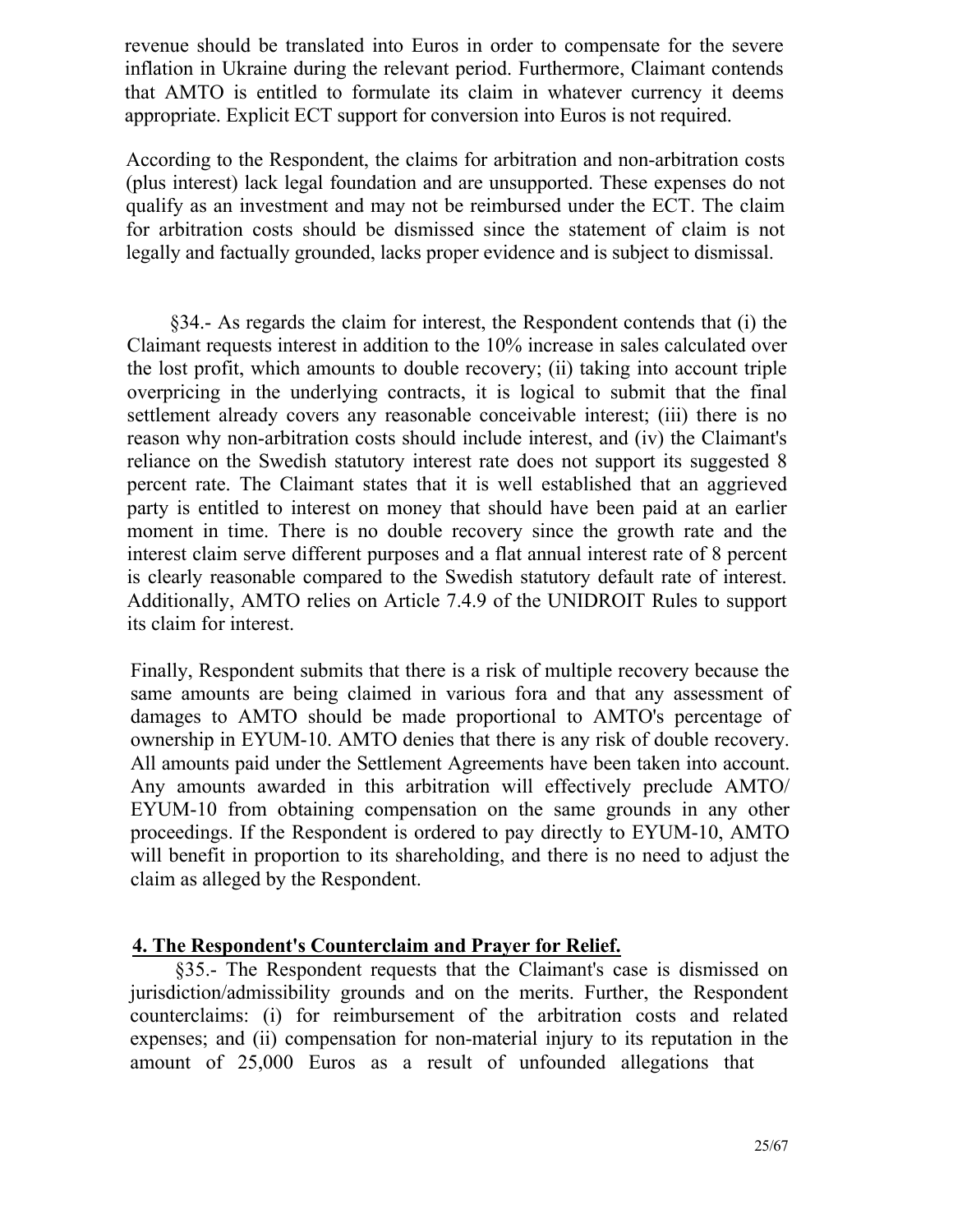revenue should be translated into Euros in order to compensate for the severe inflation in Ukraine during the relevant period. Furthermore, Claimant contends that AMTO is entitled to formulate its claim in whatever currency it deems appropriate. Explicit ECT support for conversion into Euros is not required.

According to the Respondent, the claims for arbitration and non-arbitration costs (plus interest) lack legal foundation and are unsupported. These expenses do not qualify as an investment and may not be reimbursed under the ECT. The claim for arbitration costs should be dismissed since the statement of claim is not legally and factually grounded, lacks proper evidence and is subject to dismissal.

§34.- As regards the claim for interest, the Respondent contends that (i) the Claimant requests interest in addition to the 10% increase in sales calculated over the lost profit, which amounts to double recovery; (ii) taking into account triple overpricing in the underlying contracts, it is logical to submit that the final settlement already covers any reasonable conceivable interest; (iii) there is no reason why non-arbitration costs should include interest, and (iv) the Claimant's reliance on the Swedish statutory interest rate does not support its suggested 8 percent rate. The Claimant states that it is well established that an aggrieved party is entitled to interest on money that should have been paid at an earlier moment in time. There is no double recovery since the growth rate and the interest claim serve different purposes and a flat annual interest rate of 8 percent is clearly reasonable compared to the Swedish statutory default rate of interest. Additionally, AMTO relies on Article 7.4.9 of the UNIDROIT Rules to support its claim for interest.

Finally, Respondent submits that there is a risk of multiple recovery because the same amounts are being claimed in various fora and that any assessment of damages to AMTO should be made proportional to AMTO's percentage of ownership in EYUM-10. AMTO denies that there is any risk of double recovery. All amounts paid under the Settlement Agreements have been taken into account. Any amounts awarded in this arbitration will effectively preclude AMTO/ EYUM-10 from obtaining compensation on the same grounds in any other proceedings. If the Respondent is ordered to pay directly to EYUM-10, AMTO will benefit in proportion to its shareholding, and there is no need to adjust the claim as alleged by the Respondent.

### 4. The Respondent's Counterclaim and Prayer for Relief.

§35.- The Respondent requests that the Claimant's case is dismissed on jurisdiction/admissibility grounds and on the merits. Further, the Respondent counterclaims: (i) for reimbursement of the arbitration costs and related expenses; and (ii) compensation for non-material injury to its reputation in the amount of 25,000 Euros as a result of unfounded allegations that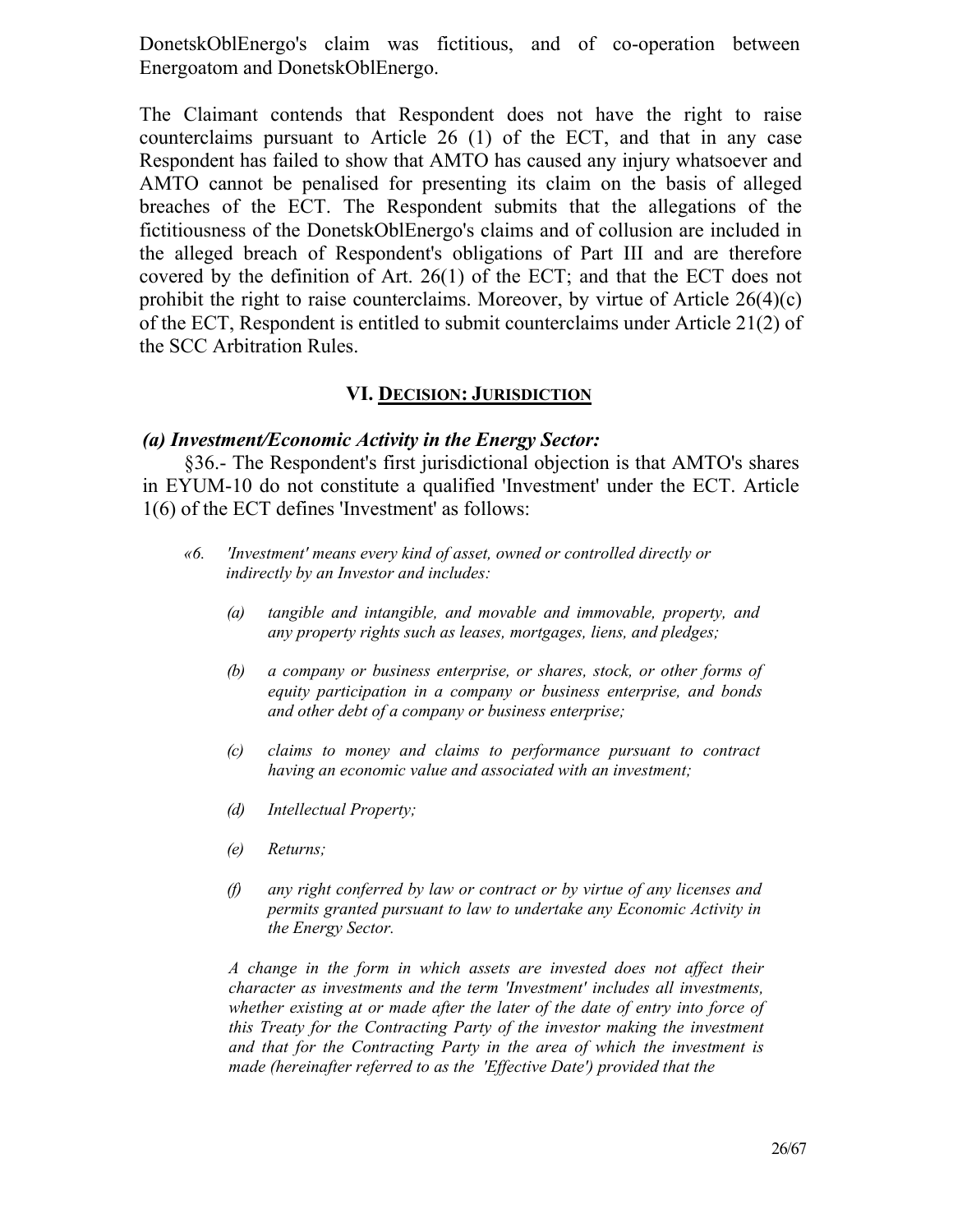DonetskOblEnergo's claim was fictitious, and of co-operation between Energoatom and DonetskOblEnergo.

The Claimant contends that Respondent does not have the right to raise counterclaims pursuant to Article 26 (1) of the ECT, and that in any case Respondent has failed to show that AMTO has caused any injury whatsoever and AMTO cannot be penalised for presenting its claim on the basis of alleged breaches of the ECT. The Respondent submits that the allegations of the fictitiousness of the DonetskOblEnergo's claims and of collusion are included in the alleged breach of Respondent's obligations of Part III and are therefore covered by the definition of Art. 26(1) of the ECT; and that the ECT does not prohibit the right to raise counterclaims. Moreover, by virtue of Article 26(4)(c) of the ECT, Respondent is entitled to submit counterclaims under Article 21(2) of the SCC Arbitration Rules.

## VI. DECISION: JURISDICTION

### *(a) Investment/Economic Activity in the Energy Sector:*

§36.- The Respondent's first jurisdictional objection is that AMTO's shares in EYUM-10 do not constitute a qualified 'Investment' under the ECT. Article 1(6) of the ECT defines 'Investment' as follows:

> *«6. 'Investment' means every kind of asset, owned or controlled directly or indirectly by an Investor and includes:*
>
> *(a) tangible and intangible, and movable and immovable, property, and any property rights such as leases, mortgages, liens, and pledges;*
>
> *(b) a company or business enterprise, or shares, stock, or other forms of equity participation in a company or business enterprise, and bonds and other debt of a company or business enterprise;*
>
> *(c) claims to money and claims to performance pursuant to contract having an economic value and associated with an investment;*
>
> *(d) Intellectual Property;*
>
> *(e) Returns;*
>
> *(f) any right conferred by law or contract or by virtue of any licenses and permits granted pursuant to law to undertake any Economic Activity in the Energy Sector.*
>
> *A change in the form in which assets are invested does not affect their character as investments and the term 'Investment' includes all investments, whether existing at or made after the later of the date of entry into force of this Treaty for the Contracting Party of the investor making the investment and that for the Contracting Party in the area of which the investment is made (hereinafter referred to as the 'Effective Date') provided that the*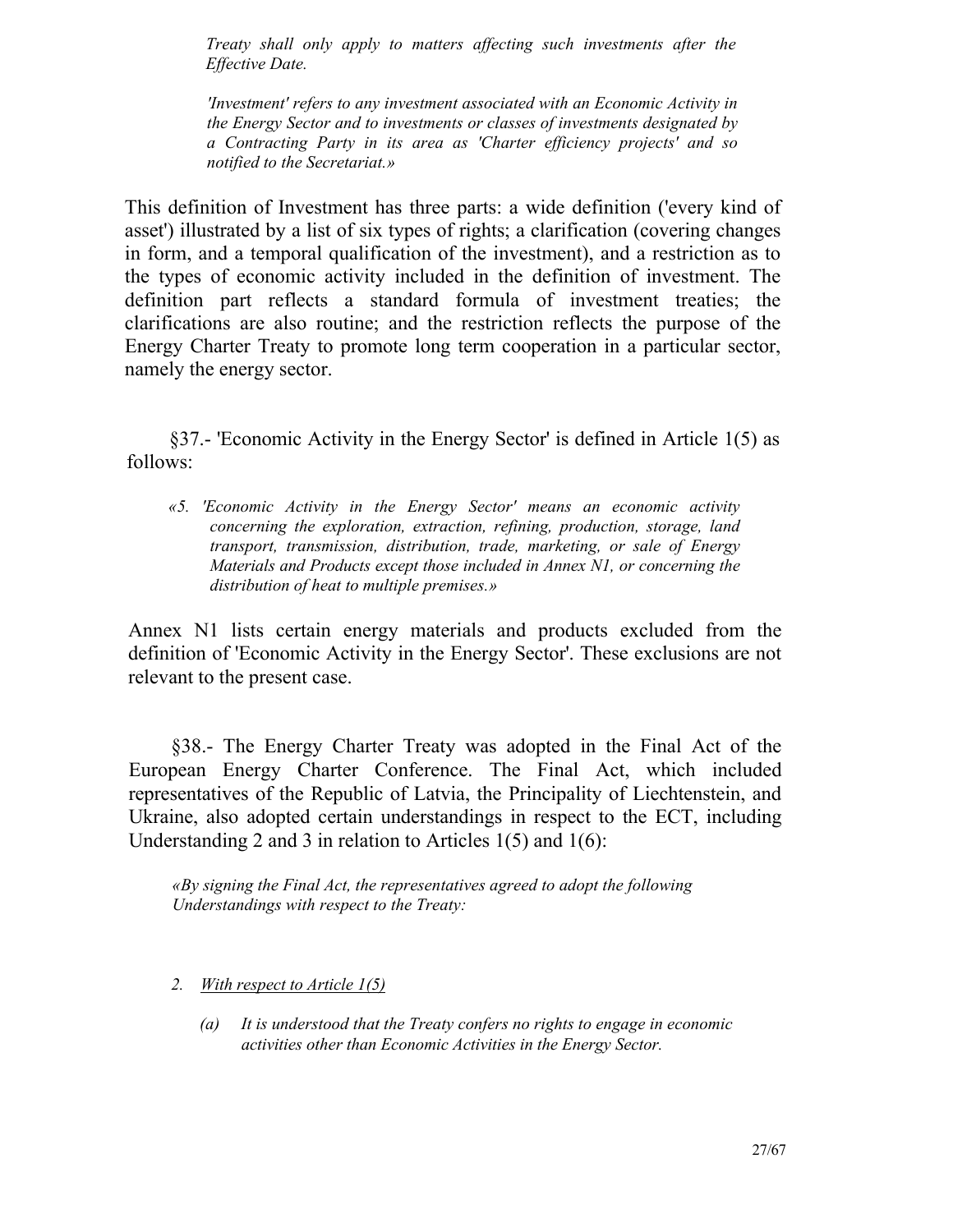*Treaty shall only apply to matters affecting such investments after the Effective Date.*

*'Investment' refers to any investment associated with an Economic Activity in the Energy Sector and to investments or classes of investments designated by a Contracting Party in its area as 'Charter efficiency projects' and so notified to the Secretariat.»*

This definition of Investment has three parts: a wide definition ('every kind of asset') illustrated by a list of six types of rights; a clarification (covering changes in form, and a temporal qualification of the investment), and a restriction as to the types of economic activity included in the definition of investment. The definition part reflects a standard formula of investment treaties; the clarifications are also routine; and the restriction reflects the purpose of the Energy Charter Treaty to promote long term cooperation in a particular sector, namely the energy sector.

§37.- 'Economic Activity in the Energy Sector' is defined in Article 1(5) as follows:

*«5. 'Economic Activity in the Energy Sector' means an economic activity concerning the exploration, extraction, refining, production, storage, land transport, transmission, distribution, trade, marketing, or sale of Energy Materials and Products except those included in Annex N1, or concerning the distribution of heat to multiple premises.»*

Annex N1 lists certain energy materials and products excluded from the definition of 'Economic Activity in the Energy Sector'. These exclusions are not relevant to the present case.

§38.- The Energy Charter Treaty was adopted in the Final Act of the European Energy Charter Conference. The Final Act, which included representatives of the Republic of Latvia, the Principality of Liechtenstein, and Ukraine, also adopted certain understandings in respect to the ECT, including Understanding 2 and 3 in relation to Articles 1(5) and 1(6):

*«By signing the Final Act, the representatives agreed to adopt the following Understandings with respect to the Treaty:*

2. *With respect to Article 1(5)*

   (a) *It is understood that the Treaty confers no rights to engage in economic activities other than Economic Activities in the Energy Sector.*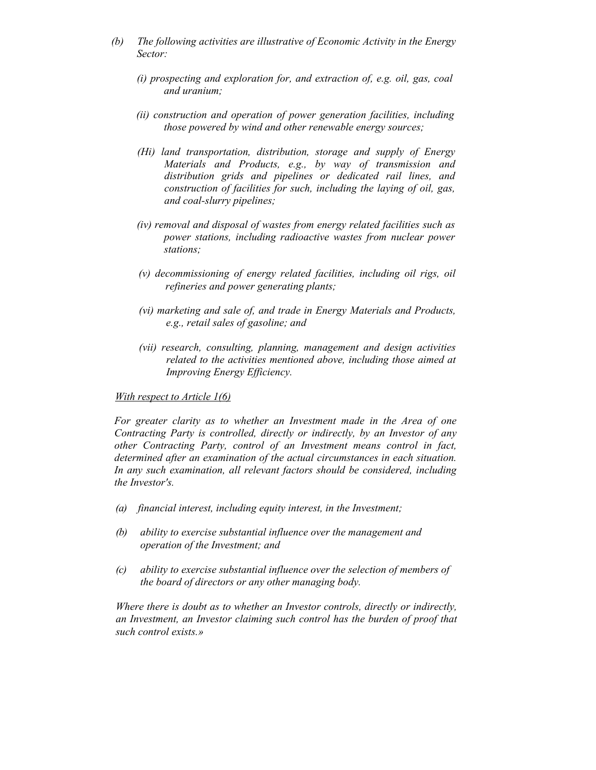*(b) The following activities are illustrative of Economic Activity in the Energy Sector:*

*(i) prospecting and exploration for, and extraction of, e.g. oil, gas, coal and uranium;*

*(ii) construction and operation of power generation facilities, including those powered by wind and other renewable energy sources;*

*(Hi) land transportation, distribution, storage and supply of Energy Materials and Products, e.g., by way of transmission and distribution grids and pipelines or dedicated rail lines, and construction of facilities for such, including the laying of oil, gas, and coal-slurry pipelines;*

*(iv) removal and disposal of wastes from energy related facilities such as power stations, including radioactive wastes from nuclear power stations;*

*(v) decommissioning of energy related facilities, including oil rigs, oil refineries and power generating plants;*

*(vi) marketing and sale of, and trade in Energy Materials and Products, e.g., retail sales of gasoline; and*

*(vii) research, consulting, planning, management and design activities related to the activities mentioned above, including those aimed at Improving Energy Efficiency.*

*With respect to Article 1(6)*

*For greater clarity as to whether an Investment made in the Area of one Contracting Party is controlled, directly or indirectly, by an Investor of any other Contracting Party, control of an Investment means control in fact, determined after an examination of the actual circumstances in each situation. In any such examination, all relevant factors should be considered, including the Investor's.*

*(a) financial interest, including equity interest, in the Investment;*

*(b) ability to exercise substantial influence over the management and operation of the Investment; and*

*(c) ability to exercise substantial influence over the selection of members of the board of directors or any other managing body.*

*Where there is doubt as to whether an Investor controls, directly or indirectly, an Investment, an Investor claiming such control has the burden of proof that such control exists.»*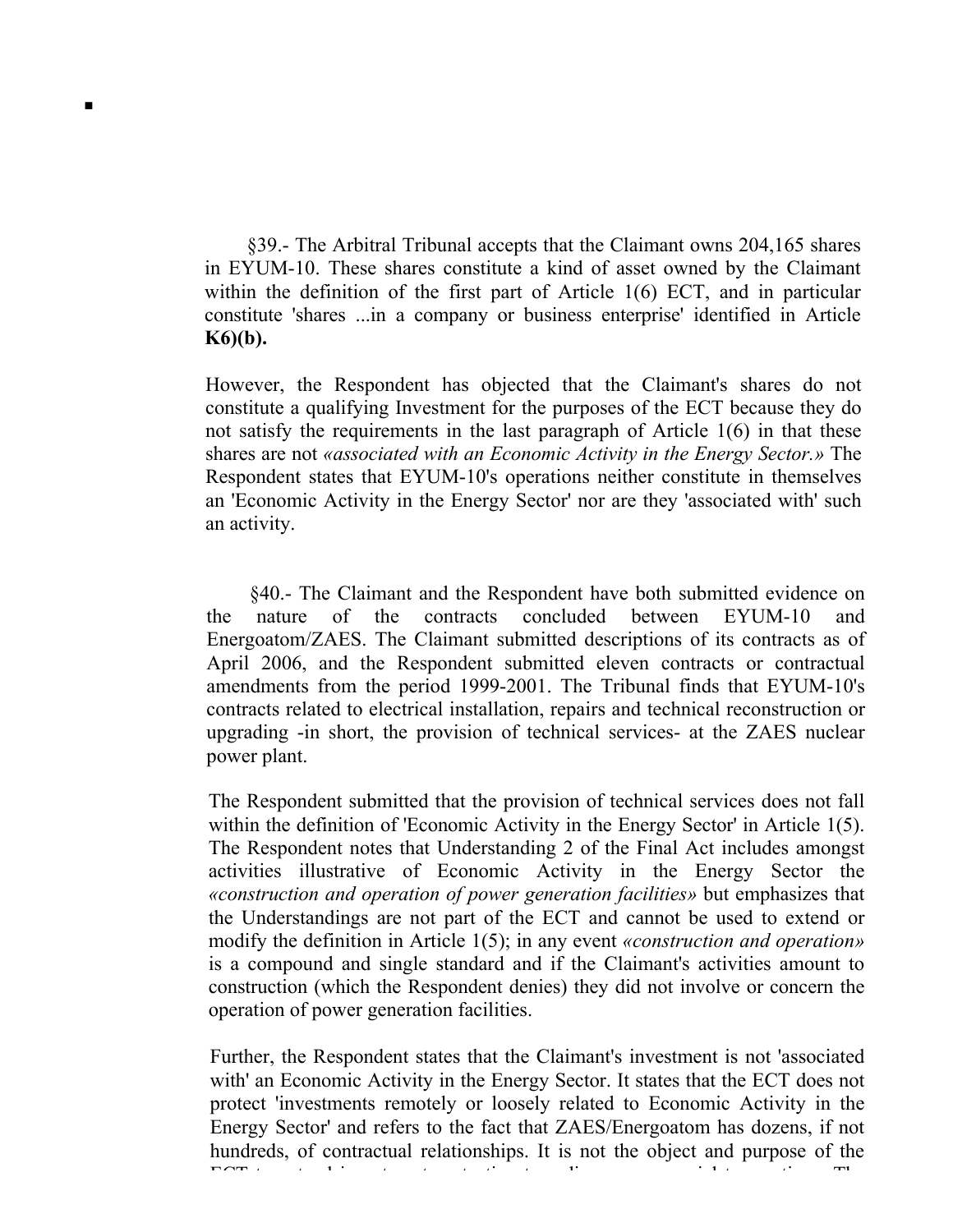§39.- The Arbitral Tribunal accepts that the Claimant owns 204,165 shares in EYUM-10. These shares constitute a kind of asset owned by the Claimant within the definition of the first part of Article 1(6) ECT, and in particular constitute 'shares ...in a company or business enterprise' identified in Article **K6)(b).**

However, the Respondent has objected that the Claimant's shares do not constitute a qualifying Investment for the purposes of the ECT because they do not satisfy the requirements in the last paragraph of Article 1(6) in that these shares are not *«associated with an Economic Activity in the Energy Sector.»* The Respondent states that EYUM-10's operations neither constitute in themselves an 'Economic Activity in the Energy Sector' nor are they 'associated with' such an activity.

§40.- The Claimant and the Respondent have both submitted evidence on the nature of the contracts concluded between EYUM-10 and Energoatom/ZAES. The Claimant submitted descriptions of its contracts as of April 2006, and the Respondent submitted eleven contracts or contractual amendments from the period 1999-2001. The Tribunal finds that EYUM-10's contracts related to electrical installation, repairs and technical reconstruction or upgrading -in short, the provision of technical services- at the ZAES nuclear power plant.

The Respondent submitted that the provision of technical services does not fall within the definition of 'Economic Activity in the Energy Sector' in Article 1(5). The Respondent notes that Understanding 2 of the Final Act includes amongst activities illustrative of Economic Activity in the Energy Sector the *«construction and operation of power generation facilities»* but emphasizes that the Understandings are not part of the ECT and cannot be used to extend or modify the definition in Article 1(5); in any event *«construction and operation»* is a compound and single standard and if the Claimant's activities amount to construction (which the Respondent denies) they did not involve or concern the operation of power generation facilities.

Further, the Respondent states that the Claimant's investment is not 'associated with' an Economic Activity in the Energy Sector. It states that the ECT does not protect 'investments remotely or loosely related to Economic Activity in the Energy Sector' and refers to the fact that ZAES/Energoatom has dozens, if not hundreds, of contractual relationships. It is not the object and purpose of the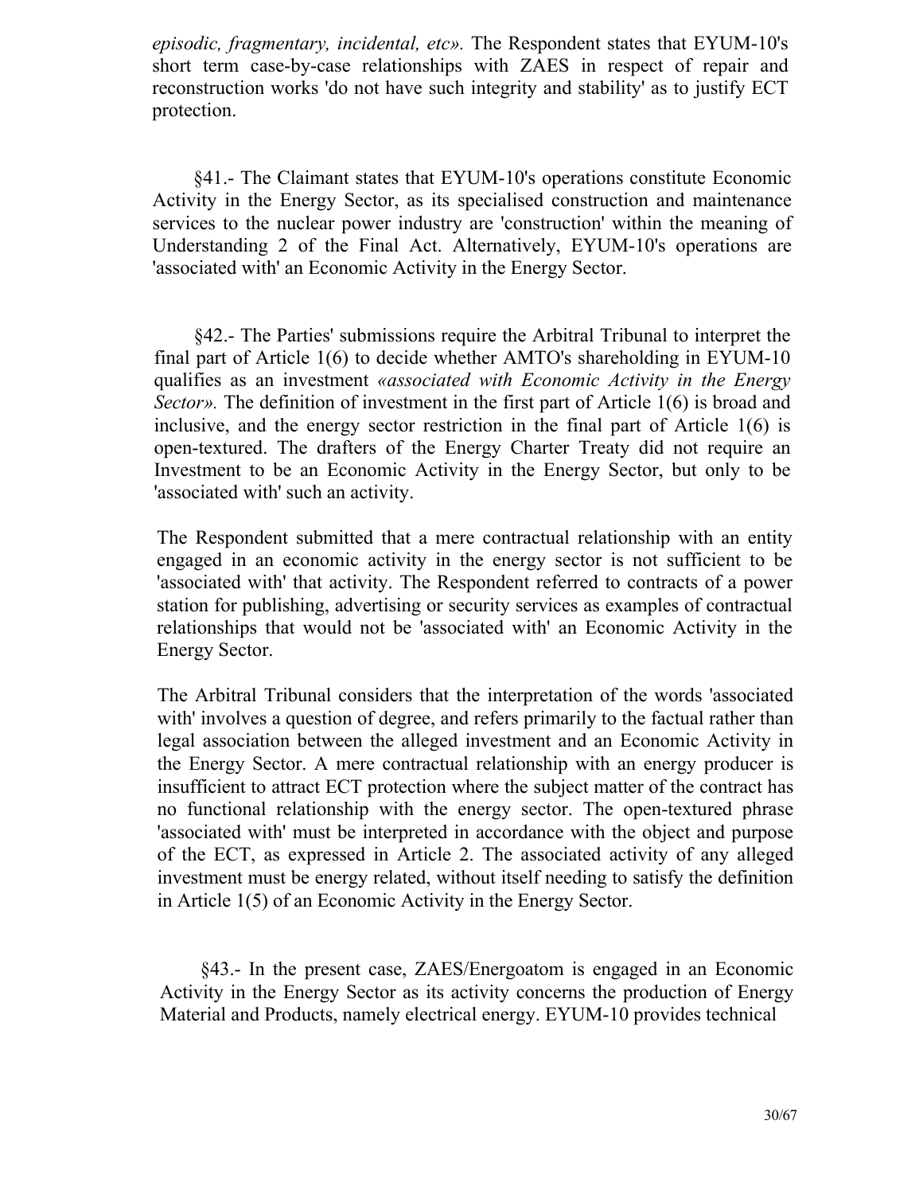*episodic, fragmentary, incidental, etc».* The Respondent states that EYUM-10's short term case-by-case relationships with ZAES in respect of repair and reconstruction works 'do not have such integrity and stability' as to justify ECT protection.

§41.- The Claimant states that EYUM-10's operations constitute Economic Activity in the Energy Sector, as its specialised construction and maintenance services to the nuclear power industry are 'construction' within the meaning of Understanding 2 of the Final Act. Alternatively, EYUM-10's operations are 'associated with' an Economic Activity in the Energy Sector.

§42.- The Parties' submissions require the Arbitral Tribunal to interpret the final part of Article 1(6) to decide whether AMTO's shareholding in EYUM-10 qualifies as an investment *«associated with Economic Activity in the Energy Sector».* The definition of investment in the first part of Article 1(6) is broad and inclusive, and the energy sector restriction in the final part of Article 1(6) is open-textured. The drafters of the Energy Charter Treaty did not require an Investment to be an Economic Activity in the Energy Sector, but only to be 'associated with' such an activity.

The Respondent submitted that a mere contractual relationship with an entity engaged in an economic activity in the energy sector is not sufficient to be 'associated with' that activity. The Respondent referred to contracts of a power station for publishing, advertising or security services as examples of contractual relationships that would not be 'associated with' an Economic Activity in the Energy Sector.

The Arbitral Tribunal considers that the interpretation of the words 'associated with' involves a question of degree, and refers primarily to the factual rather than legal association between the alleged investment and an Economic Activity in the Energy Sector. A mere contractual relationship with an energy producer is insufficient to attract ECT protection where the subject matter of the contract has no functional relationship with the energy sector. The open-textured phrase 'associated with' must be interpreted in accordance with the object and purpose of the ECT, as expressed in Article 2. The associated activity of any alleged investment must be energy related, without itself needing to satisfy the definition in Article 1(5) of an Economic Activity in the Energy Sector.

§43.- In the present case, ZAES/Energoatom is engaged in an Economic Activity in the Energy Sector as its activity concerns the production of Energy Material and Products, namely electrical energy. EYUM-10 provides technical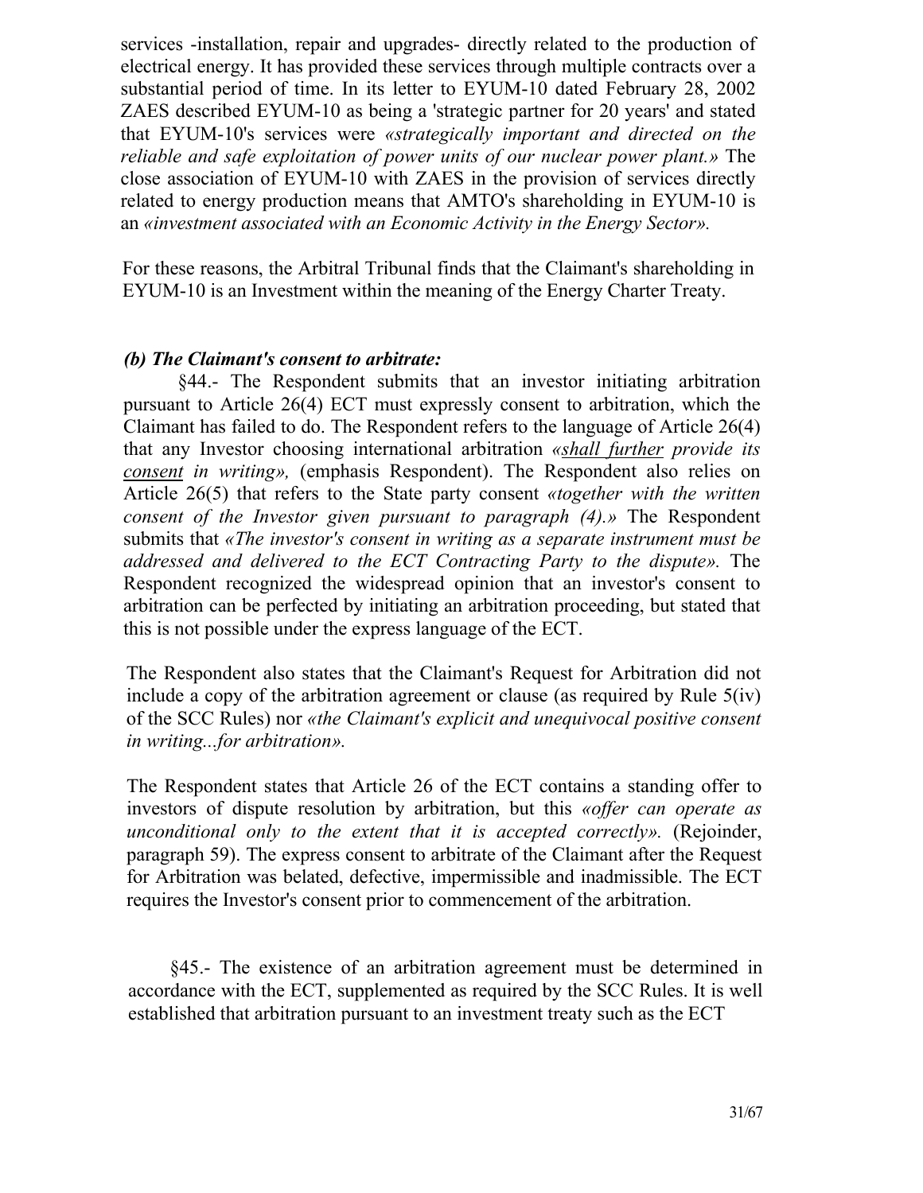services -installation, repair and upgrades- directly related to the production of electrical energy. It has provided these services through multiple contracts over a substantial period of time. In its letter to EYUM-10 dated February 28, 2002 ZAES described EYUM-10 as being a 'strategic partner for 20 years' and stated that EYUM-10's services were *«strategically important and directed on the reliable and safe exploitation of power units of our nuclear power plant.»* The close association of EYUM-10 with ZAES in the provision of services directly related to energy production means that AMTO's shareholding in EYUM-10 is an *«investment associated with an Economic Activity in the Energy Sector».*

For these reasons, the Arbitral Tribunal finds that the Claimant's shareholding in EYUM-10 is an Investment within the meaning of the Energy Charter Treaty.

***(b) The Claimant's consent to arbitrate:***

§44.- The Respondent submits that an investor initiating arbitration pursuant to Article 26(4) ECT must expressly consent to arbitration, which the Claimant has failed to do. The Respondent refers to the language of Article 26(4) that any Investor choosing international arbitration *«<u>shall further</u> provide its <u>consent</u> in writing»,* (emphasis Respondent). The Respondent also relies on Article 26(5) that refers to the State party consent *«together with the written consent of the Investor given pursuant to paragraph (4).»* The Respondent submits that *«The investor's consent in writing as a separate instrument must be addressed and delivered to the ECT Contracting Party to the dispute».* The Respondent recognized the widespread opinion that an investor's consent to arbitration can be perfected by initiating an arbitration proceeding, but stated that this is not possible under the express language of the ECT.

The Respondent also states that the Claimant's Request for Arbitration did not include a copy of the arbitration agreement or clause (as required by Rule 5(iv) of the SCC Rules) nor *«the Claimant's explicit and unequivocal positive consent in writing...for arbitration».*

The Respondent states that Article 26 of the ECT contains a standing offer to investors of dispute resolution by arbitration, but this *«offer can operate as unconditional only to the extent that it is accepted correctly».* (Rejoinder, paragraph 59). The express consent to arbitrate of the Claimant after the Request for Arbitration was belated, defective, impermissible and inadmissible. The ECT requires the Investor's consent prior to commencement of the arbitration.

§45.- The existence of an arbitration agreement must be determined in accordance with the ECT, supplemented as required by the SCC Rules. It is well established that arbitration pursuant to an investment treaty such as the ECT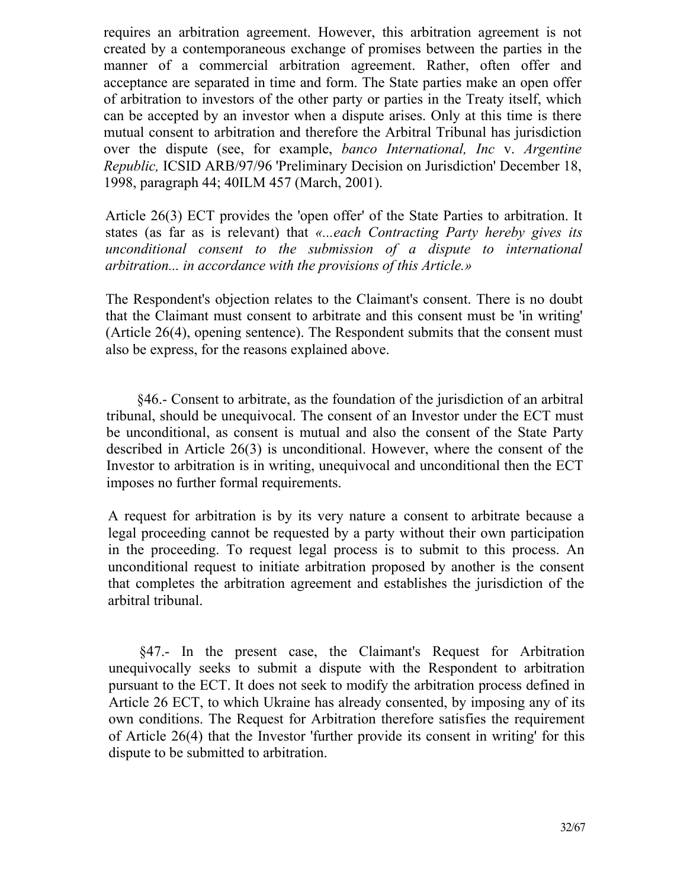requires an arbitration agreement. However, this arbitration agreement is not created by a contemporaneous exchange of promises between the parties in the manner of a commercial arbitration agreement. Rather, often offer and acceptance are separated in time and form. The State parties make an open offer of arbitration to investors of the other party or parties in the Treaty itself, which can be accepted by an investor when a dispute arises. Only at this time is there mutual consent to arbitration and therefore the Arbitral Tribunal has jurisdiction over the dispute (see, for example, *banco International, Inc* v. *Argentine Republic,* ICSID ARB/97/96 'Preliminary Decision on Jurisdiction' December 18, 1998, paragraph 44; 40ILM 457 (March, 2001).

Article 26(3) ECT provides the 'open offer' of the State Parties to arbitration. It states (as far as is relevant) that *«...each Contracting Party hereby gives its unconditional consent to the submission of a dispute to international arbitration... in accordance with the provisions of this Article.»*

The Respondent's objection relates to the Claimant's consent. There is no doubt that the Claimant must consent to arbitrate and this consent must be 'in writing' (Article 26(4), opening sentence). The Respondent submits that the consent must also be express, for the reasons explained above.

§46.- Consent to arbitrate, as the foundation of the jurisdiction of an arbitral tribunal, should be unequivocal. The consent of an Investor under the ECT must be unconditional, as consent is mutual and also the consent of the State Party described in Article 26(3) is unconditional. However, where the consent of the Investor to arbitration is in writing, unequivocal and unconditional then the ECT imposes no further formal requirements.

A request for arbitration is by its very nature a consent to arbitrate because a legal proceeding cannot be requested by a party without their own participation in the proceeding. To request legal process is to submit to this process. An unconditional request to initiate arbitration proposed by another is the consent that completes the arbitration agreement and establishes the jurisdiction of the arbitral tribunal.

§47.- In the present case, the Claimant's Request for Arbitration unequivocally seeks to submit a dispute with the Respondent to arbitration pursuant to the ECT. It does not seek to modify the arbitration process defined in Article 26 ECT, to which Ukraine has already consented, by imposing any of its own conditions. The Request for Arbitration therefore satisfies the requirement of Article 26(4) that the Investor 'further provide its consent in writing' for this dispute to be submitted to arbitration.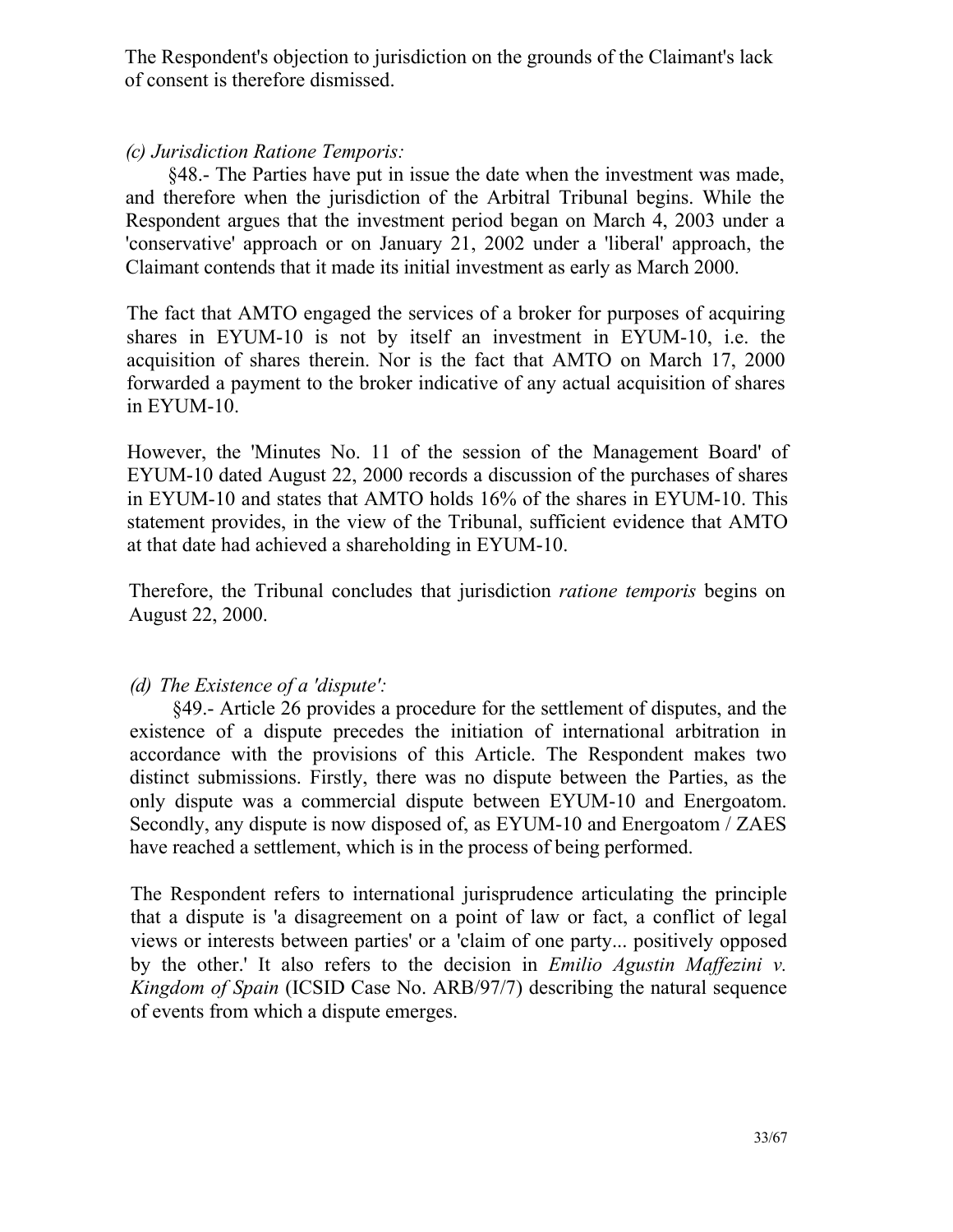The Respondent's objection to jurisdiction on the grounds of the Claimant's lack of consent is therefore dismissed.

*(c) Jurisdiction Ratione Temporis:*

§48.- The Parties have put in issue the date when the investment was made, and therefore when the jurisdiction of the Arbitral Tribunal begins. While the Respondent argues that the investment period began on March 4, 2003 under a 'conservative' approach or on January 21, 2002 under a 'liberal' approach, the Claimant contends that it made its initial investment as early as March 2000.

The fact that AMTO engaged the services of a broker for purposes of acquiring shares in EYUM-10 is not by itself an investment in EYUM-10, i.e. the acquisition of shares therein. Nor is the fact that AMTO on March 17, 2000 forwarded a payment to the broker indicative of any actual acquisition of shares in EYUM-10.

However, the 'Minutes No. 11 of the session of the Management Board' of EYUM-10 dated August 22, 2000 records a discussion of the purchases of shares in EYUM-10 and states that AMTO holds 16% of the shares in EYUM-10. This statement provides, in the view of the Tribunal, sufficient evidence that AMTO at that date had achieved a shareholding in EYUM-10.

Therefore, the Tribunal concludes that jurisdiction *ratione temporis* begins on August 22, 2000.

*(d) The Existence of a 'dispute':*

§49.- Article 26 provides a procedure for the settlement of disputes, and the existence of a dispute precedes the initiation of international arbitration in accordance with the provisions of this Article. The Respondent makes two distinct submissions. Firstly, there was no dispute between the Parties, as the only dispute was a commercial dispute between EYUM-10 and Energoatom. Secondly, any dispute is now disposed of, as EYUM-10 and Energoatom / ZAES have reached a settlement, which is in the process of being performed.

The Respondent refers to international jurisprudence articulating the principle that a dispute is 'a disagreement on a point of law or fact, a conflict of legal views or interests between parties' or a 'claim of one party... positively opposed by the other.' It also refers to the decision in *Emilio Agustin Maffezini v. Kingdom of Spain* (ICSID Case No. ARB/97/7) describing the natural sequence of events from which a dispute emerges.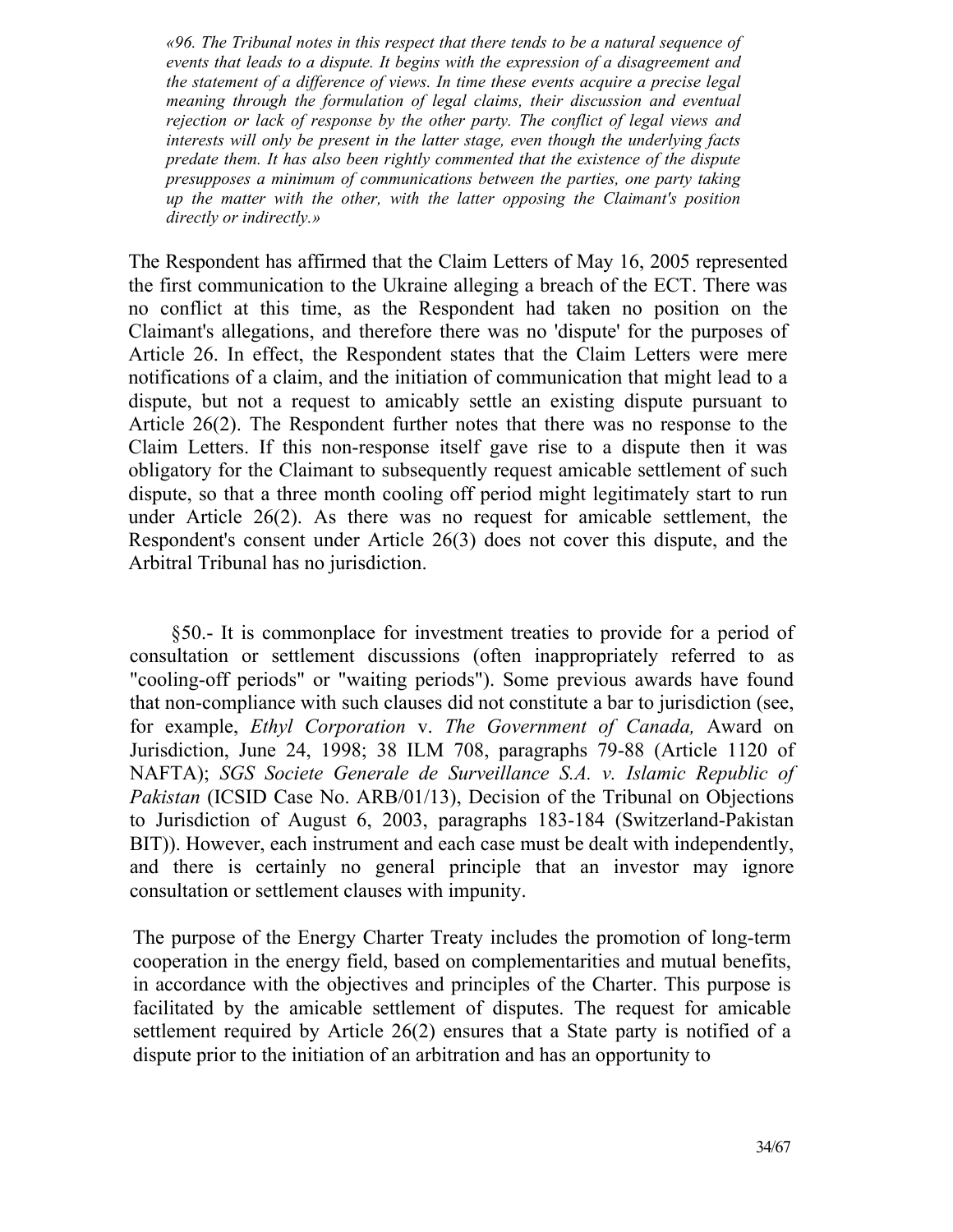*«96. The Tribunal notes in this respect that there tends to be a natural sequence of events that leads to a dispute. It begins with the expression of a disagreement and the statement of a difference of views. In time these events acquire a precise legal meaning through the formulation of legal claims, their discussion and eventual rejection or lack of response by the other party. The conflict of legal views and interests will only be present in the latter stage, even though the underlying facts predate them. It has also been rightly commented that the existence of the dispute presupposes a minimum of communications between the parties, one party taking up the matter with the other, with the latter opposing the Claimant's position directly or indirectly.»*

The Respondent has affirmed that the Claim Letters of May 16, 2005 represented the first communication to the Ukraine alleging a breach of the ECT. There was no conflict at this time, as the Respondent had taken no position on the Claimant's allegations, and therefore there was no 'dispute' for the purposes of Article 26. In effect, the Respondent states that the Claim Letters were mere notifications of a claim, and the initiation of communication that might lead to a dispute, but not a request to amicably settle an existing dispute pursuant to Article 26(2). The Respondent further notes that there was no response to the Claim Letters. If this non-response itself gave rise to a dispute then it was obligatory for the Claimant to subsequently request amicable settlement of such dispute, so that a three month cooling off period might legitimately start to run under Article 26(2). As there was no request for amicable settlement, the Respondent's consent under Article 26(3) does not cover this dispute, and the Arbitral Tribunal has no jurisdiction.

§50.- It is commonplace for investment treaties to provide for a period of consultation or settlement discussions (often inappropriately referred to as "cooling-off periods" or "waiting periods"). Some previous awards have found that non-compliance with such clauses did not constitute a bar to jurisdiction (see, for example, *Ethyl Corporation* v. *The Government of Canada,* Award on Jurisdiction, June 24, 1998; 38 ILM 708, paragraphs 79-88 (Article 1120 of NAFTA); *SGS Societe Generale de Surveillance S.A. v. Islamic Republic of Pakistan* (ICSID Case No. ARB/01/13), Decision of the Tribunal on Objections to Jurisdiction of August 6, 2003, paragraphs 183-184 (Switzerland-Pakistan BIT)). However, each instrument and each case must be dealt with independently, and there is certainly no general principle that an investor may ignore consultation or settlement clauses with impunity.

The purpose of the Energy Charter Treaty includes the promotion of long-term cooperation in the energy field, based on complementarities and mutual benefits, in accordance with the objectives and principles of the Charter. This purpose is facilitated by the amicable settlement of disputes. The request for amicable settlement required by Article 26(2) ensures that a State party is notified of a dispute prior to the initiation of an arbitration and has an opportunity to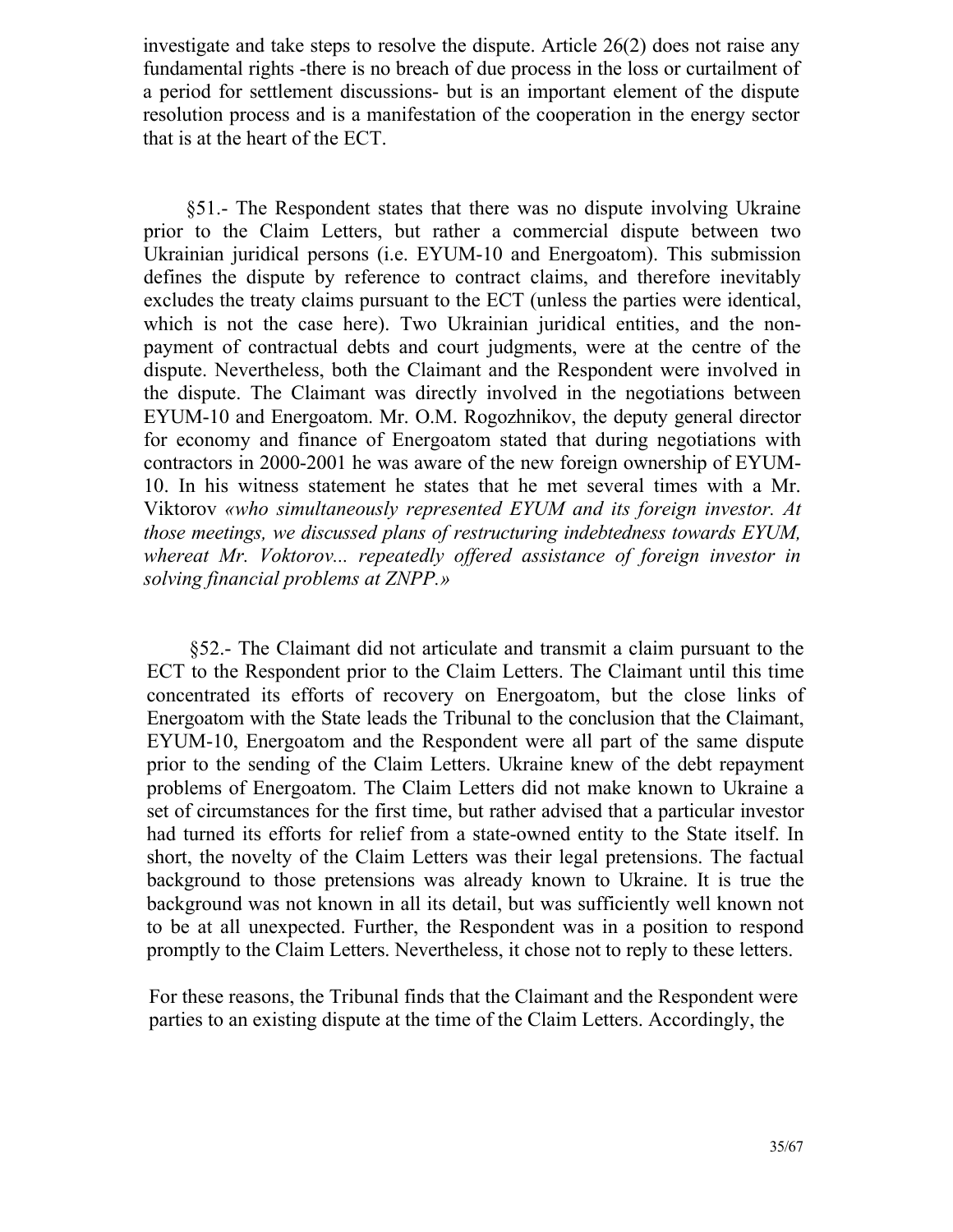investigate and take steps to resolve the dispute. Article 26(2) does not raise any fundamental rights -there is no breach of due process in the loss or curtailment of a period for settlement discussions- but is an important element of the dispute resolution process and is a manifestation of the cooperation in the energy sector that is at the heart of the ECT.

§51.- The Respondent states that there was no dispute involving Ukraine prior to the Claim Letters, but rather a commercial dispute between two Ukrainian juridical persons (i.e. EYUM-10 and Energoatom). This submission defines the dispute by reference to contract claims, and therefore inevitably excludes the treaty claims pursuant to the ECT (unless the parties were identical, which is not the case here). Two Ukrainian juridical entities, and the non-payment of contractual debts and court judgments, were at the centre of the dispute. Nevertheless, both the Claimant and the Respondent were involved in the dispute. The Claimant was directly involved in the negotiations between EYUM-10 and Energoatom. Mr. O.M. Rogozhnikov, the deputy general director for economy and finance of Energoatom stated that during negotiations with contractors in 2000-2001 he was aware of the new foreign ownership of EYUM-10. In his witness statement he states that he met several times with a Mr. Viktorov *«who simultaneously represented EYUM and its foreign investor. At those meetings, we discussed plans of restructuring indebtedness towards EYUM, whereat Mr. Voktorov... repeatedly offered assistance of foreign investor in solving financial problems at ZNPP.»*

§52.- The Claimant did not articulate and transmit a claim pursuant to the ECT to the Respondent prior to the Claim Letters. The Claimant until this time concentrated its efforts of recovery on Energoatom, but the close links of Energoatom with the State leads the Tribunal to the conclusion that the Claimant, EYUM-10, Energoatom and the Respondent were all part of the same dispute prior to the sending of the Claim Letters. Ukraine knew of the debt repayment problems of Energoatom. The Claim Letters did not make known to Ukraine a set of circumstances for the first time, but rather advised that a particular investor had turned its efforts for relief from a state-owned entity to the State itself. In short, the novelty of the Claim Letters was their legal pretensions. The factual background to those pretensions was already known to Ukraine. It is true the background was not known in all its detail, but was sufficiently well known not to be at all unexpected. Further, the Respondent was in a position to respond promptly to the Claim Letters. Nevertheless, it chose not to reply to these letters.

For these reasons, the Tribunal finds that the Claimant and the Respondent were parties to an existing dispute at the time of the Claim Letters. Accordingly, the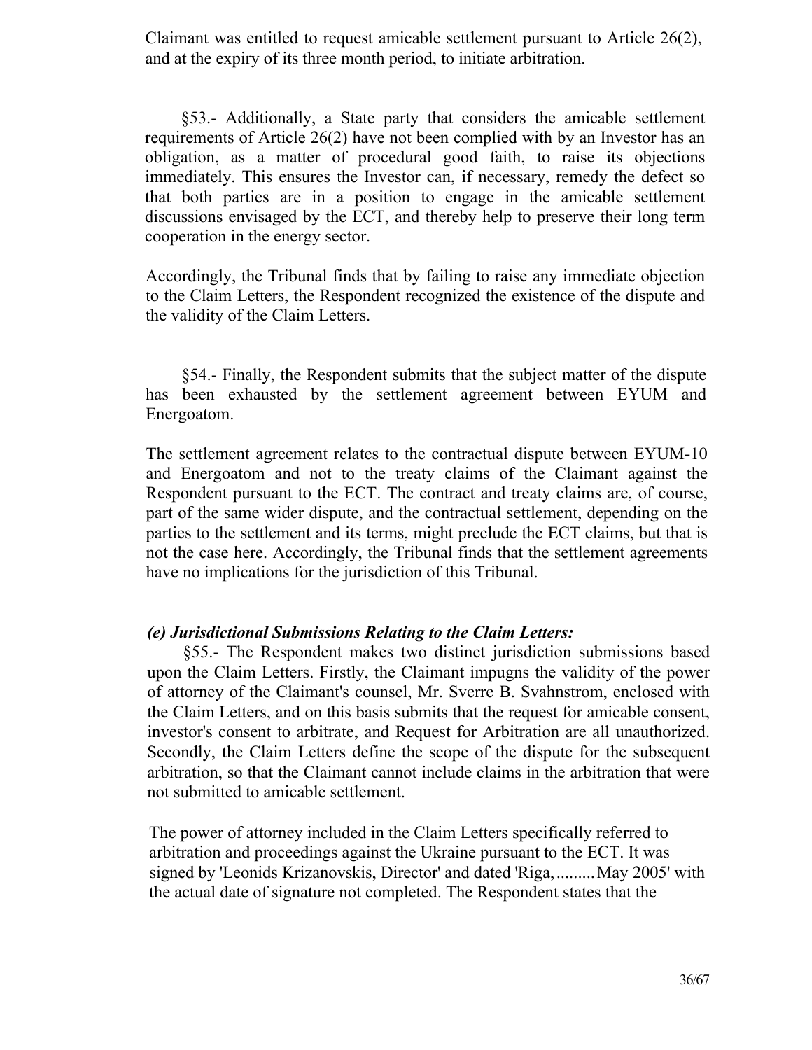Claimant was entitled to request amicable settlement pursuant to Article 26(2), and at the expiry of its three month period, to initiate arbitration.

§53.- Additionally, a State party that considers the amicable settlement requirements of Article 26(2) have not been complied with by an Investor has an obligation, as a matter of procedural good faith, to raise its objections immediately. This ensures the Investor can, if necessary, remedy the defect so that both parties are in a position to engage in the amicable settlement discussions envisaged by the ECT, and thereby help to preserve their long term cooperation in the energy sector.

Accordingly, the Tribunal finds that by failing to raise any immediate objection to the Claim Letters, the Respondent recognized the existence of the dispute and the validity of the Claim Letters.

§54.- Finally, the Respondent submits that the subject matter of the dispute has been exhausted by the settlement agreement between EYUM and Energoatom.

The settlement agreement relates to the contractual dispute between EYUM-10 and Energoatom and not to the treaty claims of the Claimant against the Respondent pursuant to the ECT. The contract and treaty claims are, of course, part of the same wider dispute, and the contractual settlement, depending on the parties to the settlement and its terms, might preclude the ECT claims, but that is not the case here. Accordingly, the Tribunal finds that the settlement agreements have no implications for the jurisdiction of this Tribunal.

### *(e) Jurisdictional Submissions Relating to the Claim Letters:*

§55.- The Respondent makes two distinct jurisdiction submissions based upon the Claim Letters. Firstly, the Claimant impugns the validity of the power of attorney of the Claimant's counsel, Mr. Sverre B. Svahnstrom, enclosed with the Claim Letters, and on this basis submits that the request for amicable consent, investor's consent to arbitrate, and Request for Arbitration are all unauthorized. Secondly, the Claim Letters define the scope of the dispute for the subsequent arbitration, so that the Claimant cannot include claims in the arbitration that were not submitted to amicable settlement.

The power of attorney included in the Claim Letters specifically referred to arbitration and proceedings against the Ukraine pursuant to the ECT. It was signed by 'Leonids Krizanovskis, Director' and dated 'Riga,.........May 2005' with the actual date of signature not completed. The Respondent states that the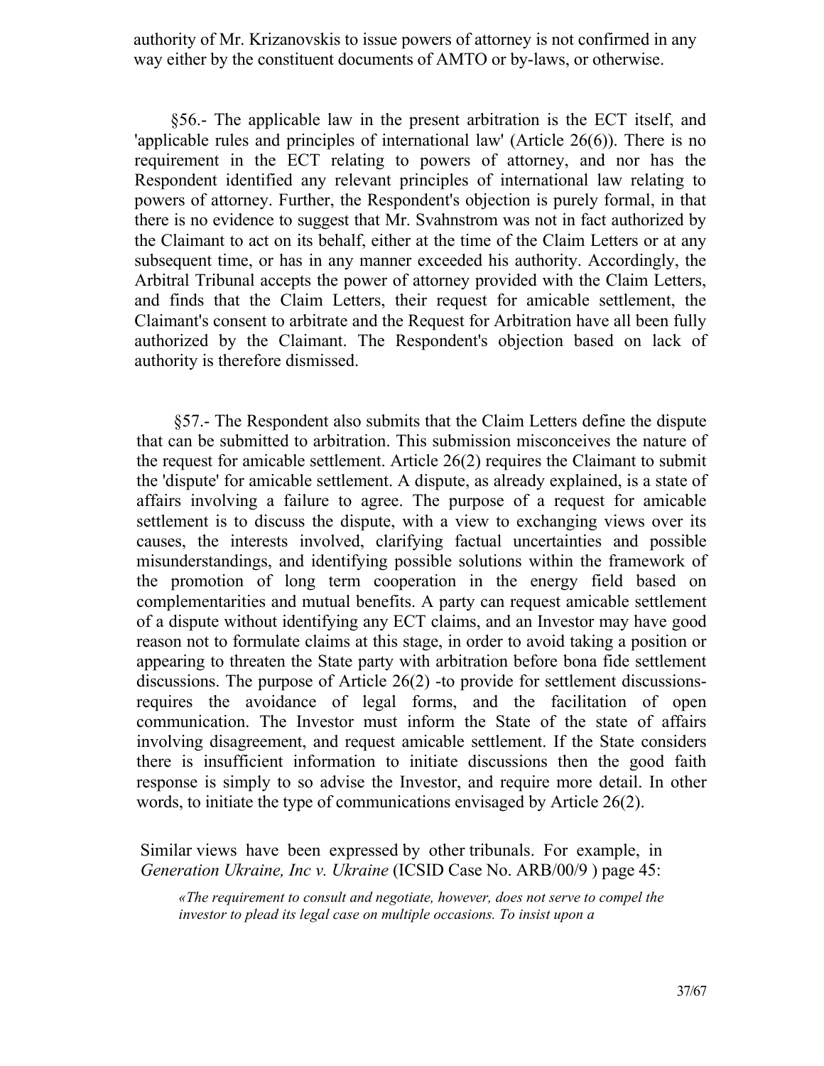authority of Mr. Krizanovskis to issue powers of attorney is not confirmed in any way either by the constituent documents of AMTO or by-laws, or otherwise.

§56.- The applicable law in the present arbitration is the ECT itself, and 'applicable rules and principles of international law' (Article 26(6)). There is no requirement in the ECT relating to powers of attorney, and nor has the Respondent identified any relevant principles of international law relating to powers of attorney. Further, the Respondent's objection is purely formal, in that there is no evidence to suggest that Mr. Svahnstrom was not in fact authorized by the Claimant to act on its behalf, either at the time of the Claim Letters or at any subsequent time, or has in any manner exceeded his authority. Accordingly, the Arbitral Tribunal accepts the power of attorney provided with the Claim Letters, and finds that the Claim Letters, their request for amicable settlement, the Claimant's consent to arbitrate and the Request for Arbitration have all been fully authorized by the Claimant. The Respondent's objection based on lack of authority is therefore dismissed.

§57.- The Respondent also submits that the Claim Letters define the dispute that can be submitted to arbitration. This submission misconceives the nature of the request for amicable settlement. Article 26(2) requires the Claimant to submit the 'dispute' for amicable settlement. A dispute, as already explained, is a state of affairs involving a failure to agree. The purpose of a request for amicable settlement is to discuss the dispute, with a view to exchanging views over its causes, the interests involved, clarifying factual uncertainties and possible misunderstandings, and identifying possible solutions within the framework of the promotion of long term cooperation in the energy field based on complementarities and mutual benefits. A party can request amicable settlement of a dispute without identifying any ECT claims, and an Investor may have good reason not to formulate claims at this stage, in order to avoid taking a position or appearing to threaten the State party with arbitration before bona fide settlement discussions. The purpose of Article 26(2) -to provide for settlement discussions- requires the avoidance of legal forms, and the facilitation of open communication. The Investor must inform the State of the state of affairs involving disagreement, and request amicable settlement. If the State considers there is insufficient information to initiate discussions then the good faith response is simply to so advise the Investor, and require more detail. In other words, to initiate the type of communications envisaged by Article 26(2).

Similar views have been expressed by other tribunals. For example, in *Generation Ukraine, Inc v. Ukraine* (ICSID Case No. ARB/00/9 ) page 45:

> *«The requirement to consult and negotiate, however, does not serve to compel the investor to plead its legal case on multiple occasions. To insist upon a*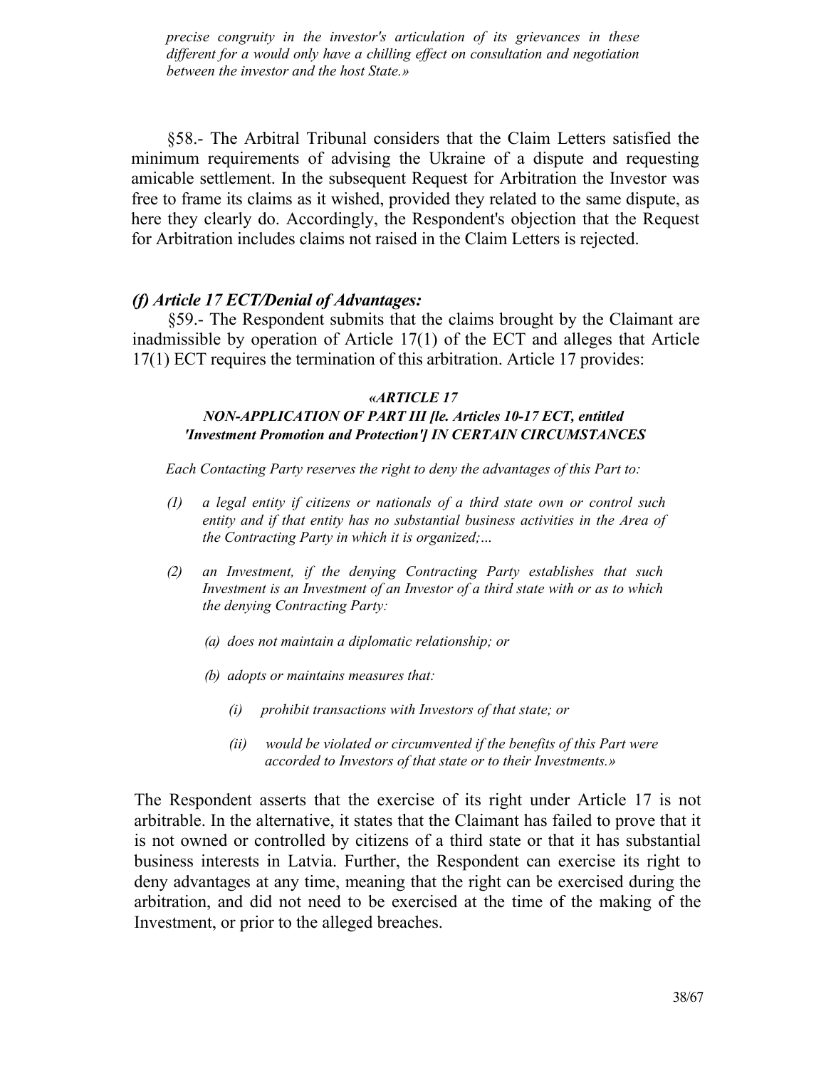*precise congruity in the investor's articulation of its grievances in these different for a would only have a chilling effect on consultation and negotiation between the investor and the host State.»*

§58.- The Arbitral Tribunal considers that the Claim Letters satisfied the minimum requirements of advising the Ukraine of a dispute and requesting amicable settlement. In the subsequent Request for Arbitration the Investor was free to frame its claims as it wished, provided they related to the same dispute, as here they clearly do. Accordingly, the Respondent's objection that the Request for Arbitration includes claims not raised in the Claim Letters is rejected.

### *(f) Article 17 ECT/Denial of Advantages:*

§59.- The Respondent submits that the claims brought by the Claimant are inadmissible by operation of Article 17(1) of the ECT and alleges that Article 17(1) ECT requires the termination of this arbitration. Article 17 provides:

***«ARTICLE 17***
***NON-APPLICATION OF PART III [Ie. Articles 10-17 ECT, entitled 'Investment Promotion and Protection'] IN CERTAIN CIRCUMSTANCES***

*Each Contacting Party reserves the right to deny the advantages of this Part to:*

*(1) a legal entity if citizens or nationals of a third state own or control such entity and if that entity has no substantial business activities in the Area of the Contracting Party in which it is organized;...*

*(2) an Investment, if the denying Contracting Party establishes that such Investment is an Investment of an Investor of a third state with or as to which the denying Contracting Party:*

*(a) does not maintain a diplomatic relationship; or*

*(b) adopts or maintains measures that:*

*(i) prohibit transactions with Investors of that state; or*

*(ii) would be violated or circumvented if the benefits of this Part were accorded to Investors of that state or to their Investments.»*

The Respondent asserts that the exercise of its right under Article 17 is not arbitrable. In the alternative, it states that the Claimant has failed to prove that it is not owned or controlled by citizens of a third state or that it has substantial business interests in Latvia. Further, the Respondent can exercise its right to deny advantages at any time, meaning that the right can be exercised during the arbitration, and did not need to be exercised at the time of the making of the Investment, or prior to the alleged breaches.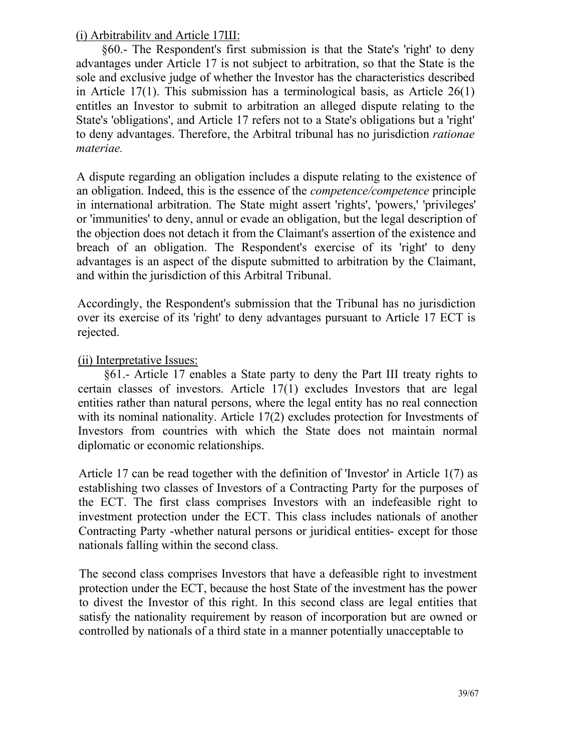(i) Arbitrabilitv and Article 17Ш:

§60.- The Respondent's first submission is that the State's 'right' to deny advantages under Article 17 is not subject to arbitration, so that the State is the sole and exclusive judge of whether the Investor has the characteristics described in Article 17(1). This submission has a terminological basis, as Article 26(1) entitles an Investor to submit to arbitration an alleged dispute relating to the State's 'obligations', and Article 17 refers not to a State's obligations but a 'right' to deny advantages. Therefore, the Arbitral tribunal has no jurisdiction *rationae materiae.*

A dispute regarding an obligation includes a dispute relating to the existence of an obligation. Indeed, this is the essence of the *competence/competence* principle in international arbitration. The State might assert 'rights', 'powers,' 'privileges' or 'immunities' to deny, annul or evade an obligation, but the legal description of the objection does not detach it from the Claimant's assertion of the existence and breach of an obligation. The Respondent's exercise of its 'right' to deny advantages is an aspect of the dispute submitted to arbitration by the Claimant, and within the jurisdiction of this Arbitral Tribunal.

Accordingly, the Respondent's submission that the Tribunal has no jurisdiction over its exercise of its 'right' to deny advantages pursuant to Article 17 ECT is rejected.

(ii) Interpretative Issues:

§61.- Article 17 enables a State party to deny the Part III treaty rights to certain classes of investors. Article 17(1) excludes Investors that are legal entities rather than natural persons, where the legal entity has no real connection with its nominal nationality. Article 17(2) excludes protection for Investments of Investors from countries with which the State does not maintain normal diplomatic or economic relationships.

Article 17 can be read together with the definition of 'Investor' in Article 1(7) as establishing two classes of Investors of a Contracting Party for the purposes of the ECT. The first class comprises Investors with an indefeasible right to investment protection under the ECT. This class includes nationals of another Contracting Party -whether natural persons or juridical entities- except for those nationals falling within the second class.

The second class comprises Investors that have a defeasible right to investment protection under the ECT, because the host State of the investment has the power to divest the Investor of this right. In this second class are legal entities that satisfy the nationality requirement by reason of incorporation but are owned or controlled by nationals of a third state in a manner potentially unacceptable to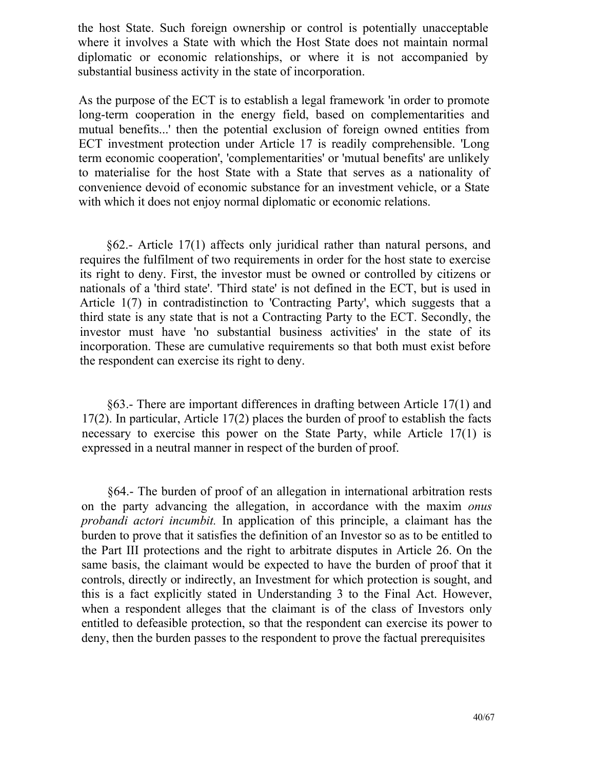the host State. Such foreign ownership or control is potentially unacceptable where it involves a State with which the Host State does not maintain normal diplomatic or economic relationships, or where it is not accompanied by substantial business activity in the state of incorporation.

As the purpose of the ECT is to establish a legal framework 'in order to promote long-term cooperation in the energy field, based on complementarities and mutual benefits...' then the potential exclusion of foreign owned entities from ECT investment protection under Article 17 is readily comprehensible. 'Long term economic cooperation', 'complementarities' or 'mutual benefits' are unlikely to materialise for the host State with a State that serves as a nationality of convenience devoid of economic substance for an investment vehicle, or a State with which it does not enjoy normal diplomatic or economic relations.

§62.- Article 17(1) affects only juridical rather than natural persons, and requires the fulfilment of two requirements in order for the host state to exercise its right to deny. First, the investor must be owned or controlled by citizens or nationals of a 'third state'. 'Third state' is not defined in the ECT, but is used in Article 1(7) in contradistinction to 'Contracting Party', which suggests that a third state is any state that is not a Contracting Party to the ECT. Secondly, the investor must have 'no substantial business activities' in the state of its incorporation. These are cumulative requirements so that both must exist before the respondent can exercise its right to deny.

§63.- There are important differences in drafting between Article 17(1) and 17(2). In particular, Article 17(2) places the burden of proof to establish the facts necessary to exercise this power on the State Party, while Article 17(1) is expressed in a neutral manner in respect of the burden of proof.

§64.- The burden of proof of an allegation in international arbitration rests on the party advancing the allegation, in accordance with the maxim *onus probandi actori incumbit.* In application of this principle, a claimant has the burden to prove that it satisfies the definition of an Investor so as to be entitled to the Part III protections and the right to arbitrate disputes in Article 26. On the same basis, the claimant would be expected to have the burden of proof that it controls, directly or indirectly, an Investment for which protection is sought, and this is a fact explicitly stated in Understanding 3 to the Final Act. However, when a respondent alleges that the claimant is of the class of Investors only entitled to defeasible protection, so that the respondent can exercise its power to deny, then the burden passes to the respondent to prove the factual prerequisites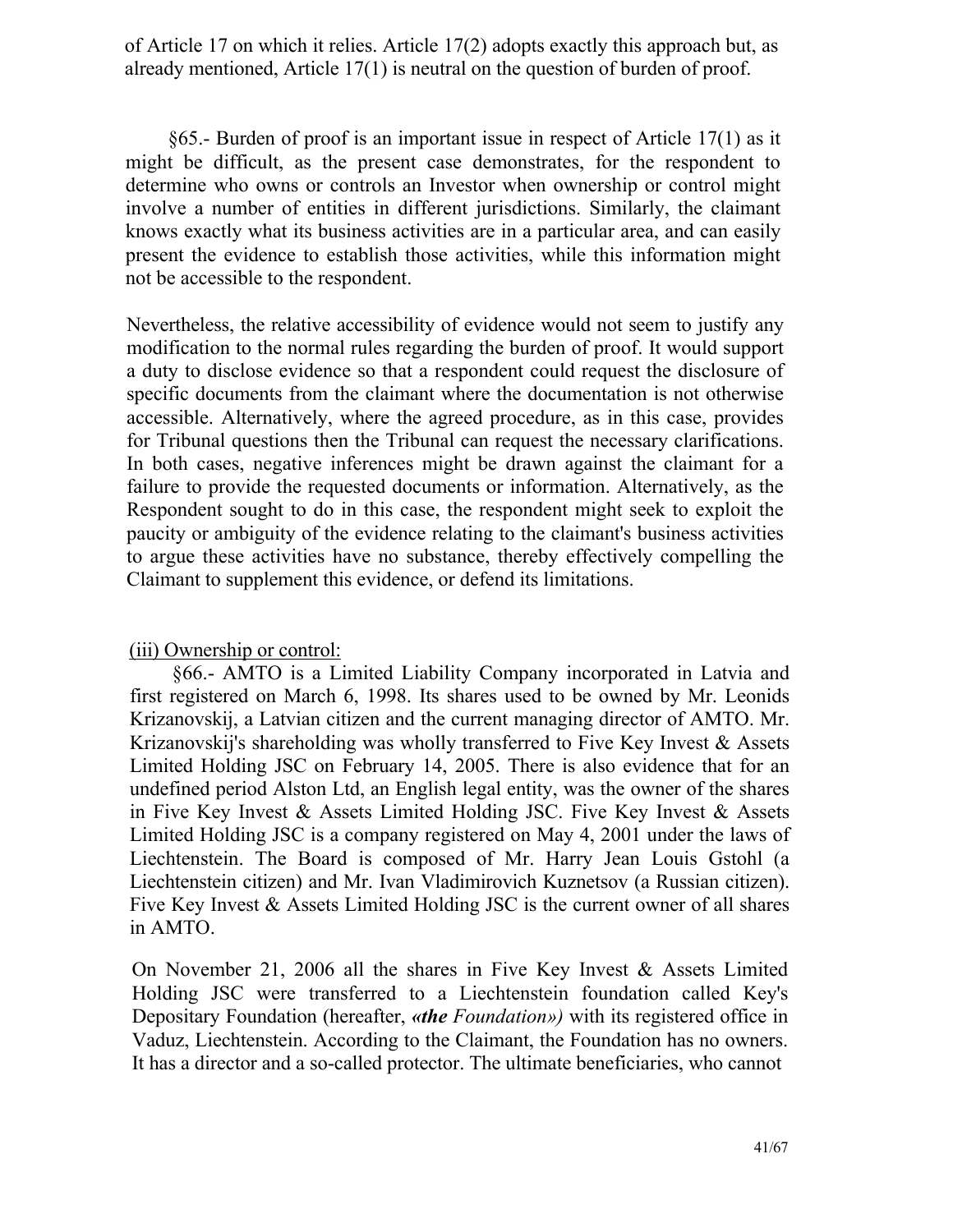of Article 17 on which it relies. Article 17(2) adopts exactly this approach but, as already mentioned, Article 17(1) is neutral on the question of burden of proof.

§65.- Burden of proof is an important issue in respect of Article 17(1) as it might be difficult, as the present case demonstrates, for the respondent to determine who owns or controls an Investor when ownership or control might involve a number of entities in different jurisdictions. Similarly, the claimant knows exactly what its business activities are in a particular area, and can easily present the evidence to establish those activities, while this information might not be accessible to the respondent.

Nevertheless, the relative accessibility of evidence would not seem to justify any modification to the normal rules regarding the burden of proof. It would support a duty to disclose evidence so that a respondent could request the disclosure of specific documents from the claimant where the documentation is not otherwise accessible. Alternatively, where the agreed procedure, as in this case, provides for Tribunal questions then the Tribunal can request the necessary clarifications. In both cases, negative inferences might be drawn against the claimant for a failure to provide the requested documents or information. Alternatively, as the Respondent sought to do in this case, the respondent might seek to exploit the paucity or ambiguity of the evidence relating to the claimant's business activities to argue these activities have no substance, thereby effectively compelling the Claimant to supplement this evidence, or defend its limitations.

(iii) Ownership or control:

§66.- AMTO is a Limited Liability Company incorporated in Latvia and first registered on March 6, 1998. Its shares used to be owned by Mr. Leonids Krizanovskij, a Latvian citizen and the current managing director of AMTO. Mr. Krizanovskij's shareholding was wholly transferred to Five Key Invest & Assets Limited Holding JSC on February 14, 2005. There is also evidence that for an undefined period Alston Ltd, an English legal entity, was the owner of the shares in Five Key Invest & Assets Limited Holding JSC. Five Key Invest & Assets Limited Holding JSC is a company registered on May 4, 2001 under the laws of Liechtenstein. The Board is composed of Mr. Harry Jean Louis Gstohl (a Liechtenstein citizen) and Mr. Ivan Vladimirovich Kuznetsov (a Russian citizen). Five Key Invest & Assets Limited Holding JSC is the current owner of all shares in AMTO.

On November 21, 2006 all the shares in Five Key Invest & Assets Limited Holding JSC were transferred to a Liechtenstein foundation called Key's Depositary Foundation (hereafter, ***«the** Foundation»)* with its registered office in Vaduz, Liechtenstein. According to the Claimant, the Foundation has no owners. It has a director and a so-called protector. The ultimate beneficiaries, who cannot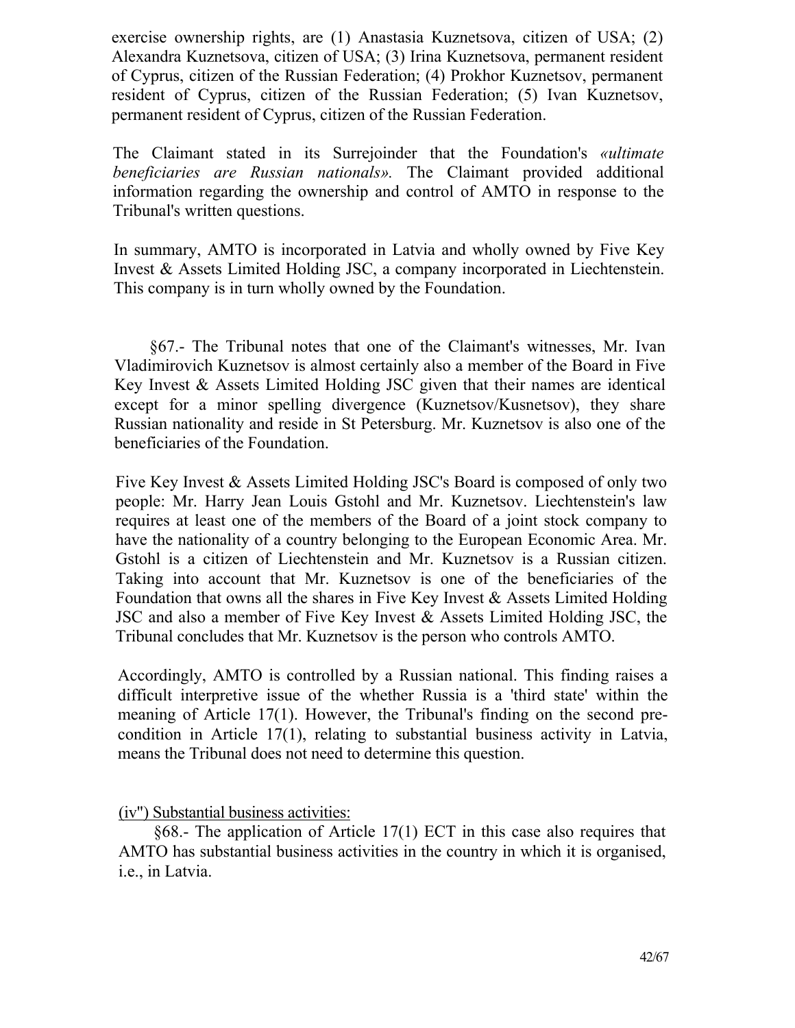exercise ownership rights, are (1) Anastasia Kuznetsova, citizen of USA; (2) Alexandra Kuznetsova, citizen of USA; (3) Irina Kuznetsova, permanent resident of Cyprus, citizen of the Russian Federation; (4) Prokhor Kuznetsov, permanent resident of Cyprus, citizen of the Russian Federation; (5) Ivan Kuznetsov, permanent resident of Cyprus, citizen of the Russian Federation.

The Claimant stated in its Surrejoinder that the Foundation's *«ultimate beneficiaries are Russian nationals».* The Claimant provided additional information regarding the ownership and control of AMTO in response to the Tribunal's written questions.

In summary, AMTO is incorporated in Latvia and wholly owned by Five Key Invest & Assets Limited Holding JSC, a company incorporated in Liechtenstein. This company is in turn wholly owned by the Foundation.

§67.- The Tribunal notes that one of the Claimant's witnesses, Mr. Ivan Vladimirovich Kuznetsov is almost certainly also a member of the Board in Five Key Invest & Assets Limited Holding JSC given that their names are identical except for a minor spelling divergence (Kuznetsov/Kusnetsov), they share Russian nationality and reside in St Petersburg. Mr. Kuznetsov is also one of the beneficiaries of the Foundation.

Five Key Invest & Assets Limited Holding JSC's Board is composed of only two people: Mr. Harry Jean Louis Gstohl and Mr. Kuznetsov. Liechtenstein's law requires at least one of the members of the Board of a joint stock company to have the nationality of a country belonging to the European Economic Area. Mr. Gstohl is a citizen of Liechtenstein and Mr. Kuznetsov is a Russian citizen. Taking into account that Mr. Kuznetsov is one of the beneficiaries of the Foundation that owns all the shares in Five Key Invest & Assets Limited Holding JSC and also a member of Five Key Invest & Assets Limited Holding JSC, the Tribunal concludes that Mr. Kuznetsov is the person who controls AMTO.

Accordingly, AMTO is controlled by a Russian national. This finding raises a difficult interpretive issue of the whether Russia is a 'third state' within the meaning of Article 17(1). However, the Tribunal's finding on the second pre-condition in Article 17(1), relating to substantial business activity in Latvia, means the Tribunal does not need to determine this question.

(iv'') Substantial business activities:

§68.- The application of Article 17(1) ECT in this case also requires that AMTO has substantial business activities in the country in which it is organised, i.e., in Latvia.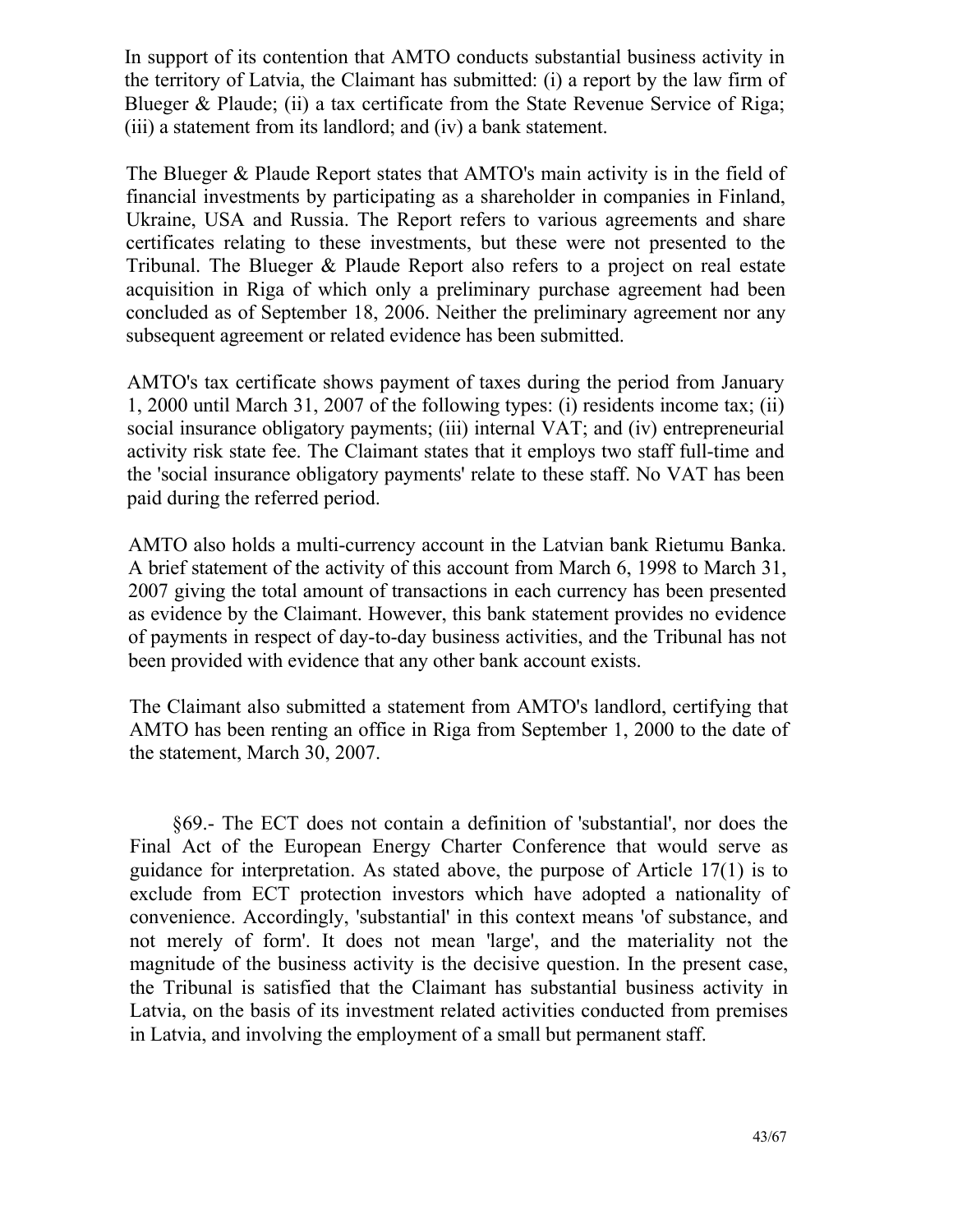In support of its contention that AMTO conducts substantial business activity in the territory of Latvia, the Claimant has submitted: (i) a report by the law firm of Blueger & Plaude; (ii) a tax certificate from the State Revenue Service of Riga; (iii) a statement from its landlord; and (iv) a bank statement.

The Blueger & Plaude Report states that AMTO's main activity is in the field of financial investments by participating as a shareholder in companies in Finland, Ukraine, USA and Russia. The Report refers to various agreements and share certificates relating to these investments, but these were not presented to the Tribunal. The Blueger & Plaude Report also refers to a project on real estate acquisition in Riga of which only a preliminary purchase agreement had been concluded as of September 18, 2006. Neither the preliminary agreement nor any subsequent agreement or related evidence has been submitted.

AMTO's tax certificate shows payment of taxes during the period from January 1, 2000 until March 31, 2007 of the following types: (i) residents income tax; (ii) social insurance obligatory payments; (iii) internal VAT; and (iv) entrepreneurial activity risk state fee. The Claimant states that it employs two staff full-time and the 'social insurance obligatory payments' relate to these staff. No VAT has been paid during the referred period.

AMTO also holds a multi-currency account in the Latvian bank Rietumu Banka. A brief statement of the activity of this account from March 6, 1998 to March 31, 2007 giving the total amount of transactions in each currency has been presented as evidence by the Claimant. However, this bank statement provides no evidence of payments in respect of day-to-day business activities, and the Tribunal has not been provided with evidence that any other bank account exists.

The Claimant also submitted a statement from AMTO's landlord, certifying that AMTO has been renting an office in Riga from September 1, 2000 to the date of the statement, March 30, 2007.

§69.- The ECT does not contain a definition of 'substantial', nor does the Final Act of the European Energy Charter Conference that would serve as guidance for interpretation. As stated above, the purpose of Article 17(1) is to exclude from ECT protection investors which have adopted a nationality of convenience. Accordingly, 'substantial' in this context means 'of substance, and not merely of form'. It does not mean 'large', and the materiality not the magnitude of the business activity is the decisive question. In the present case, the Tribunal is satisfied that the Claimant has substantial business activity in Latvia, on the basis of its investment related activities conducted from premises in Latvia, and involving the employment of a small but permanent staff.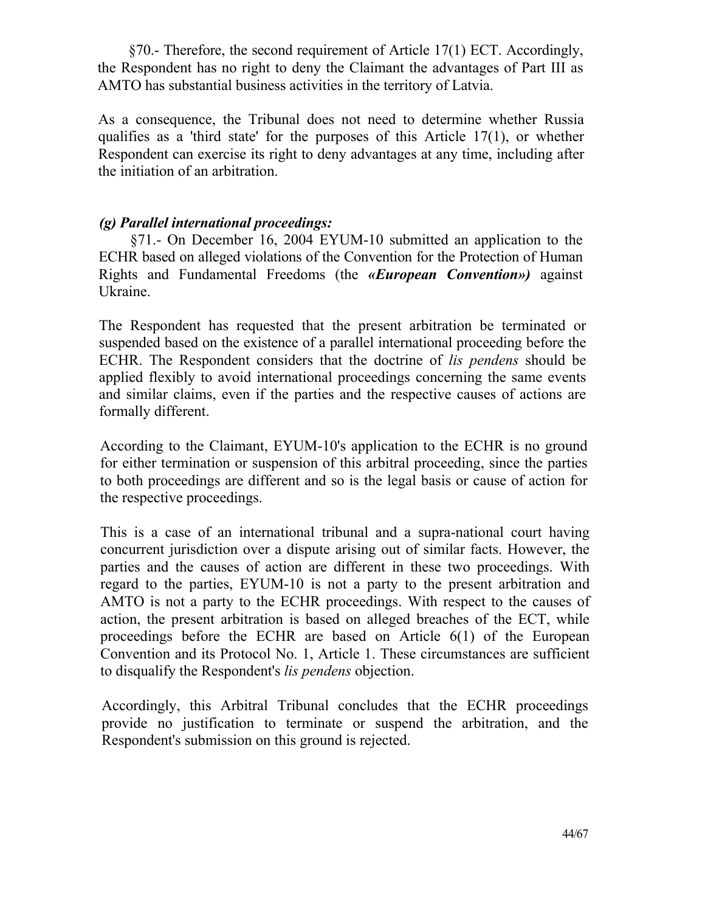§70.- Therefore, the second requirement of Article 17(1) ECT. Accordingly, the Respondent has no right to deny the Claimant the advantages of Part III as AMTO has substantial business activities in the territory of Latvia.

As a consequence, the Tribunal does not need to determine whether Russia qualifies as a 'third state' for the purposes of this Article 17(1), or whether Respondent can exercise its right to deny advantages at any time, including after the initiation of an arbitration.

***(g) Parallel international proceedings:***

§71.- On December 16, 2004 EYUM-10 submitted an application to the ECHR based on alleged violations of the Convention for the Protection of Human Rights and Fundamental Freedoms (the ***«European Convention»)*** against Ukraine.

The Respondent has requested that the present arbitration be terminated or suspended based on the existence of a parallel international proceeding before the ECHR. The Respondent considers that the doctrine of *lis pendens* should be applied flexibly to avoid international proceedings concerning the same events and similar claims, even if the parties and the respective causes of actions are formally different.

According to the Claimant, EYUM-10's application to the ECHR is no ground for either termination or suspension of this arbitral proceeding, since the parties to both proceedings are different and so is the legal basis or cause of action for the respective proceedings.

This is a case of an international tribunal and a supra-national court having concurrent jurisdiction over a dispute arising out of similar facts. However, the parties and the causes of action are different in these two proceedings. With regard to the parties, EYUM-10 is not a party to the present arbitration and AMTO is not a party to the ECHR proceedings. With respect to the causes of action, the present arbitration is based on alleged breaches of the ECT, while proceedings before the ECHR are based on Article 6(1) of the European Convention and its Protocol No. 1, Article 1. These circumstances are sufficient to disqualify the Respondent's *lis pendens* objection.

Accordingly, this Arbitral Tribunal concludes that the ECHR proceedings provide no justification to terminate or suspend the arbitration, and the Respondent's submission on this ground is rejected.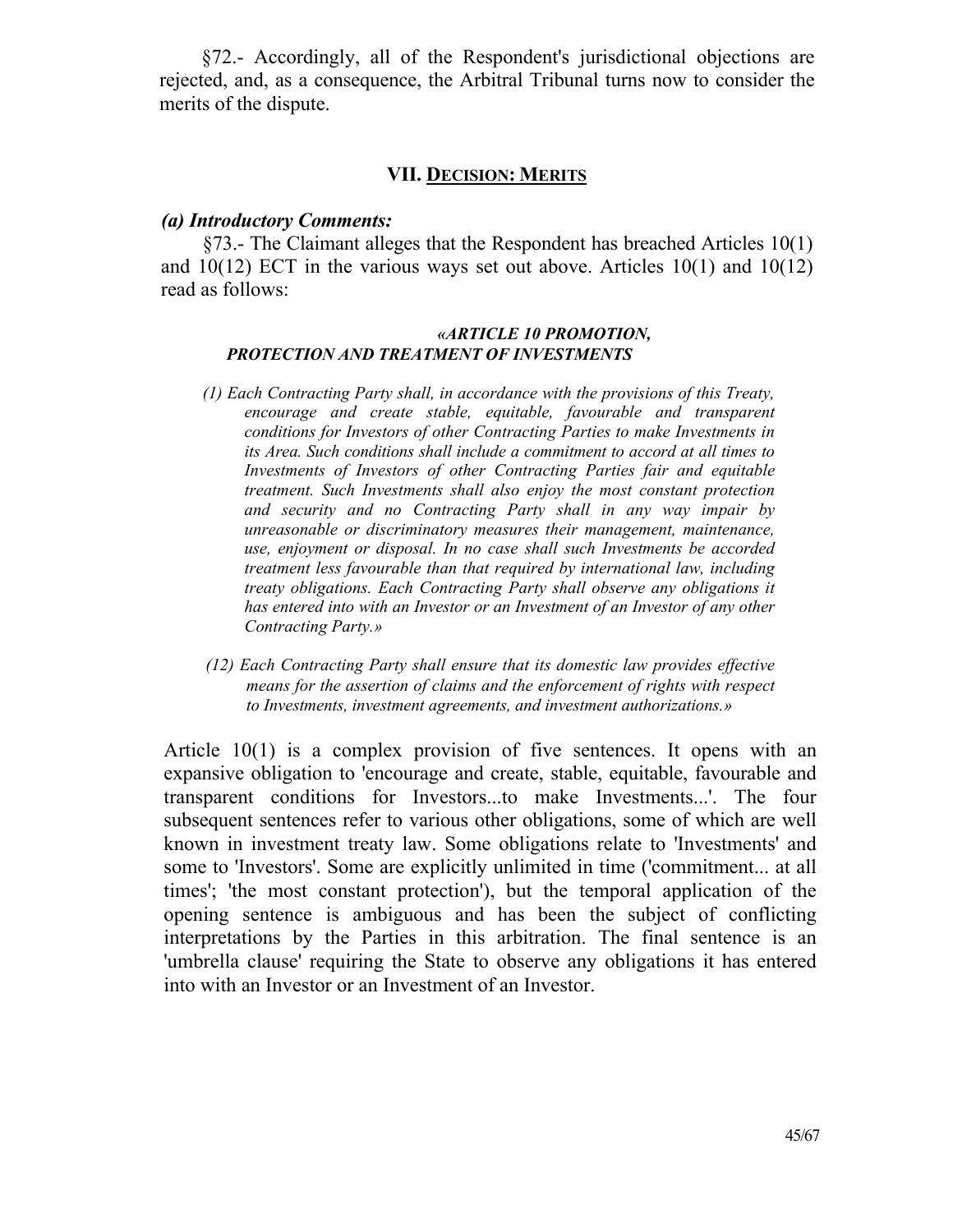§72.- Accordingly, all of the Respondent's jurisdictional objections are rejected, and, as a consequence, the Arbitral Tribunal turns now to consider the merits of the dispute.

## VII. DECISION: MERITS

### *(a) Introductory Comments:*

§73.- The Claimant alleges that the Respondent has breached Articles 10(1) and 10(12) ECT in the various ways set out above. Articles 10(1) and 10(12) read as follows:

> ***«ARTICLE 10 PROMOTION, PROTECTION AND TREATMENT OF INVESTMENTS***
>
> *(1) Each Contracting Party shall, in accordance with the provisions of this Treaty, encourage and create stable, equitable, favourable and transparent conditions for Investors of other Contracting Parties to make Investments in its Area. Such conditions shall include a commitment to accord at all times to Investments of Investors of other Contracting Parties fair and equitable treatment. Such Investments shall also enjoy the most constant protection and security and no Contracting Party shall in any way impair by unreasonable or discriminatory measures their management, maintenance, use, enjoyment or disposal. In no case shall such Investments be accorded treatment less favourable than that required by international law, including treaty obligations. Each Contracting Party shall observe any obligations it has entered into with an Investor or an Investment of an Investor of any other Contracting Party.»*
>
> *(12) Each Contracting Party shall ensure that its domestic law provides effective means for the assertion of claims and the enforcement of rights with respect to Investments, investment agreements, and investment authorizations.»*

Article 10(1) is a complex provision of five sentences. It opens with an expansive obligation to 'encourage and create, stable, equitable, favourable and transparent conditions for Investors...to make Investments...'. The four subsequent sentences refer to various other obligations, some of which are well known in investment treaty law. Some obligations relate to 'Investments' and some to 'Investors'. Some are explicitly unlimited in time ('commitment... at all times'; 'the most constant protection'), but the temporal application of the opening sentence is ambiguous and has been the subject of conflicting interpretations by the Parties in this arbitration. The final sentence is an 'umbrella clause' requiring the State to observe any obligations it has entered into with an Investor or an Investment of an Investor.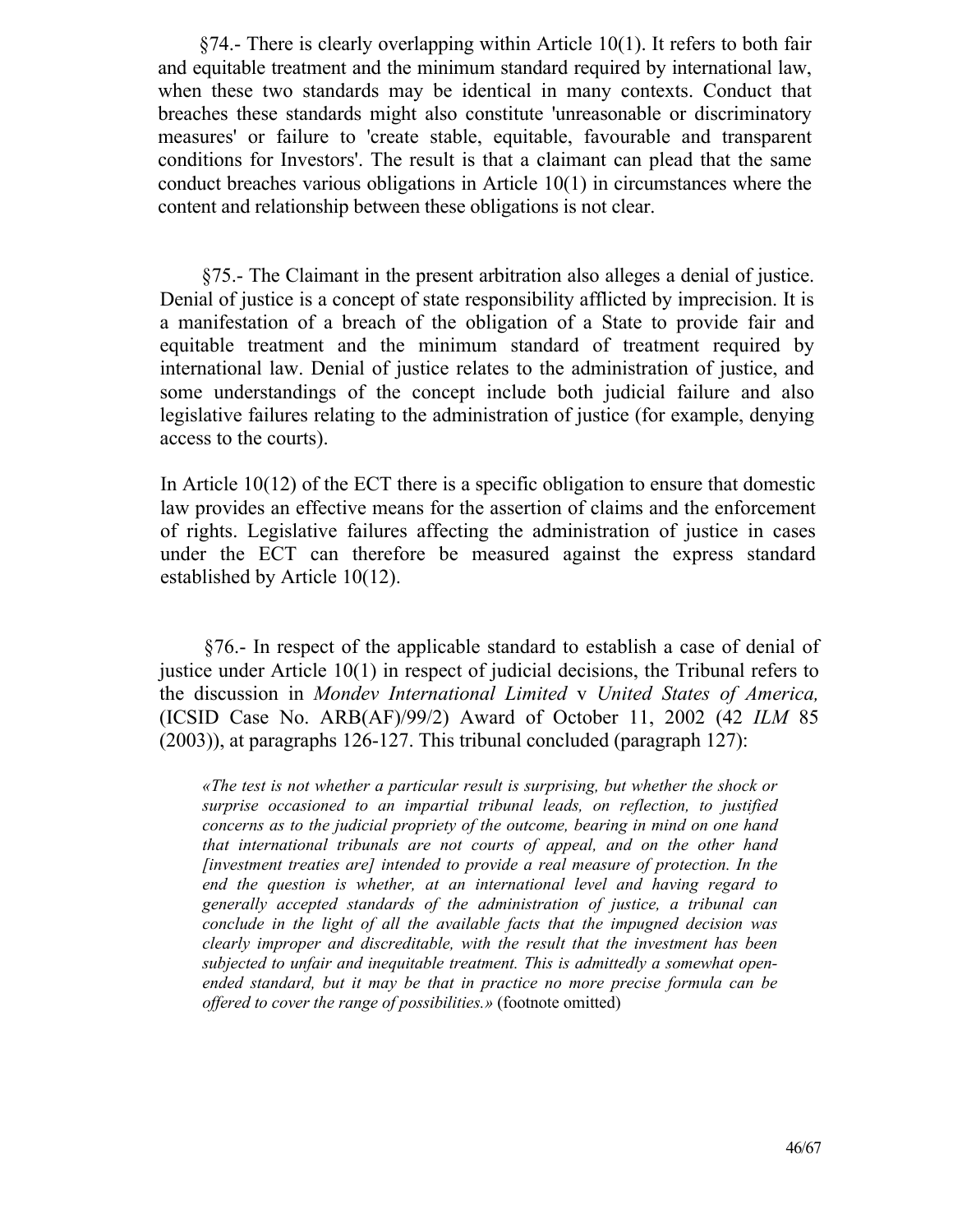§74.- There is clearly overlapping within Article 10(1). It refers to both fair and equitable treatment and the minimum standard required by international law, when these two standards may be identical in many contexts. Conduct that breaches these standards might also constitute 'unreasonable or discriminatory measures' or failure to 'create stable, equitable, favourable and transparent conditions for Investors'. The result is that a claimant can plead that the same conduct breaches various obligations in Article 10(1) in circumstances where the content and relationship between these obligations is not clear.

§75.- The Claimant in the present arbitration also alleges a denial of justice. Denial of justice is a concept of state responsibility afflicted by imprecision. It is a manifestation of a breach of the obligation of a State to provide fair and equitable treatment and the minimum standard of treatment required by international law. Denial of justice relates to the administration of justice, and some understandings of the concept include both judicial failure and also legislative failures relating to the administration of justice (for example, denying access to the courts).

In Article 10(12) of the ECT there is a specific obligation to ensure that domestic law provides an effective means for the assertion of claims and the enforcement of rights. Legislative failures affecting the administration of justice in cases under the ECT can therefore be measured against the express standard established by Article 10(12).

§76.- In respect of the applicable standard to establish a case of denial of justice under Article 10(1) in respect of judicial decisions, the Tribunal refers to the discussion in *Mondev International Limited* v *United States of America,* (ICSID Case No. ARB(AF)/99/2) Award of October 11, 2002 (42 *ILM* 85 (2003)), at paragraphs 126-127. This tribunal concluded (paragraph 127):

> *«The test is not whether a particular result is surprising, but whether the shock or surprise occasioned to an impartial tribunal leads, on reflection, to justified concerns as to the judicial propriety of the outcome, bearing in mind on one hand that international tribunals are not courts of appeal, and on the other hand [investment treaties are] intended to provide a real measure of protection. In the end the question is whether, at an international level and having regard to generally accepted standards of the administration of justice, a tribunal can conclude in the light of all the available facts that the impugned decision was clearly improper and discreditable, with the result that the investment has been subjected to unfair and inequitable treatment. This is admittedly a somewhat open-ended standard, but it may be that in practice no more precise formula can be offered to cover the range of possibilities.»* (footnote omitted)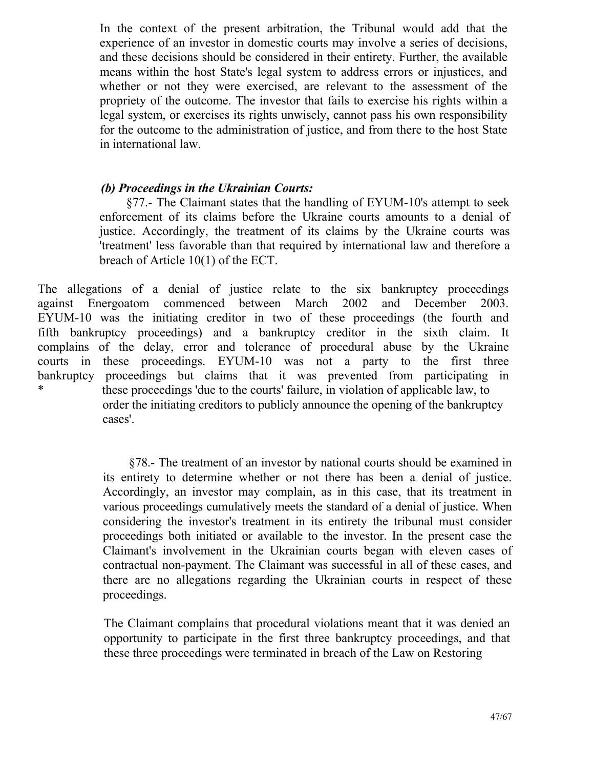In the context of the present arbitration, the Tribunal would add that the experience of an investor in domestic courts may involve a series of decisions, and these decisions should be considered in their entirety. Further, the available means within the host State's legal system to address errors or injustices, and whether or not they were exercised, are relevant to the assessment of the propriety of the outcome. The investor that fails to exercise his rights within a legal system, or exercises its rights unwisely, cannot pass his own responsibility for the outcome to the administration of justice, and from there to the host State in international law.

***(b) Proceedings in the Ukrainian Courts:***

§77.- The Claimant states that the handling of EYUM-10's attempt to seek enforcement of its claims before the Ukraine courts amounts to a denial of justice. Accordingly, the treatment of its claims by the Ukraine courts was 'treatment' less favorable than that required by international law and therefore a breach of Article 10(1) of the ECT.

The allegations of a denial of justice relate to the six bankruptcy proceedings against Energoatom commenced between March 2002 and December 2003. EYUM-10 was the initiating creditor in two of these proceedings (the fourth and fifth bankruptcy proceedings) and a bankruptcy creditor in the sixth claim. It complains of the delay, error and tolerance of procedural abuse by the Ukraine courts in these proceedings. EYUM-10 was not a party to the first three bankruptcy proceedings but claims that it was prevented from participating in
* these proceedings 'due to the courts' failure, in violation of applicable law, to order the initiating creditors to publicly announce the opening of the bankruptcy cases'.

§78.- The treatment of an investor by national courts should be examined in its entirety to determine whether or not there has been a denial of justice. Accordingly, an investor may complain, as in this case, that its treatment in various proceedings cumulatively meets the standard of a denial of justice. When considering the investor's treatment in its entirety the tribunal must consider proceedings both initiated or available to the investor. In the present case the Claimant's involvement in the Ukrainian courts began with eleven cases of contractual non-payment. The Claimant was successful in all of these cases, and there are no allegations regarding the Ukrainian courts in respect of these proceedings.

The Claimant complains that procedural violations meant that it was denied an opportunity to participate in the first three bankruptcy proceedings, and that these three proceedings were terminated in breach of the Law on Restoring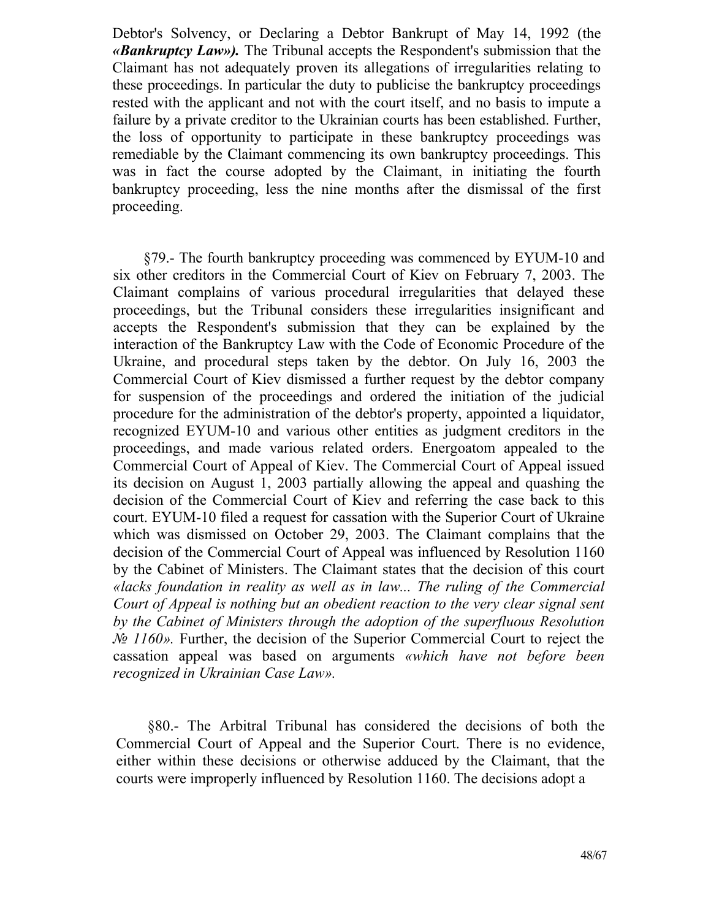Debtor's Solvency, or Declaring a Debtor Bankrupt of May 14, 1992 (the ***«Bankruptcy Law»).*** The Tribunal accepts the Respondent's submission that the Claimant has not adequately proven its allegations of irregularities relating to these proceedings. In particular the duty to publicise the bankruptcy proceedings rested with the applicant and not with the court itself, and no basis to impute a failure by a private creditor to the Ukrainian courts has been established. Further, the loss of opportunity to participate in these bankruptcy proceedings was remediable by the Claimant commencing its own bankruptcy proceedings. This was in fact the course adopted by the Claimant, in initiating the fourth bankruptcy proceeding, less the nine months after the dismissal of the first proceeding.

§79.- The fourth bankruptcy proceeding was commenced by EYUM-10 and six other creditors in the Commercial Court of Kiev on February 7, 2003. The Claimant complains of various procedural irregularities that delayed these proceedings, but the Tribunal considers these irregularities insignificant and accepts the Respondent's submission that they can be explained by the interaction of the Bankruptcy Law with the Code of Economic Procedure of the Ukraine, and procedural steps taken by the debtor. On July 16, 2003 the Commercial Court of Kiev dismissed a further request by the debtor company for suspension of the proceedings and ordered the initiation of the judicial procedure for the administration of the debtor's property, appointed a liquidator, recognized EYUM-10 and various other entities as judgment creditors in the proceedings, and made various related orders. Energoatom appealed to the Commercial Court of Appeal of Kiev. The Commercial Court of Appeal issued its decision on August 1, 2003 partially allowing the appeal and quashing the decision of the Commercial Court of Kiev and referring the case back to this court. EYUM-10 filed a request for cassation with the Superior Court of Ukraine which was dismissed on October 29, 2003. The Claimant complains that the decision of the Commercial Court of Appeal was influenced by Resolution 1160 by the Cabinet of Ministers. The Claimant states that the decision of this court *«lacks foundation in reality as well as in law... The ruling of the Commercial Court of Appeal is nothing but an obedient reaction to the very clear signal sent by the Cabinet of Ministers through the adoption of the superfluous Resolution № 1160».* Further, the decision of the Superior Commercial Court to reject the cassation appeal was based on arguments *«which have not before been recognized in Ukrainian Case Law».*

§80.- The Arbitral Tribunal has considered the decisions of both the Commercial Court of Appeal and the Superior Court. There is no evidence, either within these decisions or otherwise adduced by the Claimant, that the courts were improperly influenced by Resolution 1160. The decisions adopt a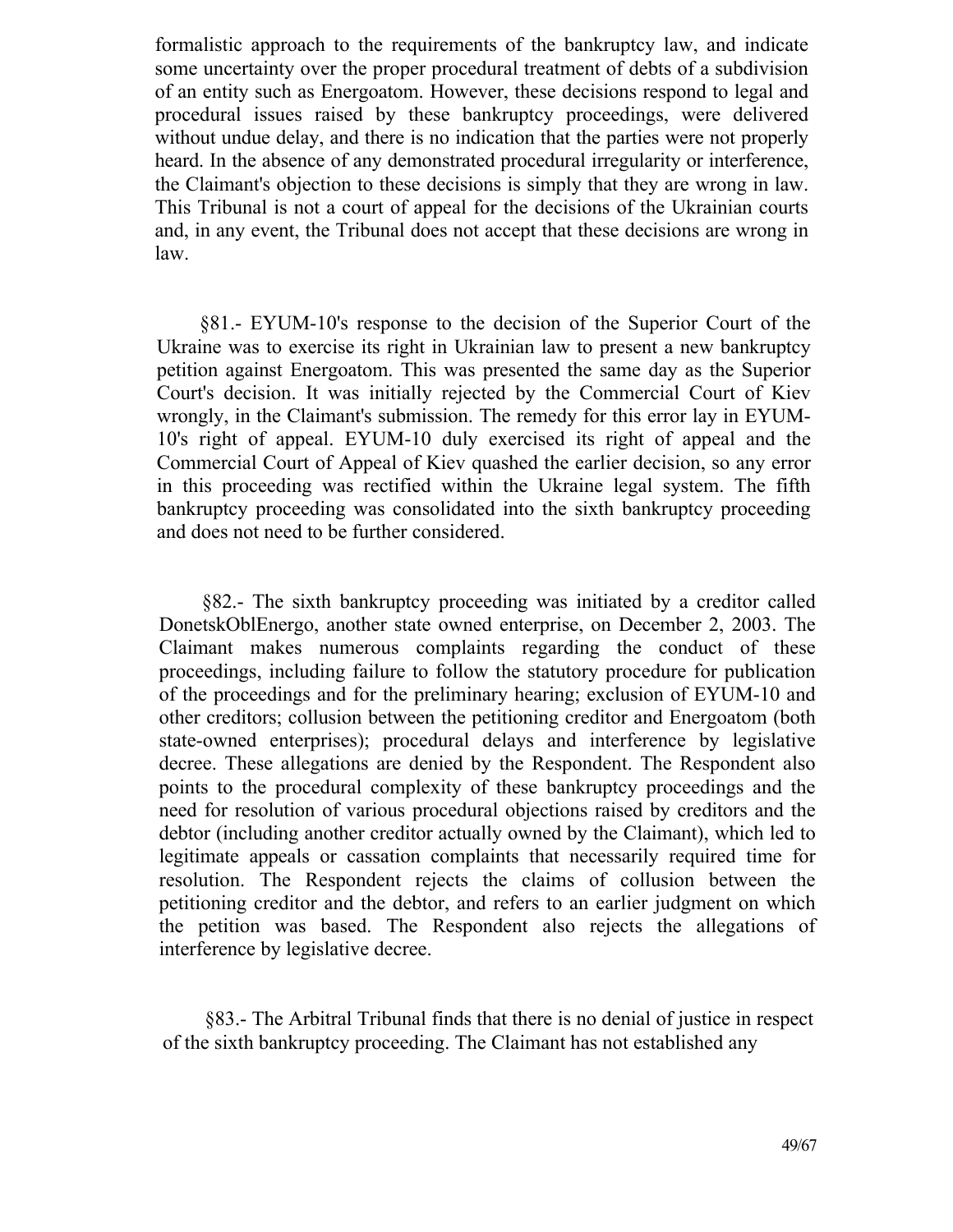formalistic approach to the requirements of the bankruptcy law, and indicate some uncertainty over the proper procedural treatment of debts of a subdivision of an entity such as Energoatom. However, these decisions respond to legal and procedural issues raised by these bankruptcy proceedings, were delivered without undue delay, and there is no indication that the parties were not properly heard. In the absence of any demonstrated procedural irregularity or interference, the Claimant's objection to these decisions is simply that they are wrong in law. This Tribunal is not a court of appeal for the decisions of the Ukrainian courts and, in any event, the Tribunal does not accept that these decisions are wrong in law.

§81.- EYUM-10's response to the decision of the Superior Court of the Ukraine was to exercise its right in Ukrainian law to present a new bankruptcy petition against Energoatom. This was presented the same day as the Superior Court's decision. It was initially rejected by the Commercial Court of Kiev wrongly, in the Claimant's submission. The remedy for this error lay in EYUM-10's right of appeal. EYUM-10 duly exercised its right of appeal and the Commercial Court of Appeal of Kiev quashed the earlier decision, so any error in this proceeding was rectified within the Ukraine legal system. The fifth bankruptcy proceeding was consolidated into the sixth bankruptcy proceeding and does not need to be further considered.

§82.- The sixth bankruptcy proceeding was initiated by a creditor called DonetskOblEnergo, another state owned enterprise, on December 2, 2003. The Claimant makes numerous complaints regarding the conduct of these proceedings, including failure to follow the statutory procedure for publication of the proceedings and for the preliminary hearing; exclusion of EYUM-10 and other creditors; collusion between the petitioning creditor and Energoatom (both state-owned enterprises); procedural delays and interference by legislative decree. These allegations are denied by the Respondent. The Respondent also points to the procedural complexity of these bankruptcy proceedings and the need for resolution of various procedural objections raised by creditors and the debtor (including another creditor actually owned by the Claimant), which led to legitimate appeals or cassation complaints that necessarily required time for resolution. The Respondent rejects the claims of collusion between the petitioning creditor and the debtor, and refers to an earlier judgment on which the petition was based. The Respondent also rejects the allegations of interference by legislative decree.

§83.- The Arbitral Tribunal finds that there is no denial of justice in respect of the sixth bankruptcy proceeding. The Claimant has not established any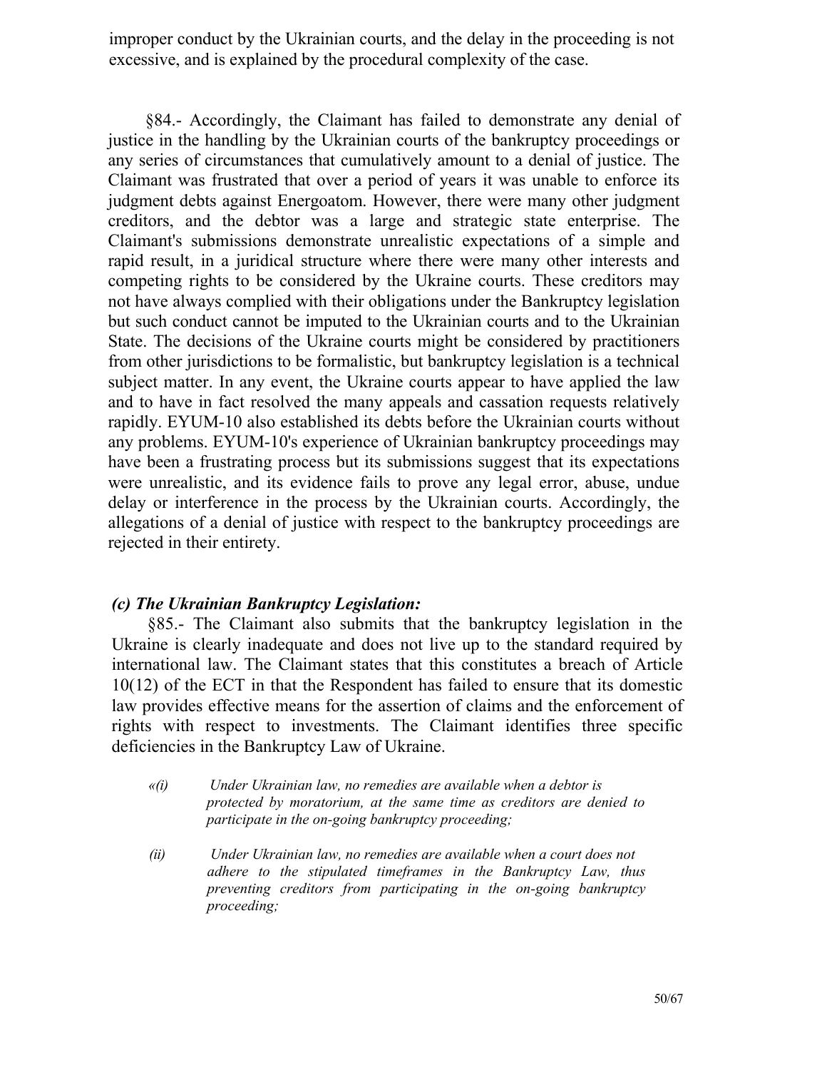improper conduct by the Ukrainian courts, and the delay in the proceeding is not excessive, and is explained by the procedural complexity of the case.

§84.- Accordingly, the Claimant has failed to demonstrate any denial of justice in the handling by the Ukrainian courts of the bankruptcy proceedings or any series of circumstances that cumulatively amount to a denial of justice. The Claimant was frustrated that over a period of years it was unable to enforce its judgment debts against Energoatom. However, there were many other judgment creditors, and the debtor was a large and strategic state enterprise. The Claimant's submissions demonstrate unrealistic expectations of a simple and rapid result, in a juridical structure where there were many other interests and competing rights to be considered by the Ukraine courts. These creditors may not have always complied with their obligations under the Bankruptcy legislation but such conduct cannot be imputed to the Ukrainian courts and to the Ukrainian State. The decisions of the Ukraine courts might be considered by practitioners from other jurisdictions to be formalistic, but bankruptcy legislation is a technical subject matter. In any event, the Ukraine courts appear to have applied the law and to have in fact resolved the many appeals and cassation requests relatively rapidly. EYUM-10 also established its debts before the Ukrainian courts without any problems. EYUM-10's experience of Ukrainian bankruptcy proceedings may have been a frustrating process but its submissions suggest that its expectations were unrealistic, and its evidence fails to prove any legal error, abuse, undue delay or interference in the process by the Ukrainian courts. Accordingly, the allegations of a denial of justice with respect to the bankruptcy proceedings are rejected in their entirety.

### *(c) The Ukrainian Bankruptcy Legislation:*

§85.- The Claimant also submits that the bankruptcy legislation in the Ukraine is clearly inadequate and does not live up to the standard required by international law. The Claimant states that this constitutes a breach of Article 10(12) of the ECT in that the Respondent has failed to ensure that its domestic law provides effective means for the assertion of claims and the enforcement of rights with respect to investments. The Claimant identifies three specific deficiencies in the Bankruptcy Law of Ukraine.

*«(i) Under Ukrainian law, no remedies are available when a debtor is protected by moratorium, at the same time as creditors are denied to participate in the on-going bankruptcy proceeding;*

*(ii) Under Ukrainian law, no remedies are available when a court does not adhere to the stipulated timeframes in the Bankruptcy Law, thus preventing creditors from participating in the on-going bankruptcy proceeding;*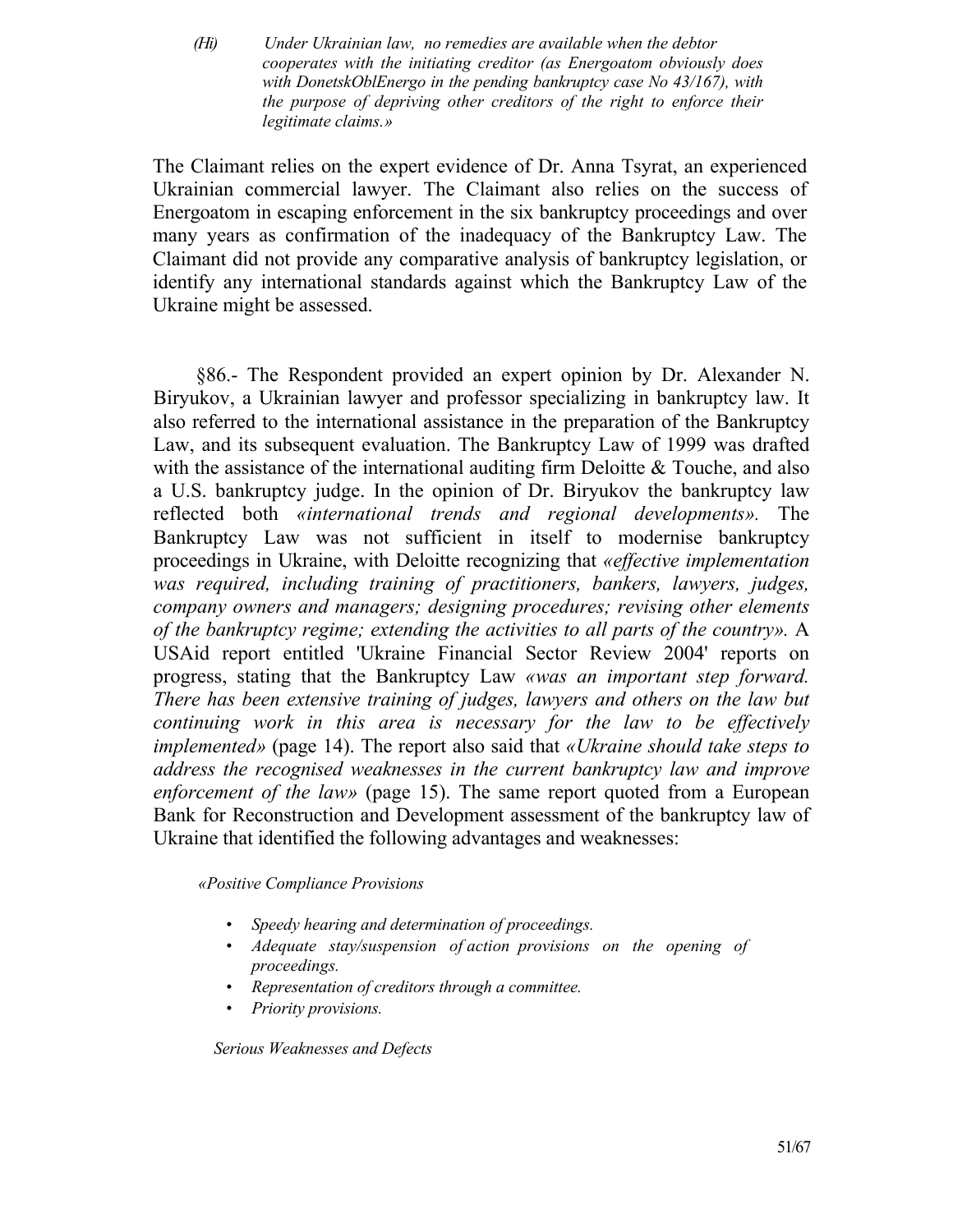*(Hi) Under Ukrainian law, no remedies are available when the debtor cooperates with the initiating creditor (as Energoatom obviously does with DonetskOblEnergo in the pending bankruptcy case No 43/167), with the purpose of depriving other creditors of the right to enforce their legitimate claims.»*

The Claimant relies on the expert evidence of Dr. Anna Tsyrat, an experienced Ukrainian commercial lawyer. The Claimant also relies on the success of Energoatom in escaping enforcement in the six bankruptcy proceedings and over many years as confirmation of the inadequacy of the Bankruptcy Law. The Claimant did not provide any comparative analysis of bankruptcy legislation, or identify any international standards against which the Bankruptcy Law of the Ukraine might be assessed.

§86.- The Respondent provided an expert opinion by Dr. Alexander N. Biryukov, a Ukrainian lawyer and professor specializing in bankruptcy law. It also referred to the international assistance in the preparation of the Bankruptcy Law, and its subsequent evaluation. The Bankruptcy Law of 1999 was drafted with the assistance of the international auditing firm Deloitte & Touche, and also a U.S. bankruptcy judge. In the opinion of Dr. Biryukov the bankruptcy law reflected both *«international trends and regional developments».* The Bankruptcy Law was not sufficient in itself to modernise bankruptcy proceedings in Ukraine, with Deloitte recognizing that *«effective implementation was required, including training of practitioners, bankers, lawyers, judges, company owners and managers; designing procedures; revising other elements of the bankruptcy regime; extending the activities to all parts of the country».* A USAid report entitled 'Ukraine Financial Sector Review 2004' reports on progress, stating that the Bankruptcy Law *«was an important step forward. There has been extensive training of judges, lawyers and others on the law but continuing work in this area is necessary for the law to be effectively implemented»* (page 14). The report also said that *«Ukraine should take steps to address the recognised weaknesses in the current bankruptcy law and improve enforcement of the law»* (page 15). The same report quoted from a European Bank for Reconstruction and Development assessment of the bankruptcy law of Ukraine that identified the following advantages and weaknesses:

*«Positive Compliance Provisions*

- *Speedy hearing and determination of proceedings.*
- *Adequate stay/suspension of action provisions on the opening of proceedings.*
- *Representation of creditors through a committee.*
- *Priority provisions.*

*Serious Weaknesses and Defects*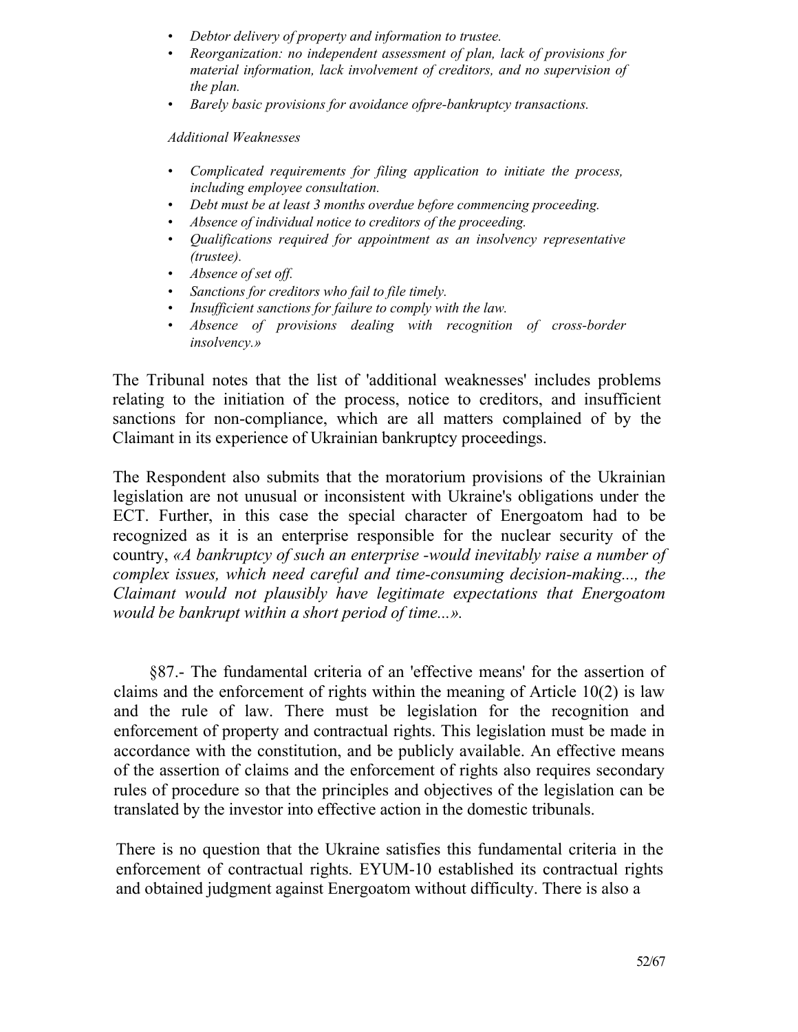- *Debtor delivery of property and information to trustee.*
- *Reorganization: no independent assessment of plan, lack of provisions for material information, lack involvement of creditors, and no supervision of the plan.*
- *Barely basic provisions for avoidance ofpre-bankruptcy transactions.*

*Additional Weaknesses*

- *Complicated requirements for filing application to initiate the process, including employee consultation.*
- *Debt must be at least 3 months overdue before commencing proceeding.*
- *Absence of individual notice to creditors of the proceeding.*
- *Qualifications required for appointment as an insolvency representative (trustee).*
- *Absence of set off.*
- *Sanctions for creditors who fail to file timely.*
- *Insufficient sanctions for failure to comply with the law.*
- *Absence of provisions dealing with recognition of cross-border insolvency.»*

The Tribunal notes that the list of 'additional weaknesses' includes problems relating to the initiation of the process, notice to creditors, and insufficient sanctions for non-compliance, which are all matters complained of by the Claimant in its experience of Ukrainian bankruptcy proceedings.

The Respondent also submits that the moratorium provisions of the Ukrainian legislation are not unusual or inconsistent with Ukraine's obligations under the ECT. Further, in this case the special character of Energoatom had to be recognized as it is an enterprise responsible for the nuclear security of the country, *«A bankruptcy of such an enterprise -would inevitably raise a number of complex issues, which need careful and time-consuming decision-making..., the Claimant would not plausibly have legitimate expectations that Energoatom would be bankrupt within a short period of time...».*

§87.- The fundamental criteria of an 'effective means' for the assertion of claims and the enforcement of rights within the meaning of Article 10(2) is law and the rule of law. There must be legislation for the recognition and enforcement of property and contractual rights. This legislation must be made in accordance with the constitution, and be publicly available. An effective means of the assertion of claims and the enforcement of rights also requires secondary rules of procedure so that the principles and objectives of the legislation can be translated by the investor into effective action in the domestic tribunals.

There is no question that the Ukraine satisfies this fundamental criteria in the enforcement of contractual rights. EYUM-10 established its contractual rights and obtained judgment against Energoatom without difficulty. There is also a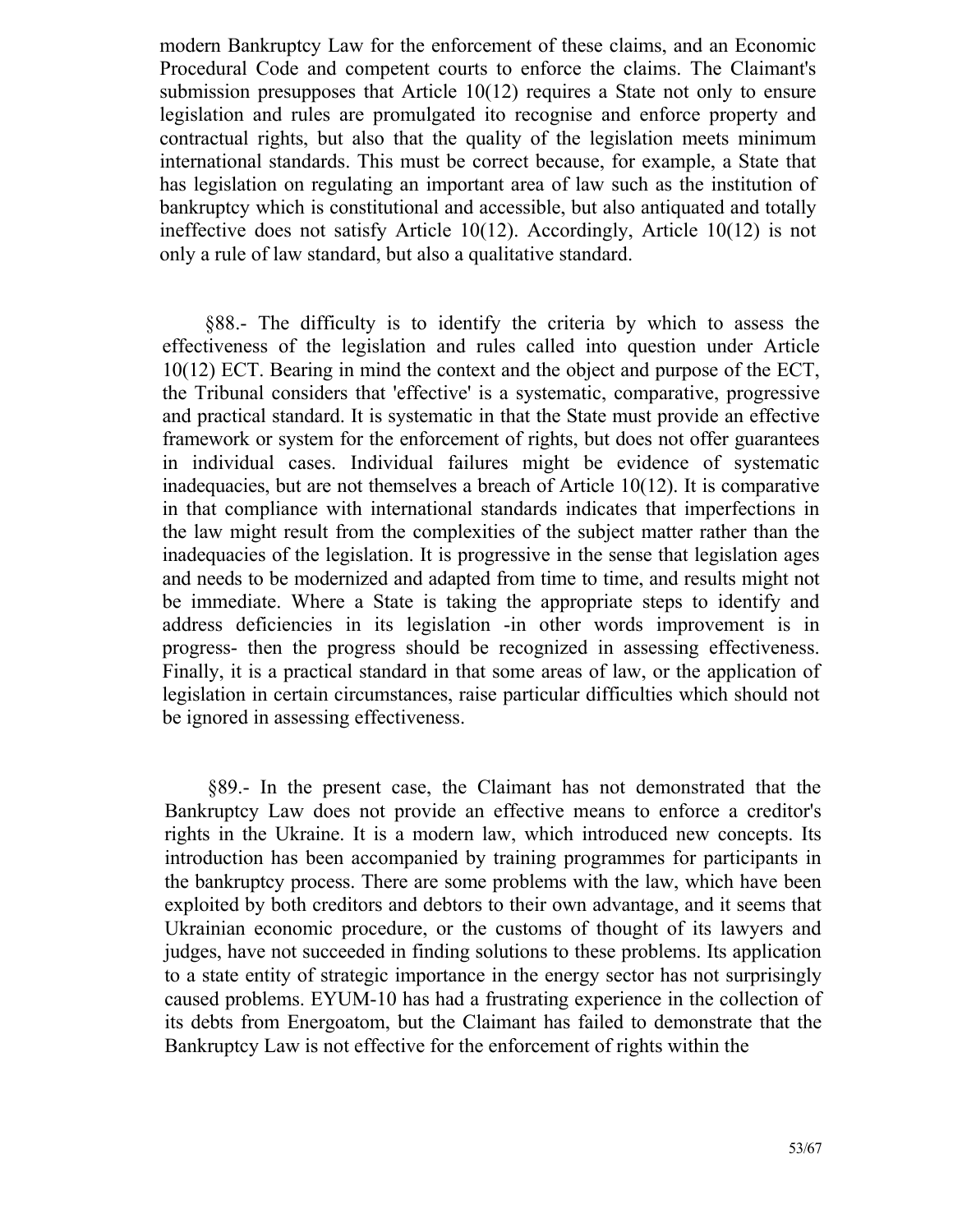modern Bankruptcy Law for the enforcement of these claims, and an Economic Procedural Code and competent courts to enforce the claims. The Claimant's submission presupposes that Article 10(12) requires a State not only to ensure legislation and rules are promulgated ito recognise and enforce property and contractual rights, but also that the quality of the legislation meets minimum international standards. This must be correct because, for example, a State that has legislation on regulating an important area of law such as the institution of bankruptcy which is constitutional and accessible, but also antiquated and totally ineffective does not satisfy Article 10(12). Accordingly, Article 10(12) is not only a rule of law standard, but also a qualitative standard.

§88.- The difficulty is to identify the criteria by which to assess the effectiveness of the legislation and rules called into question under Article 10(12) ECT. Bearing in mind the context and the object and purpose of the ECT, the Tribunal considers that 'effective' is a systematic, comparative, progressive and practical standard. It is systematic in that the State must provide an effective framework or system for the enforcement of rights, but does not offer guarantees in individual cases. Individual failures might be evidence of systematic inadequacies, but are not themselves a breach of Article 10(12). It is comparative in that compliance with international standards indicates that imperfections in the law might result from the complexities of the subject matter rather than the inadequacies of the legislation. It is progressive in the sense that legislation ages and needs to be modernized and adapted from time to time, and results might not be immediate. Where a State is taking the appropriate steps to identify and address deficiencies in its legislation -in other words improvement is in progress- then the progress should be recognized in assessing effectiveness. Finally, it is a practical standard in that some areas of law, or the application of legislation in certain circumstances, raise particular difficulties which should not be ignored in assessing effectiveness.

§89.- In the present case, the Claimant has not demonstrated that the Bankruptcy Law does not provide an effective means to enforce a creditor's rights in the Ukraine. It is a modern law, which introduced new concepts. Its introduction has been accompanied by training programmes for participants in the bankruptcy process. There are some problems with the law, which have been exploited by both creditors and debtors to their own advantage, and it seems that Ukrainian economic procedure, or the customs of thought of its lawyers and judges, have not succeeded in finding solutions to these problems. Its application to a state entity of strategic importance in the energy sector has not surprisingly caused problems. EYUM-10 has had a frustrating experience in the collection of its debts from Energoatom, but the Claimant has failed to demonstrate that the Bankruptcy Law is not effective for the enforcement of rights within the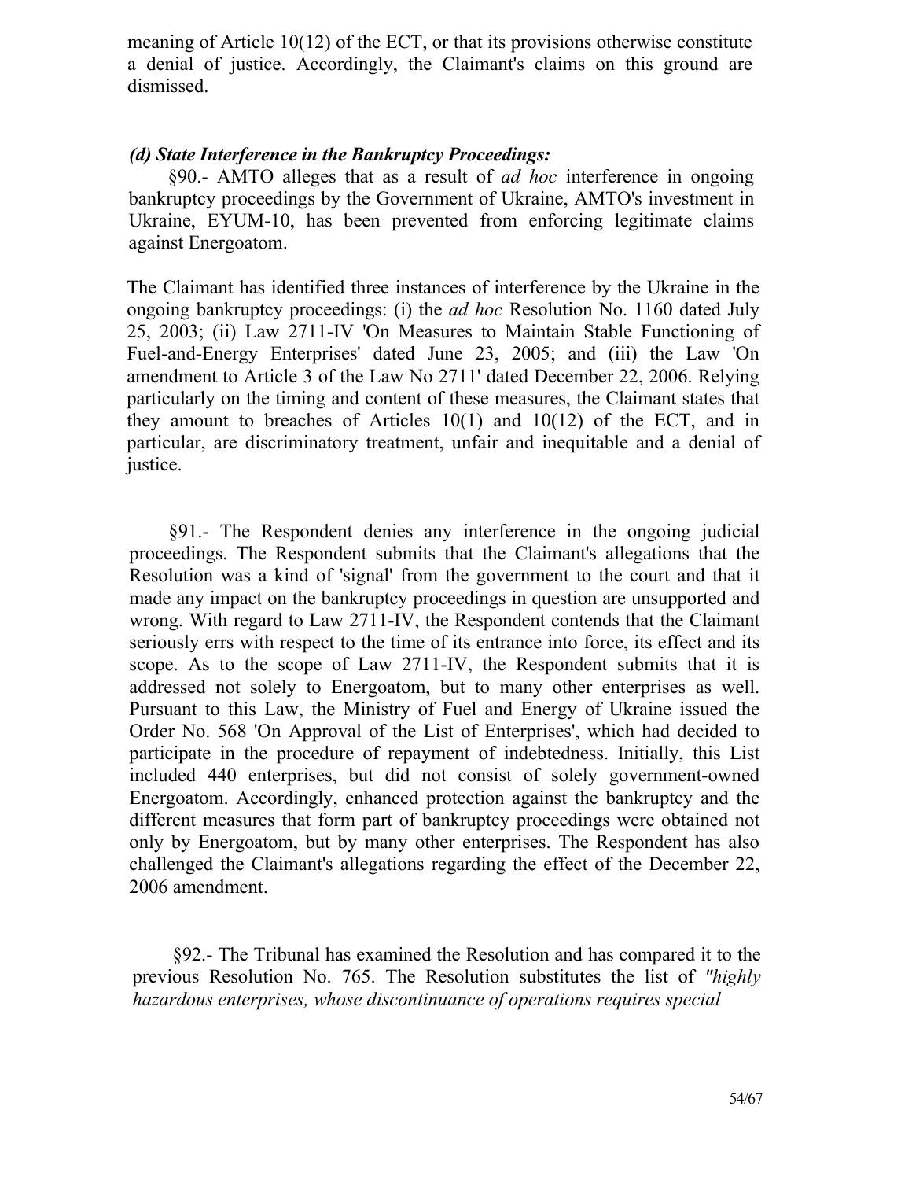meaning of Article 10(12) of the ECT, or that its provisions otherwise constitute a denial of justice. Accordingly, the Claimant's claims on this ground are dismissed.

### *(d) State Interference in the Bankruptcy Proceedings:*

§90.- AMTO alleges that as a result of *ad hoc* interference in ongoing bankruptcy proceedings by the Government of Ukraine, AMTO's investment in Ukraine, EYUM-10, has been prevented from enforcing legitimate claims against Energoatom.

The Claimant has identified three instances of interference by the Ukraine in the ongoing bankruptcy proceedings: (i) the *ad hoc* Resolution No. 1160 dated July 25, 2003; (ii) Law 2711-IV 'On Measures to Maintain Stable Functioning of Fuel-and-Energy Enterprises' dated June 23, 2005; and (iii) the Law 'On amendment to Article 3 of the Law No 2711' dated December 22, 2006. Relying particularly on the timing and content of these measures, the Claimant states that they amount to breaches of Articles 10(1) and 10(12) of the ECT, and in particular, are discriminatory treatment, unfair and inequitable and a denial of justice.

§91.- The Respondent denies any interference in the ongoing judicial proceedings. The Respondent submits that the Claimant's allegations that the Resolution was a kind of 'signal' from the government to the court and that it made any impact on the bankruptcy proceedings in question are unsupported and wrong. With regard to Law 2711-IV, the Respondent contends that the Claimant seriously errs with respect to the time of its entrance into force, its effect and its scope. As to the scope of Law 2711-IV, the Respondent submits that it is addressed not solely to Energoatom, but to many other enterprises as well. Pursuant to this Law, the Ministry of Fuel and Energy of Ukraine issued the Order No. 568 'On Approval of the List of Enterprises', which had decided to participate in the procedure of repayment of indebtedness. Initially, this List included 440 enterprises, but did not consist of solely government-owned Energoatom. Accordingly, enhanced protection against the bankruptcy and the different measures that form part of bankruptcy proceedings were obtained not only by Energoatom, but by many other enterprises. The Respondent has also challenged the Claimant's allegations regarding the effect of the December 22, 2006 amendment.

§92.- The Tribunal has examined the Resolution and has compared it to the previous Resolution No. 765. The Resolution substitutes the list of *"highly hazardous enterprises, whose discontinuance of operations requires special*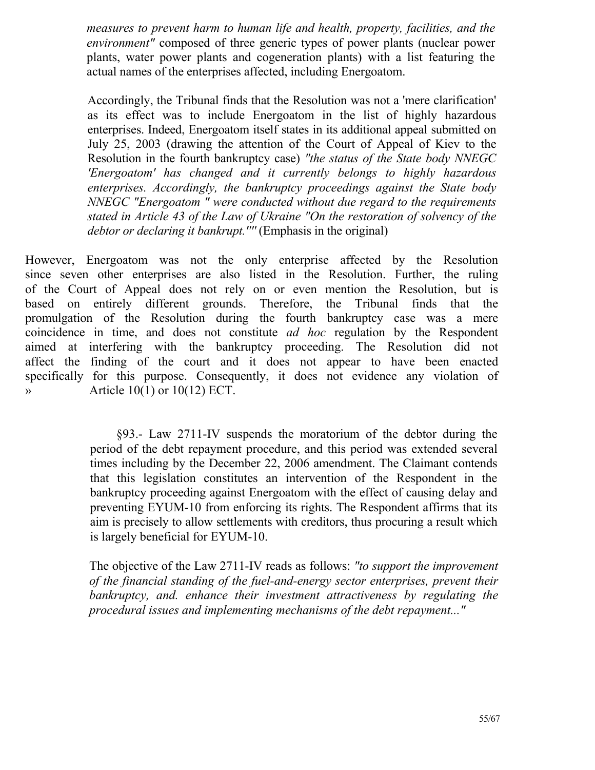*measures to prevent harm to human life and health, property, facilities, and the environment"* composed of three generic types of power plants (nuclear power plants, water power plants and cogeneration plants) with a list featuring the actual names of the enterprises affected, including Energoatom.

Accordingly, the Tribunal finds that the Resolution was not a 'mere clarification' as its effect was to include Energoatom in the list of highly hazardous enterprises. Indeed, Energoatom itself states in its additional appeal submitted on July 25, 2003 (drawing the attention of the Court of Appeal of Kiev to the Resolution in the fourth bankruptcy case) *"the status of the State body NNEGC 'Energoatom' has changed and it currently belongs to highly hazardous enterprises. Accordingly, the bankruptcy proceedings against the State body NNEGC "Energoatom " were conducted without due regard to the requirements stated in Article 43 of the Law of Ukraine "On the restoration of solvency of the debtor or declaring it bankrupt.""* (Emphasis in the original)

However, Energoatom was not the only enterprise affected by the Resolution since seven other enterprises are also listed in the Resolution. Further, the ruling of the Court of Appeal does not rely on or even mention the Resolution, but is based on entirely different grounds. Therefore, the Tribunal finds that the promulgation of the Resolution during the fourth bankruptcy case was a mere coincidence in time, and does not constitute *ad hoc* regulation by the Respondent aimed at interfering with the bankruptcy proceeding. The Resolution did not affect the finding of the court and it does not appear to have been enacted specifically for this purpose. Consequently, it does not evidence any violation of » Article 10(1) or 10(12) ECT.

§93.- Law 2711-IV suspends the moratorium of the debtor during the period of the debt repayment procedure, and this period was extended several times including by the December 22, 2006 amendment. The Claimant contends that this legislation constitutes an intervention of the Respondent in the bankruptcy proceeding against Energoatom with the effect of causing delay and preventing EYUM-10 from enforcing its rights. The Respondent affirms that its aim is precisely to allow settlements with creditors, thus procuring a result which is largely beneficial for EYUM-10.

The objective of the Law 2711-IV reads as follows: *"to support the improvement of the financial standing of the fuel-and-energy sector enterprises, prevent their bankruptcy, and. enhance their investment attractiveness by regulating the procedural issues and implementing mechanisms of the debt repayment..."*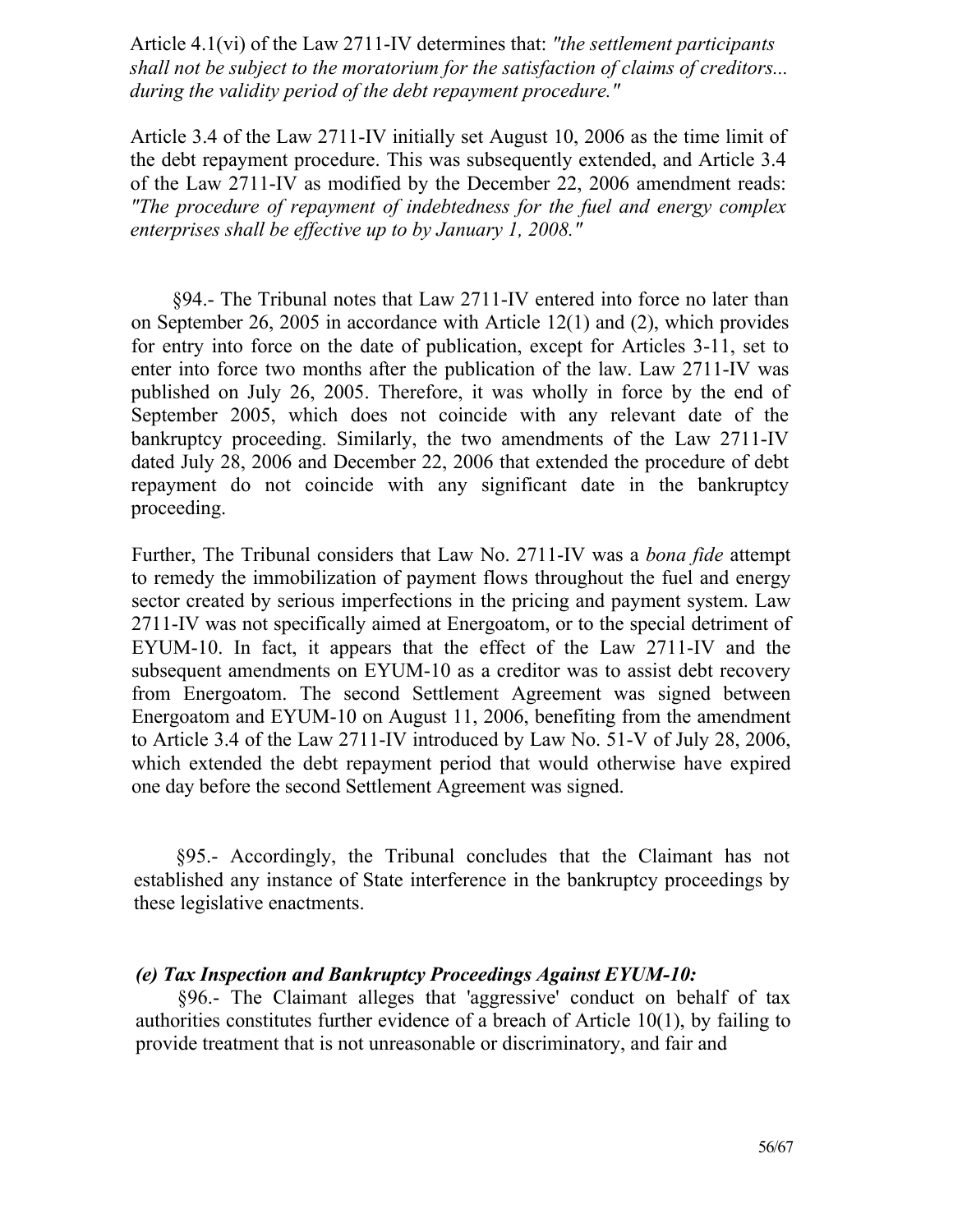Article 4.1(vi) of the Law 2711-IV determines that: *"the settlement participants shall not be subject to the moratorium for the satisfaction of claims of creditors... during the validity period of the debt repayment procedure."*

Article 3.4 of the Law 2711-IV initially set August 10, 2006 as the time limit of the debt repayment procedure. This was subsequently extended, and Article 3.4 of the Law 2711-IV as modified by the December 22, 2006 amendment reads: *"The procedure of repayment of indebtedness for the fuel and energy complex enterprises shall be effective up to by January 1, 2008."*

§94.- The Tribunal notes that Law 2711-IV entered into force no later than on September 26, 2005 in accordance with Article 12(1) and (2), which provides for entry into force on the date of publication, except for Articles 3-11, set to enter into force two months after the publication of the law. Law 2711-IV was published on July 26, 2005. Therefore, it was wholly in force by the end of September 2005, which does not coincide with any relevant date of the bankruptcy proceeding. Similarly, the two amendments of the Law 2711-IV dated July 28, 2006 and December 22, 2006 that extended the procedure of debt repayment do not coincide with any significant date in the bankruptcy proceeding.

Further, The Tribunal considers that Law No. 2711-IV was a *bona fide* attempt to remedy the immobilization of payment flows throughout the fuel and energy sector created by serious imperfections in the pricing and payment system. Law 2711-IV was not specifically aimed at Energoatom, or to the special detriment of EYUM-10. In fact, it appears that the effect of the Law 2711-IV and the subsequent amendments on EYUM-10 as a creditor was to assist debt recovery from Energoatom. The second Settlement Agreement was signed between Energoatom and EYUM-10 on August 11, 2006, benefiting from the amendment to Article 3.4 of the Law 2711-IV introduced by Law No. 51-V of July 28, 2006, which extended the debt repayment period that would otherwise have expired one day before the second Settlement Agreement was signed.

§95.- Accordingly, the Tribunal concludes that the Claimant has not established any instance of State interference in the bankruptcy proceedings by these legislative enactments.

***(e) Tax Inspection and Bankruptcy Proceedings Against EYUM-10:***

§96.- The Claimant alleges that 'aggressive' conduct on behalf of tax authorities constitutes further evidence of a breach of Article 10(1), by failing to provide treatment that is not unreasonable or discriminatory, and fair and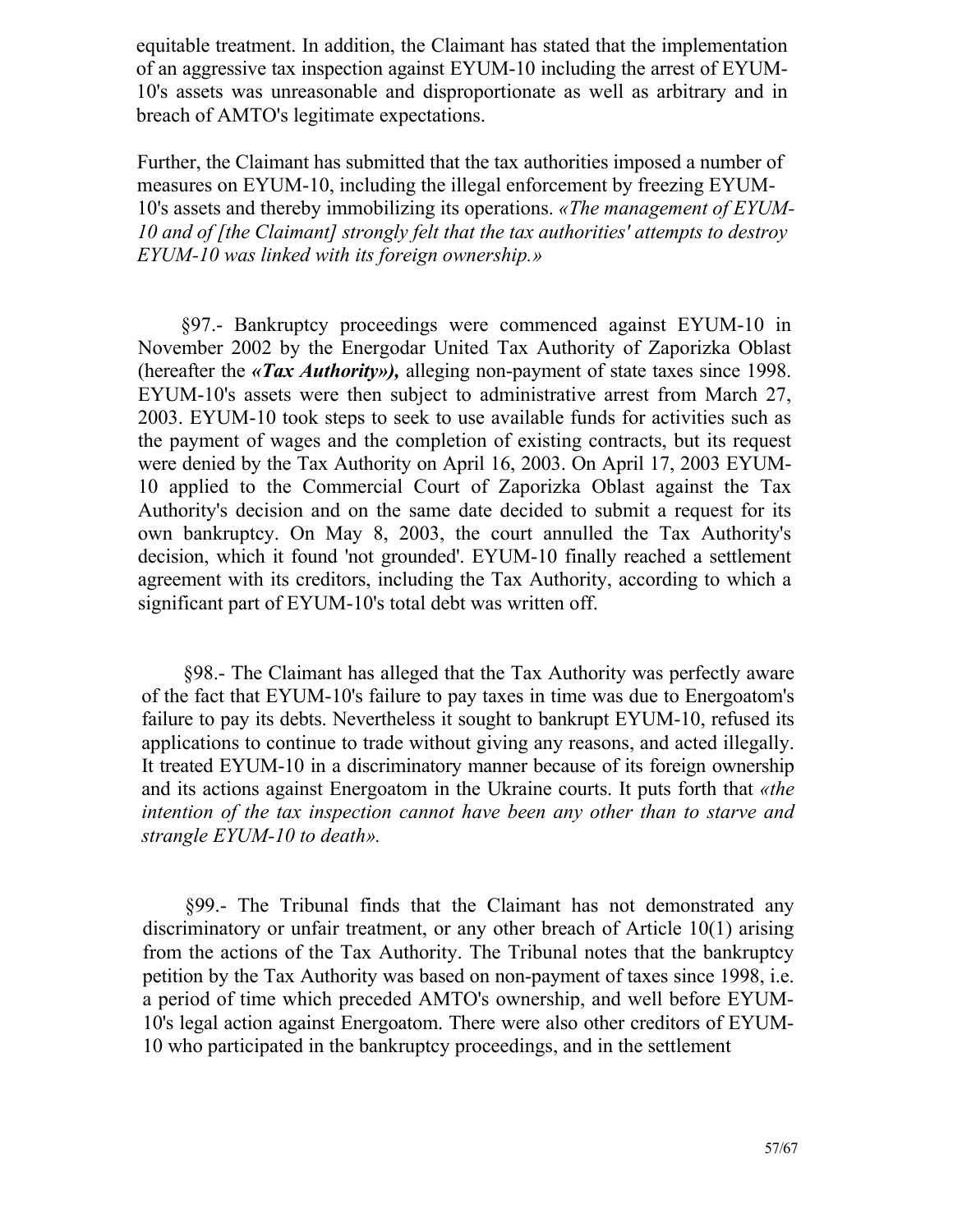equitable treatment. In addition, the Claimant has stated that the implementation of an aggressive tax inspection against EYUM-10 including the arrest of EYUM-10's assets was unreasonable and disproportionate as well as arbitrary and in breach of AMTO's legitimate expectations.

Further, the Claimant has submitted that the tax authorities imposed a number of measures on EYUM-10, including the illegal enforcement by freezing EYUM-10's assets and thereby immobilizing its operations. *«The management of EYUM-10 and of [the Claimant] strongly felt that the tax authorities' attempts to destroy EYUM-10 was linked with its foreign ownership.»*

§97.- Bankruptcy proceedings were commenced against EYUM-10 in November 2002 by the Energodar United Tax Authority of Zaporizka Oblast (hereafter the ***«Tax Authority»),*** alleging non-payment of state taxes since 1998. EYUM-10's assets were then subject to administrative arrest from March 27, 2003. EYUM-10 took steps to seek to use available funds for activities such as the payment of wages and the completion of existing contracts, but its request were denied by the Tax Authority on April 16, 2003. On April 17, 2003 EYUM-10 applied to the Commercial Court of Zaporizka Oblast against the Tax Authority's decision and on the same date decided to submit a request for its own bankruptcy. On May 8, 2003, the court annulled the Tax Authority's decision, which it found 'not grounded'. EYUM-10 finally reached a settlement agreement with its creditors, including the Tax Authority, according to which a significant part of EYUM-10's total debt was written off.

§98.- The Claimant has alleged that the Tax Authority was perfectly aware of the fact that EYUM-10's failure to pay taxes in time was due to Energoatom's failure to pay its debts. Nevertheless it sought to bankrupt EYUM-10, refused its applications to continue to trade without giving any reasons, and acted illegally. It treated EYUM-10 in a discriminatory manner because of its foreign ownership and its actions against Energoatom in the Ukraine courts. It puts forth that *«the intention of the tax inspection cannot have been any other than to starve and strangle EYUM-10 to death».*

§99.- The Tribunal finds that the Claimant has not demonstrated any discriminatory or unfair treatment, or any other breach of Article 10(1) arising from the actions of the Tax Authority. The Tribunal notes that the bankruptcy petition by the Tax Authority was based on non-payment of taxes since 1998, i.e. a period of time which preceded AMTO's ownership, and well before EYUM-10's legal action against Energoatom. There were also other creditors of EYUM-10 who participated in the bankruptcy proceedings, and in the settlement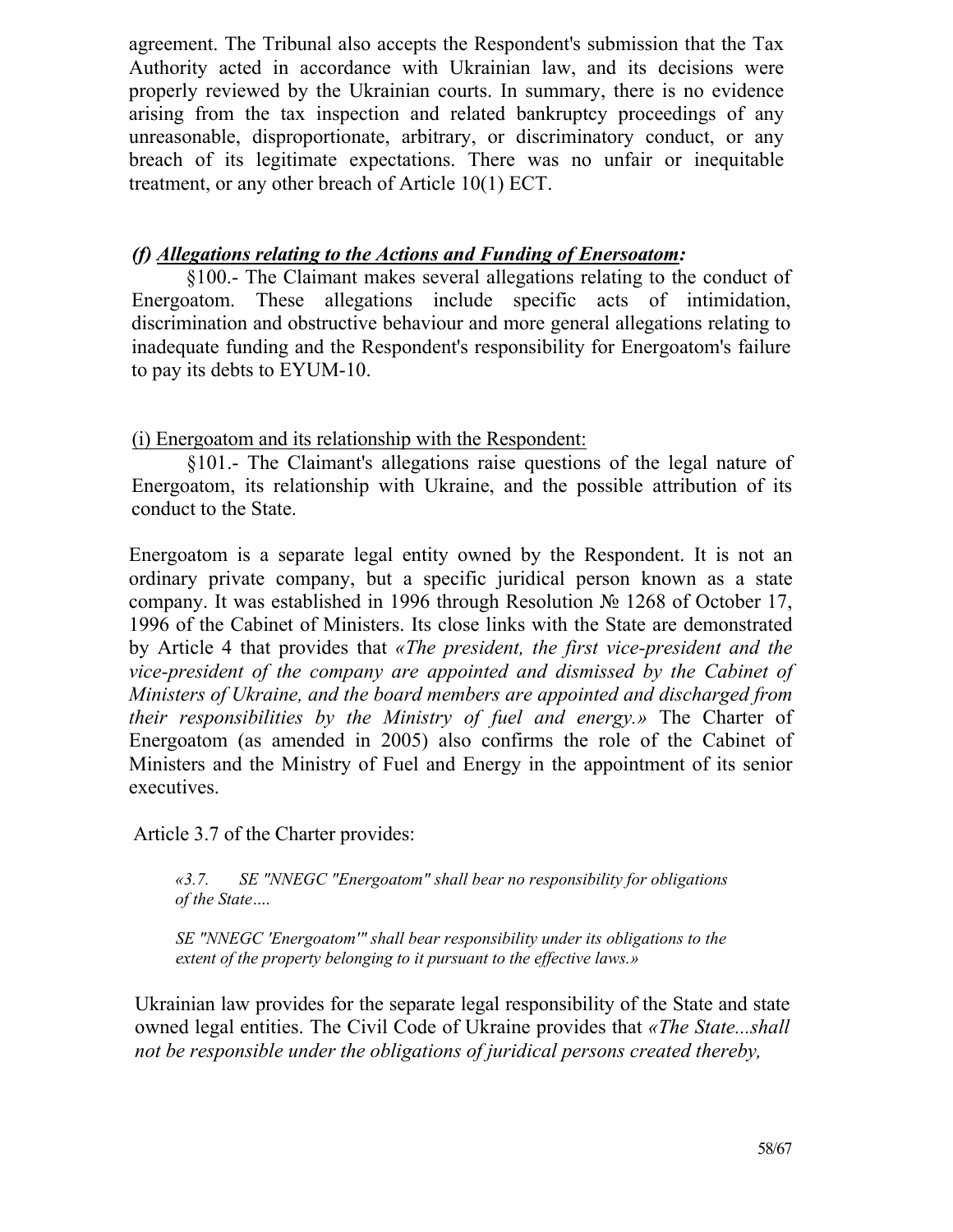agreement. The Tribunal also accepts the Respondent's submission that the Tax Authority acted in accordance with Ukrainian law, and its decisions were properly reviewed by the Ukrainian courts. In summary, there is no evidence arising from the tax inspection and related bankruptcy proceedings of any unreasonable, disproportionate, arbitrary, or discriminatory conduct, or any breach of its legitimate expectations. There was no unfair or inequitable treatment, or any other breach of Article 10(1) ECT.

### *(f) __Allegations relating to the Actions and Funding of Enersoatom__:*

§100.- The Claimant makes several allegations relating to the conduct of Energoatom. These allegations include specific acts of intimidation, discrimination and obstructive behaviour and more general allegations relating to inadequate funding and the Respondent's responsibility for Energoatom's failure to pay its debts to EYUM-10.

<u>(i) Energoatom and its relationship with the Respondent:</u>

§101.- The Claimant's allegations raise questions of the legal nature of Energoatom, its relationship with Ukraine, and the possible attribution of its conduct to the State.

Energoatom is a separate legal entity owned by the Respondent. It is not an ordinary private company, but a specific juridical person known as a state company. It was established in 1996 through Resolution № 1268 of October 17, 1996 of the Cabinet of Ministers. Its close links with the State are demonstrated by Article 4 that provides that *«The president, the first vice-president and the vice-president of the company are appointed and dismissed by the Cabinet of Ministers of Ukraine, and the board members are appointed and discharged from their responsibilities by the Ministry of fuel and energy.»* The Charter of Energoatom (as amended in 2005) also confirms the role of the Cabinet of Ministers and the Ministry of Fuel and Energy in the appointment of its senior executives.

Article 3.7 of the Charter provides:

> *«3.7. SE "NNEGC "Energoatom" shall bear no responsibility for obligations of the State….*
>
> *SE "NNEGC 'Energoatom'" shall bear responsibility under its obligations to the extent of the property belonging to it pursuant to the effective laws.»*

Ukrainian law provides for the separate legal responsibility of the State and state owned legal entities. The Civil Code of Ukraine provides that *«The State...shall not be responsible under the obligations of juridical persons created thereby,*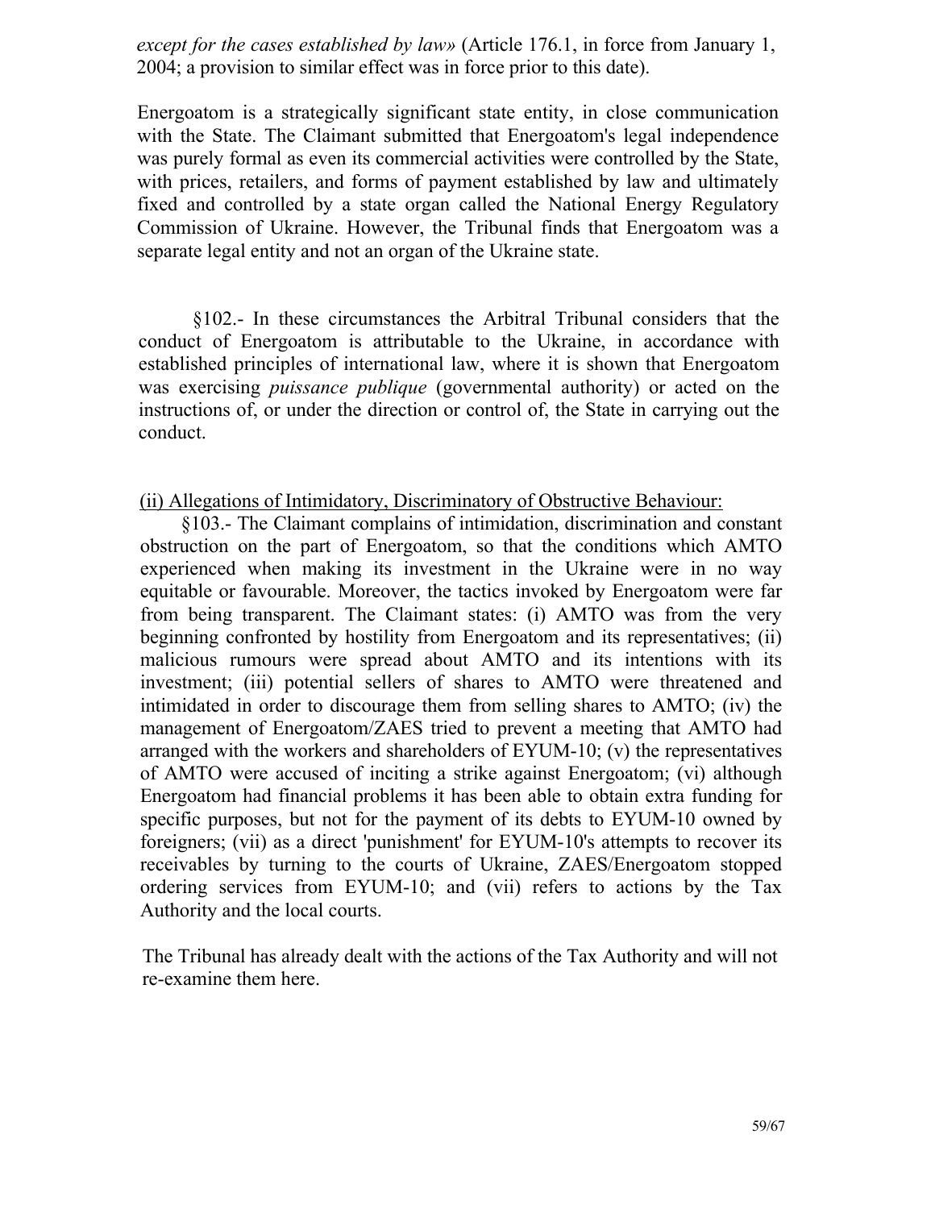*except for the cases established by law»* (Article 176.1, in force from January 1, 2004; a provision to similar effect was in force prior to this date).

Energoatom is a strategically significant state entity, in close communication with the State. The Claimant submitted that Energoatom's legal independence was purely formal as even its commercial activities were controlled by the State, with prices, retailers, and forms of payment established by law and ultimately fixed and controlled by a state organ called the National Energy Regulatory Commission of Ukraine. However, the Tribunal finds that Energoatom was a separate legal entity and not an organ of the Ukraine state.

§102.- In these circumstances the Arbitral Tribunal considers that the conduct of Energoatom is attributable to the Ukraine, in accordance with established principles of international law, where it is shown that Energoatom was exercising *puissance publique* (governmental authority) or acted on the instructions of, or under the direction or control of, the State in carrying out the conduct.

<u>(ii) Allegations of Intimidatory, Discriminatory of Obstructive Behaviour:</u>

§103.- The Claimant complains of intimidation, discrimination and constant obstruction on the part of Energoatom, so that the conditions which AMTO experienced when making its investment in the Ukraine were in no way equitable or favourable. Moreover, the tactics invoked by Energoatom were far from being transparent. The Claimant states: (i) AMTO was from the very beginning confronted by hostility from Energoatom and its representatives; (ii) malicious rumours were spread about AMTO and its intentions with its investment; (iii) potential sellers of shares to AMTO were threatened and intimidated in order to discourage them from selling shares to AMTO; (iv) the management of Energoatom/ZAES tried to prevent a meeting that AMTO had arranged with the workers and shareholders of EYUM-10; (v) the representatives of AMTO were accused of inciting a strike against Energoatom; (vi) although Energoatom had financial problems it has been able to obtain extra funding for specific purposes, but not for the payment of its debts to EYUM-10 owned by foreigners; (vii) as a direct 'punishment' for EYUM-10's attempts to recover its receivables by turning to the courts of Ukraine, ZAES/Energoatom stopped ordering services from EYUM-10; and (vii) refers to actions by the Tax Authority and the local courts.

The Tribunal has already dealt with the actions of the Tax Authority and will not re-examine them here.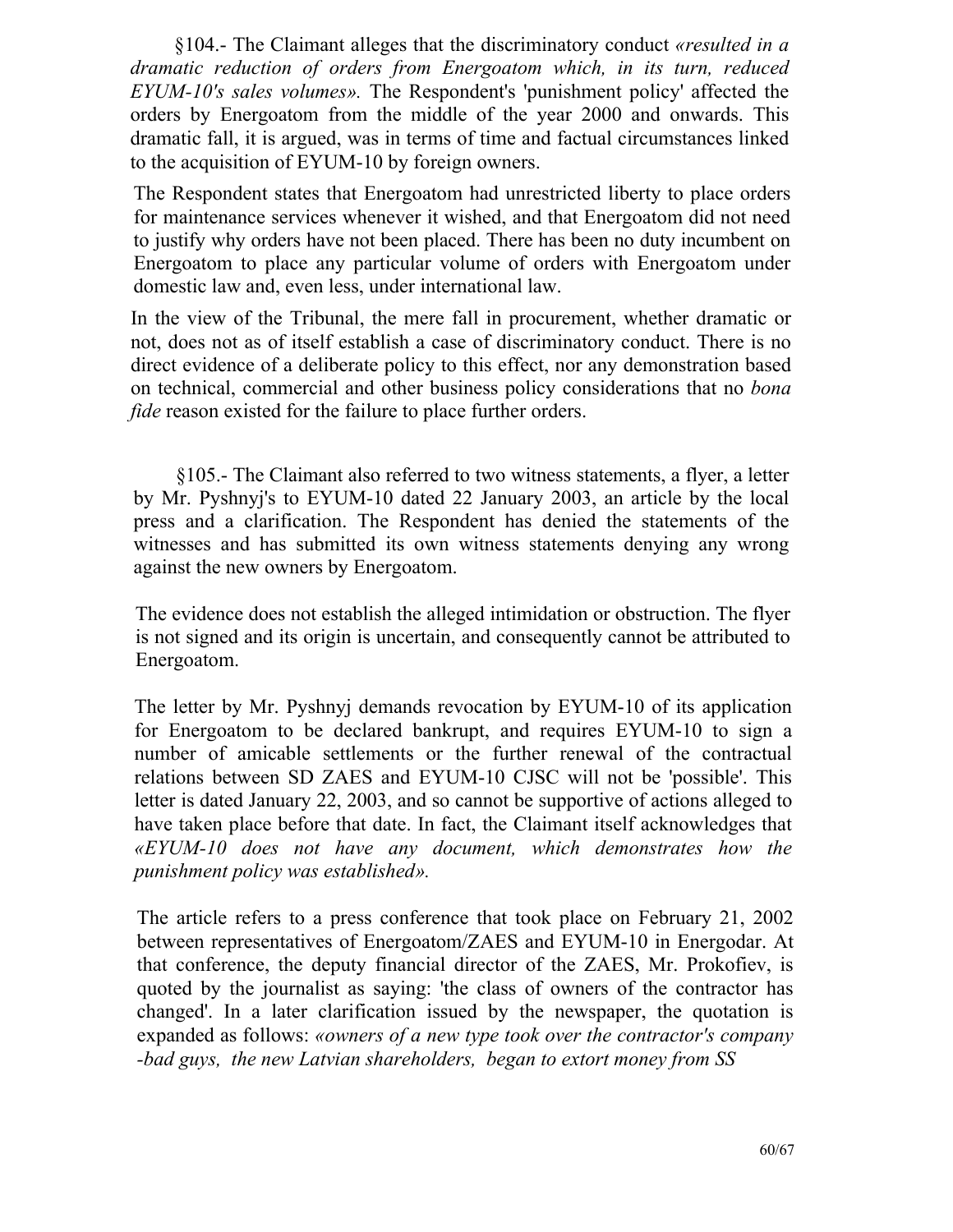§104.- The Claimant alleges that the discriminatory conduct *«resulted in a dramatic reduction of orders from Energoatom which, in its turn, reduced EYUM-10's sales volumes».* The Respondent's 'punishment policy' affected the orders by Energoatom from the middle of the year 2000 and onwards. This dramatic fall, it is argued, was in terms of time and factual circumstances linked to the acquisition of EYUM-10 by foreign owners.

The Respondent states that Energoatom had unrestricted liberty to place orders for maintenance services whenever it wished, and that Energoatom did not need to justify why orders have not been placed. There has been no duty incumbent on Energoatom to place any particular volume of orders with Energoatom under domestic law and, even less, under international law.

In the view of the Tribunal, the mere fall in procurement, whether dramatic or not, does not as of itself establish a case of discriminatory conduct. There is no direct evidence of a deliberate policy to this effect, nor any demonstration based on technical, commercial and other business policy considerations that no *bona fide* reason existed for the failure to place further orders.

§105.- The Claimant also referred to two witness statements, a flyer, a letter by Mr. Pyshnyj's to EYUM-10 dated 22 January 2003, an article by the local press and a clarification. The Respondent has denied the statements of the witnesses and has submitted its own witness statements denying any wrong against the new owners by Energoatom.

The evidence does not establish the alleged intimidation or obstruction. The flyer is not signed and its origin is uncertain, and consequently cannot be attributed to Energoatom.

The letter by Mr. Pyshnyj demands revocation by EYUM-10 of its application for Energoatom to be declared bankrupt, and requires EYUM-10 to sign a number of amicable settlements or the further renewal of the contractual relations between SD ZAES and EYUM-10 CJSC will not be 'possible'. This letter is dated January 22, 2003, and so cannot be supportive of actions alleged to have taken place before that date. In fact, the Claimant itself acknowledges that *«EYUM-10 does not have any document, which demonstrates how the punishment policy was established».*

The article refers to a press conference that took place on February 21, 2002 between representatives of Energoatom/ZAES and EYUM-10 in Energodar. At that conference, the deputy financial director of the ZAES, Mr. Prokofiev, is quoted by the journalist as saying: 'the class of owners of the contractor has changed'. In a later clarification issued by the newspaper, the quotation is expanded as follows: *«owners of a new type took over the contractor's company -bad guys, the new Latvian shareholders, began to extort money from SS*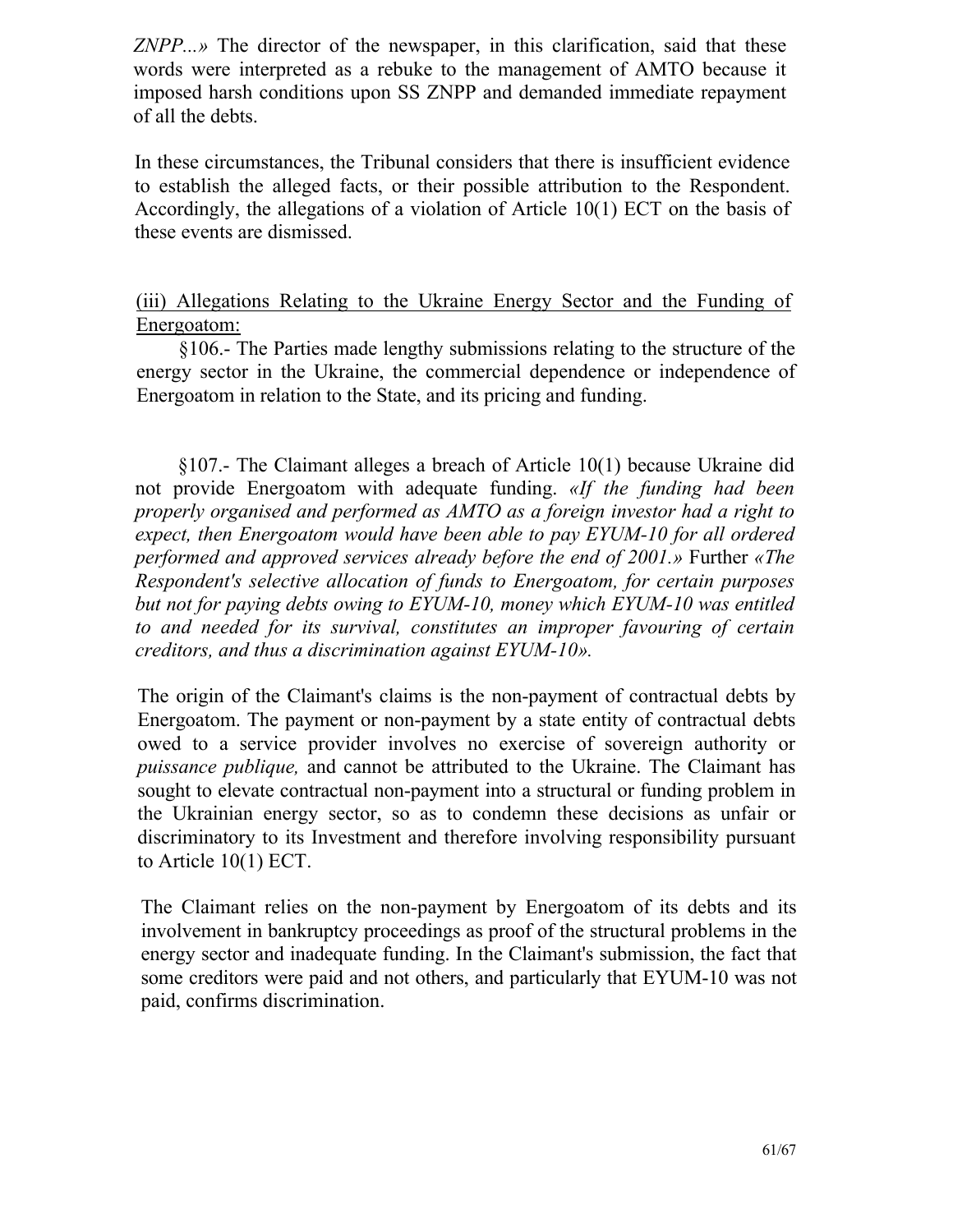*ZNPP...»* The director of the newspaper, in this clarification, said that these words were interpreted as a rebuke to the management of AMTO because it imposed harsh conditions upon SS ZNPP and demanded immediate repayment of all the debts.

In these circumstances, the Tribunal considers that there is insufficient evidence to establish the alleged facts, or their possible attribution to the Respondent. Accordingly, the allegations of a violation of Article 10(1) ECT on the basis of these events are dismissed.

<u>(iii) Allegations Relating to the Ukraine Energy Sector and the Funding of Energoatom:</u>

§106.- The Parties made lengthy submissions relating to the structure of the energy sector in the Ukraine, the commercial dependence or independence of Energoatom in relation to the State, and its pricing and funding.

§107.- The Claimant alleges a breach of Article 10(1) because Ukraine did not provide Energoatom with adequate funding. *«If the funding had been properly organised and performed as AMTO as a foreign investor had a right to expect, then Energoatom would have been able to pay EYUM-10 for all ordered performed and approved services already before the end of 2001.»* Further *«The Respondent's selective allocation of funds to Energoatom, for certain purposes but not for paying debts owing to EYUM-10, money which EYUM-10 was entitled to and needed for its survival, constitutes an improper favouring of certain creditors, and thus a discrimination against EYUM-10».*

The origin of the Claimant's claims is the non-payment of contractual debts by Energoatom. The payment or non-payment by a state entity of contractual debts owed to a service provider involves no exercise of sovereign authority or *puissance publique,* and cannot be attributed to the Ukraine. The Claimant has sought to elevate contractual non-payment into a structural or funding problem in the Ukrainian energy sector, so as to condemn these decisions as unfair or discriminatory to its Investment and therefore involving responsibility pursuant to Article 10(1) ECT.

The Claimant relies on the non-payment by Energoatom of its debts and its involvement in bankruptcy proceedings as proof of the structural problems in the energy sector and inadequate funding. In the Claimant's submission, the fact that some creditors were paid and not others, and particularly that EYUM-10 was not paid, confirms discrimination.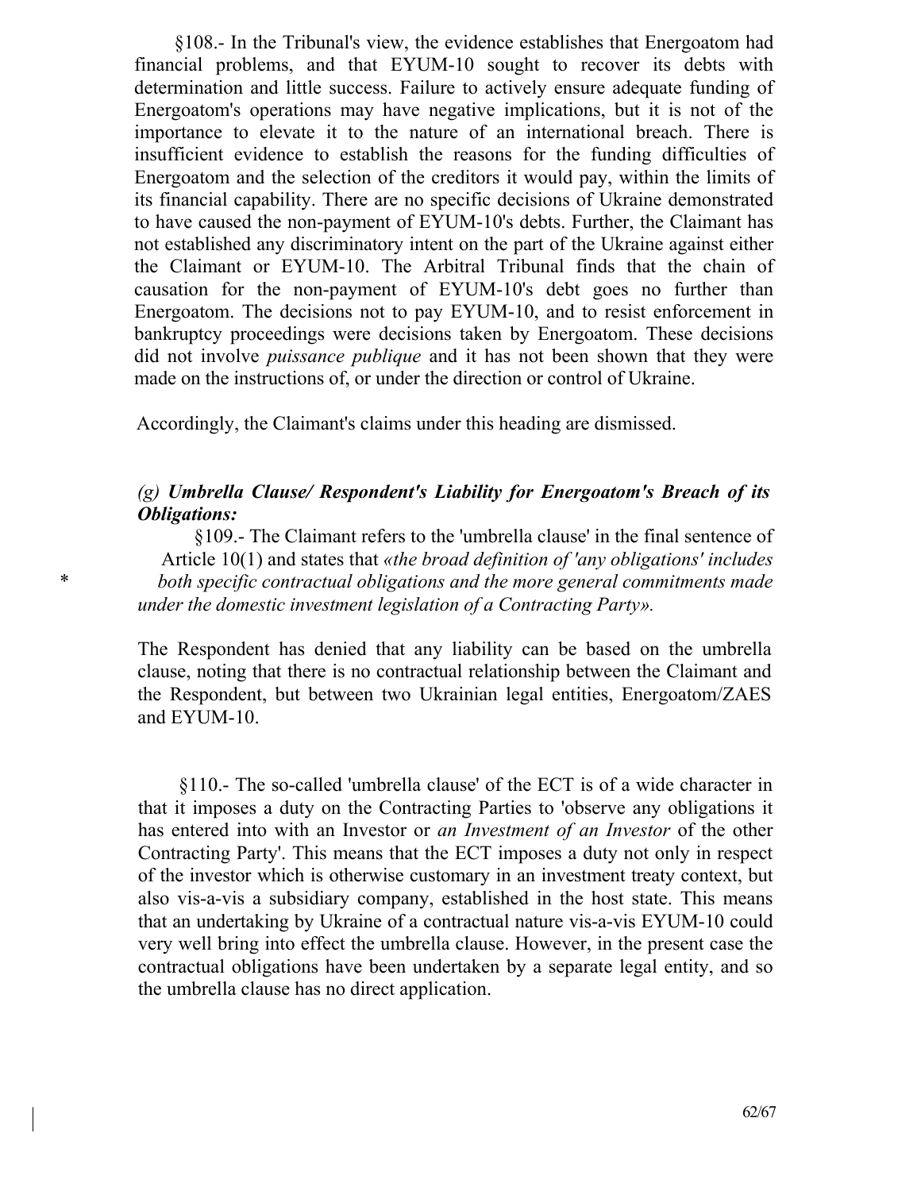§108.- In the Tribunal's view, the evidence establishes that Energoatom had financial problems, and that EYUM-10 sought to recover its debts with determination and little success. Failure to actively ensure adequate funding of Energoatom's operations may have negative implications, but it is not of the importance to elevate it to the nature of an international breach. There is insufficient evidence to establish the reasons for the funding difficulties of Energoatom and the selection of the creditors it would pay, within the limits of its financial capability. There are no specific decisions of Ukraine demonstrated to have caused the non-payment of EYUM-10's debts. Further, the Claimant has not established any discriminatory intent on the part of the Ukraine against either the Claimant or EYUM-10. The Arbitral Tribunal finds that the chain of causation for the non-payment of EYUM-10's debt goes no further than Energoatom. The decisions not to pay EYUM-10, and to resist enforcement in bankruptcy proceedings were decisions taken by Energoatom. These decisions did not involve *puissance publique* and it has not been shown that they were made on the instructions of, or under the direction or control of Ukraine.

Accordingly, the Claimant's claims under this heading are dismissed.

### *(g) Umbrella Clause/ Respondent's Liability for Energoatom's Breach of its Obligations:*

§109.- The Claimant refers to the 'umbrella clause' in the final sentence of Article 10(1) and states that *«the broad definition of 'any obligations' includes both specific contractual obligations and the more general commitments made under the domestic investment legislation of a Contracting Party».*

The Respondent has denied that any liability can be based on the umbrella clause, noting that there is no contractual relationship between the Claimant and the Respondent, but between two Ukrainian legal entities, Energoatom/ZAES and EYUM-10.

§110.- The so-called 'umbrella clause' of the ECT is of a wide character in that it imposes a duty on the Contracting Parties to 'observe any obligations it has entered into with an Investor or *an Investment of an Investor* of the other Contracting Party'. This means that the ECT imposes a duty not only in respect of the investor which is otherwise customary in an investment treaty context, but also vis-a-vis a subsidiary company, established in the host state. This means that an undertaking by Ukraine of a contractual nature vis-a-vis EYUM-10 could very well bring into effect the umbrella clause. However, in the present case the contractual obligations have been undertaken by a separate legal entity, and so the umbrella clause has no direct application.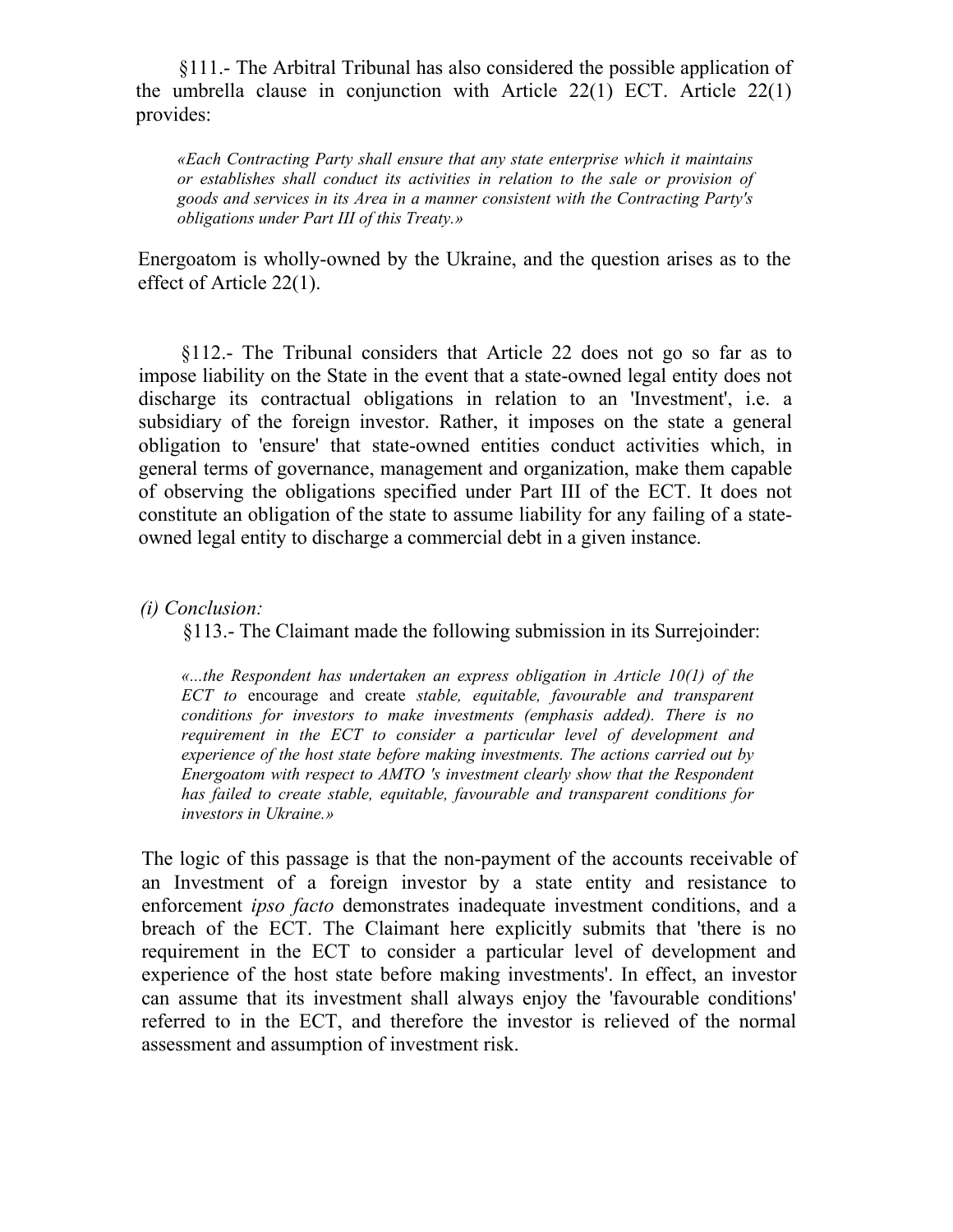§111.- The Arbitral Tribunal has also considered the possible application of the umbrella clause in conjunction with Article 22(1) ECT. Article 22(1) provides:

> *«Each Contracting Party shall ensure that any state enterprise which it maintains or establishes shall conduct its activities in relation to the sale or provision of goods and services in its Area in a manner consistent with the Contracting Party's obligations under Part III of this Treaty.»*

Energoatom is wholly-owned by the Ukraine, and the question arises as to the effect of Article 22(1).

§112.- The Tribunal considers that Article 22 does not go so far as to impose liability on the State in the event that a state-owned legal entity does not discharge its contractual obligations in relation to an 'Investment', i.e. a subsidiary of the foreign investor. Rather, it imposes on the state a general obligation to 'ensure' that state-owned entities conduct activities which, in general terms of governance, management and organization, make them capable of observing the obligations specified under Part III of the ECT. It does not constitute an obligation of the state to assume liability for any failing of a state-owned legal entity to discharge a commercial debt in a given instance.

*(i) Conclusion:*

§113.- The Claimant made the following submission in its Surrejoinder:

> *«...the Respondent has undertaken an express obligation in Article 10(1) of the ECT to* encourage and create *stable, equitable, favourable and transparent conditions for investors to make investments (emphasis added). There is no requirement in the ECT to consider a particular level of development and experience of the host state before making investments. The actions carried out by Energoatom with respect to AMTO 's investment clearly show that the Respondent has failed to create stable, equitable, favourable and transparent conditions for investors in Ukraine.»*

The logic of this passage is that the non-payment of the accounts receivable of an Investment of a foreign investor by a state entity and resistance to enforcement *ipso facto* demonstrates inadequate investment conditions, and a breach of the ECT. The Claimant here explicitly submits that 'there is no requirement in the ECT to consider a particular level of development and experience of the host state before making investments'. In effect, an investor can assume that its investment shall always enjoy the 'favourable conditions' referred to in the ECT, and therefore the investor is relieved of the normal assessment and assumption of investment risk.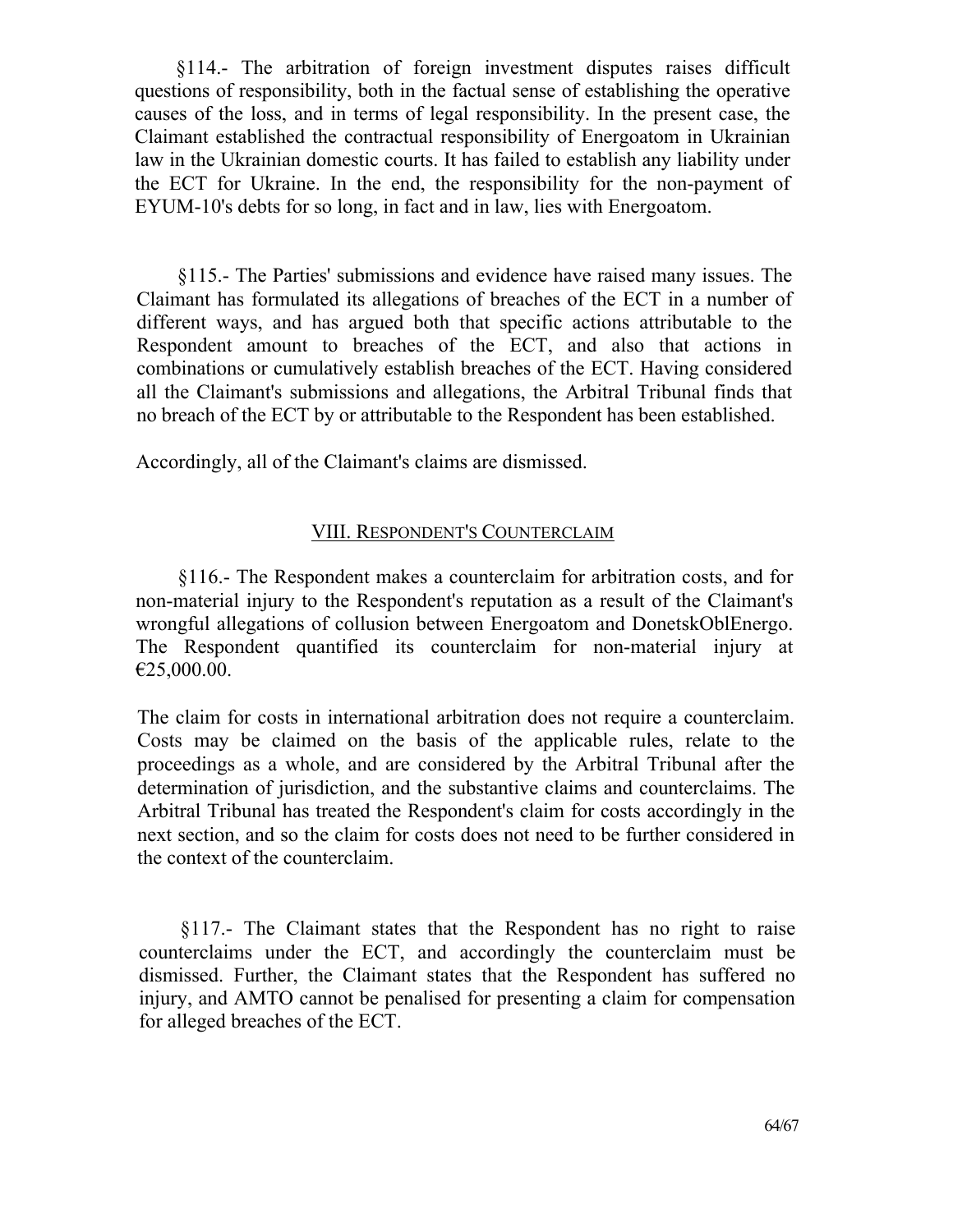§114.- The arbitration of foreign investment disputes raises difficult questions of responsibility, both in the factual sense of establishing the operative causes of the loss, and in terms of legal responsibility. In the present case, the Claimant established the contractual responsibility of Energoatom in Ukrainian law in the Ukrainian domestic courts. It has failed to establish any liability under the ECT for Ukraine. In the end, the responsibility for the non-payment of EYUM-10's debts for so long, in fact and in law, lies with Energoatom.

§115.- The Parties' submissions and evidence have raised many issues. The Claimant has formulated its allegations of breaches of the ECT in a number of different ways, and has argued both that specific actions attributable to the Respondent amount to breaches of the ECT, and also that actions in combinations or cumulatively establish breaches of the ECT. Having considered all the Claimant's submissions and allegations, the Arbitral Tribunal finds that no breach of the ECT by or attributable to the Respondent has been established.

Accordingly, all of the Claimant's claims are dismissed.

## VIII. RESPONDENT'S COUNTERCLAIM

§116.- The Respondent makes a counterclaim for arbitration costs, and for non-material injury to the Respondent's reputation as a result of the Claimant's wrongful allegations of collusion between Energoatom and DonetskOblEnergo. The Respondent quantified its counterclaim for non-material injury at €25,000.00.

The claim for costs in international arbitration does not require a counterclaim. Costs may be claimed on the basis of the applicable rules, relate to the proceedings as a whole, and are considered by the Arbitral Tribunal after the determination of jurisdiction, and the substantive claims and counterclaims. The Arbitral Tribunal has treated the Respondent's claim for costs accordingly in the next section, and so the claim for costs does not need to be further considered in the context of the counterclaim.

§117.- The Claimant states that the Respondent has no right to raise counterclaims under the ECT, and accordingly the counterclaim must be dismissed. Further, the Claimant states that the Respondent has suffered no injury, and AMTO cannot be penalised for presenting a claim for compensation for alleged breaches of the ECT.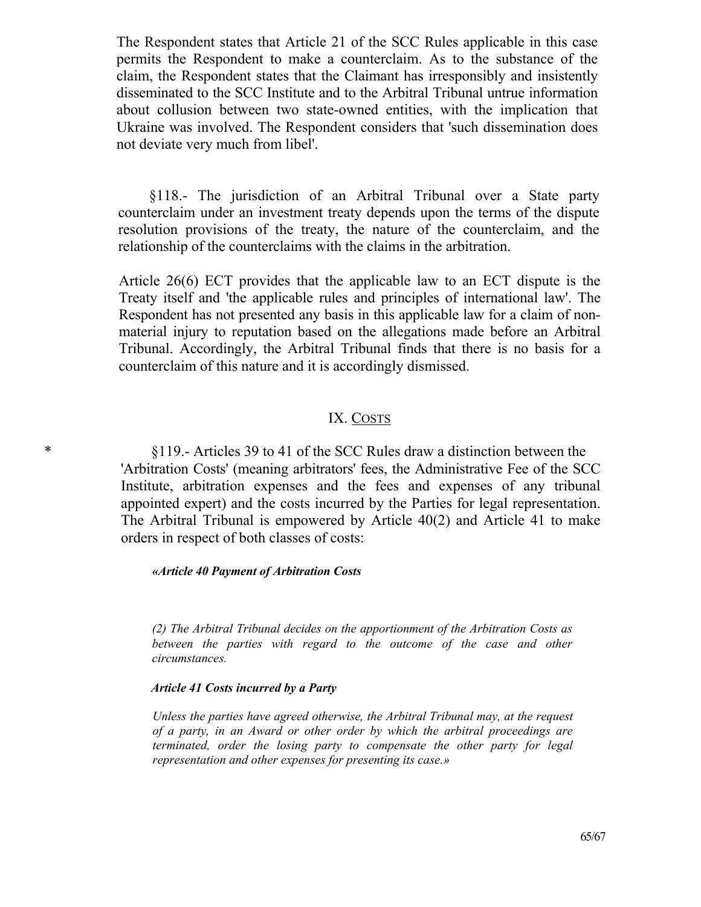The Respondent states that Article 21 of the SCC Rules applicable in this case permits the Respondent to make a counterclaim. As to the substance of the claim, the Respondent states that the Claimant has irresponsibly and insistently disseminated to the SCC Institute and to the Arbitral Tribunal untrue information about collusion between two state-owned entities, with the implication that Ukraine was involved. The Respondent considers that 'such dissemination does not deviate very much from libel'.

§118.- The jurisdiction of an Arbitral Tribunal over a State party counterclaim under an investment treaty depends upon the terms of the dispute resolution provisions of the treaty, the nature of the counterclaim, and the relationship of the counterclaims with the claims in the arbitration.

Article 26(6) ECT provides that the applicable law to an ECT dispute is the Treaty itself and 'the applicable rules and principles of international law'. The Respondent has not presented any basis in this applicable law for a claim of non-material injury to reputation based on the allegations made before an Arbitral Tribunal. Accordingly, the Arbitral Tribunal finds that there is no basis for a counterclaim of this nature and it is accordingly dismissed.

## IX. COSTS

* §119.- Articles 39 to 41 of the SCC Rules draw a distinction between the 'Arbitration Costs' (meaning arbitrators' fees, the Administrative Fee of the SCC Institute, arbitration expenses and the fees and expenses of any tribunal appointed expert) and the costs incurred by the Parties for legal representation. The Arbitral Tribunal is empowered by Article 40(2) and Article 41 to make orders in respect of both classes of costs:

***«Article 40 Payment of Arbitration Costs***

*(2) The Arbitral Tribunal decides on the apportionment of the Arbitration Costs as between the parties with regard to the outcome of the case and other circumstances.*

***Article 41 Costs incurred by a Party***

*Unless the parties have agreed otherwise, the Arbitral Tribunal may, at the request of a party, in an Award or other order by which the arbitral proceedings are terminated, order the losing party to compensate the other party for legal representation and other expenses for presenting its case.»*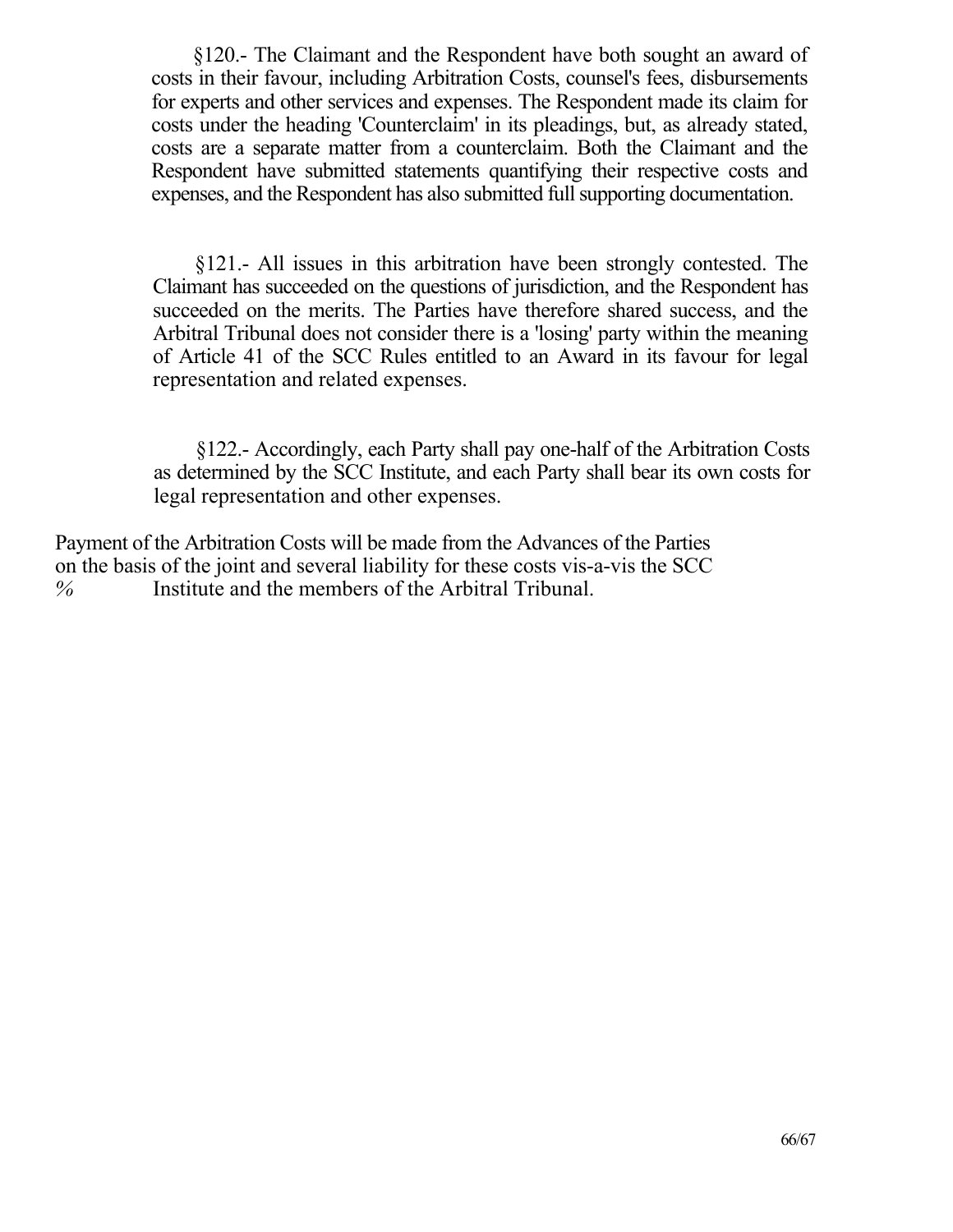§120.- The Claimant and the Respondent have both sought an award of costs in their favour, including Arbitration Costs, counsel's fees, disbursements for experts and other services and expenses. The Respondent made its claim for costs under the heading 'Counterclaim' in its pleadings, but, as already stated, costs are a separate matter from a counterclaim. Both the Claimant and the Respondent have submitted statements quantifying their respective costs and expenses, and the Respondent has also submitted full supporting documentation.

§121.- All issues in this arbitration have been strongly contested. The Claimant has succeeded on the questions of jurisdiction, and the Respondent has succeeded on the merits. The Parties have therefore shared success, and the Arbitral Tribunal does not consider there is a 'losing' party within the meaning of Article 41 of the SCC Rules entitled to an Award in its favour for legal representation and related expenses.

§122.- Accordingly, each Party shall pay one-half of the Arbitration Costs as determined by the SCC Institute, and each Party shall bear its own costs for legal representation and other expenses.

Payment of the Arbitration Costs will be made from the Advances of the Parties on the basis of the joint and several liability for these costs vis-a-vis the SCC % Institute and the members of the Arbitral Tribunal.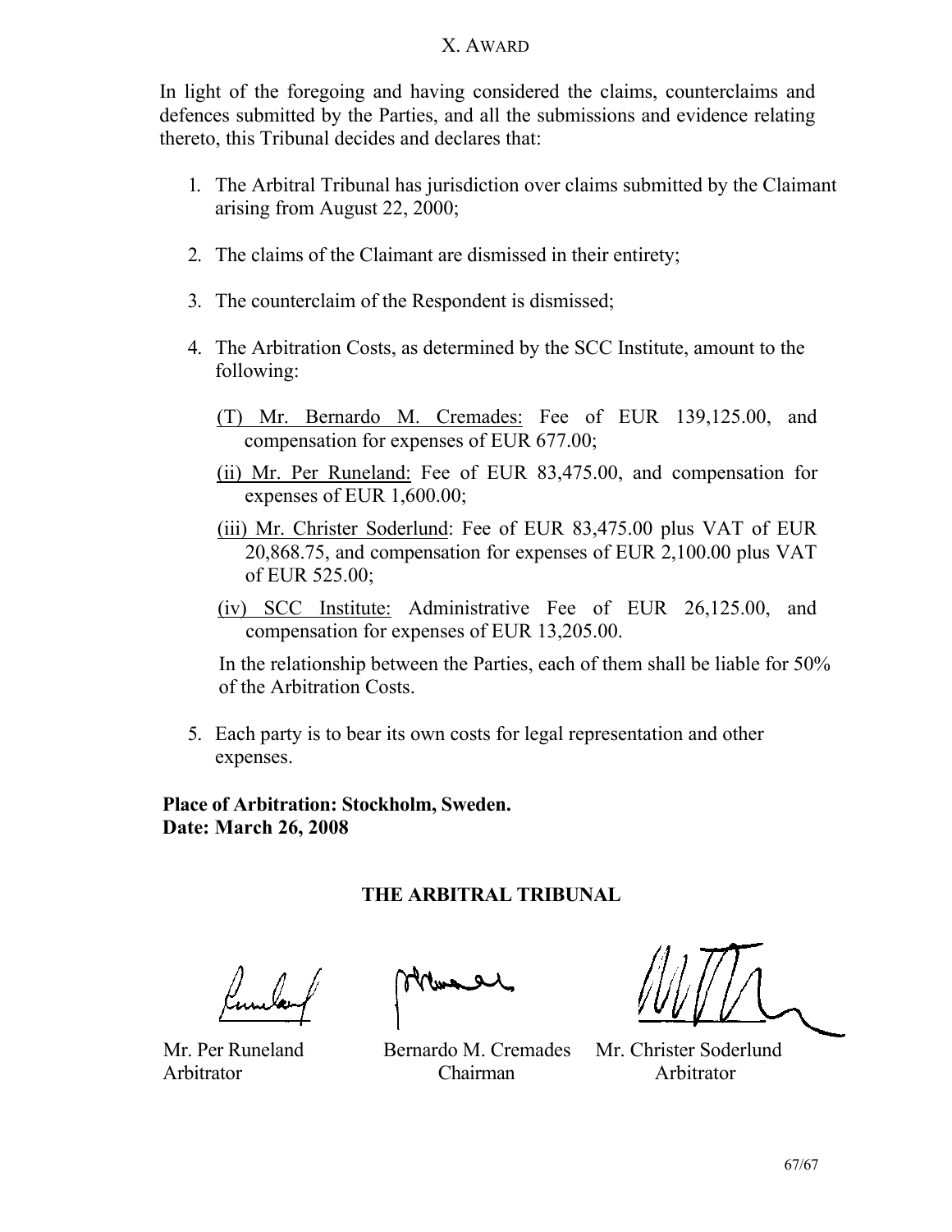# X. AWARD

In light of the foregoing and having considered the claims, counterclaims and defences submitted by the Parties, and all the submissions and evidence relating thereto, this Tribunal decides and declares that:

1. The Arbitral Tribunal has jurisdiction over claims submitted by the Claimant arising from August 22, 2000;

2. The claims of the Claimant are dismissed in their entirety;

3. The counterclaim of the Respondent is dismissed;

4. The Arbitration Costs, as determined by the SCC Institute, amount to the following:

   (T) Mr. Bernardo M. Cremades: Fee of EUR 139,125.00, and compensation for expenses of EUR 677.00;

   (ii) Mr. Per Runeland: Fee of EUR 83,475.00, and compensation for expenses of EUR 1,600.00;

   (iii) Mr. Christer Soderlund: Fee of EUR 83,475.00 plus VAT of EUR 20,868.75, and compensation for expenses of EUR 2,100.00 plus VAT of EUR 525.00;

   (iv) SCC Institute: Administrative Fee of EUR 26,125.00, and compensation for expenses of EUR 13,205.00.

   In the relationship between the Parties, each of them shall be liable for 50% of the Arbitration Costs.

5. Each party is to bear its own costs for legal representation and other expenses.

**Place of Arbitration: Stockholm, Sweden.**
**Date: March 26, 2008**

**THE ARBITRAL TRIBUNAL**

| | | |
|---|---|---|
| Mr. Per Runeland | Bernardo M. Cremades | Mr. Christer Soderlund |
| Arbitrator | Chairman | Arbitrator |